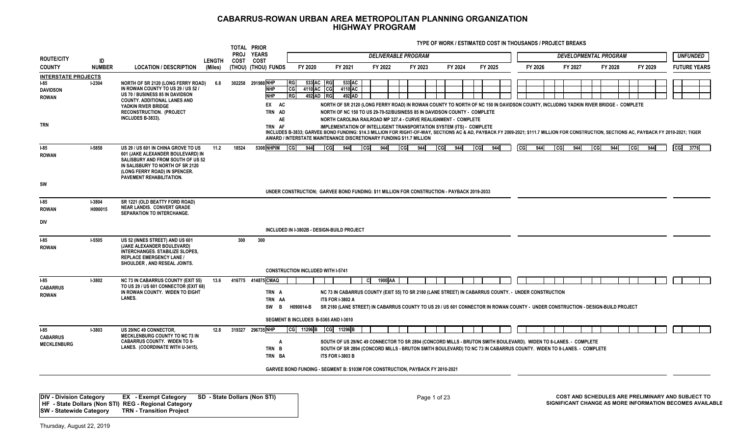# CABARRUS-ROWAN URBAN AREA METROPOLITAN PLANNING ORGANIZATION
## HIGHWAY PROGRAM

TYPE OF WORK / ESTIMATED COST IN THOUSANDS / PROJECT BREAKS

| ROUTE/CITY COUNTY | ID NUMBER | LOCATION / DESCRIPTION | LENGTH (Miles) | TOTAL PROJ COST (THOU) | PRIOR YEARS COST (THOU) | FUNDS | DELIVERABLE PROGRAM FY 2020 | FY 2021 | FY 2022 | FY 2023 | FY 2024 | FY 2025 | DEVELOPMENTAL PROGRAM FY 2026 | FY 2027 | FY 2028 | FY 2029 | UNFUNDED FUTURE YEARS |
|---|---|---|---|---|---|---|---|---|---|---|---|---|---|---|---|---|---|
| **INTERSTATE PROJECTS** | | | | | | | | | | | | | | | | | |
| I-85 DAVIDSON ROWAN TRN | I-2304 | NORTH OF SR 2120 (LONG FERRY ROAD) IN ROWAN COUNTY TO US 29 / US 52 / US 70 / BUSINESS 85 IN DAVIDSON COUNTY. ADDITIONAL LANES AND YADKIN RIVER BRIDGE RECONSTRUCTION. (PROJECT INCLUDES B-3833). | 6.8 | 302258 | 291988 | NHP | RG 533 AC | RG 533 AC | | | | | | | | | |
| | | | | | | NHP | CG 4110 AC | CG 4110 AC | | | | | | | | | |
| | | | | | | NHP | RG 492 AD | RG 492 AD | | | | | | | | | |

EX AC — NORTH OF SR 2120 (LONG FERRY ROAD) IN ROWAN COUNTY TO NORTH OF NC 150 IN DAVIDSON COUNTY, INCLUDING YADKIN RIVER BRIDGE - COMPLETE
TRN AD — NORTH OF NC 150 TO US 29-70-52/BUSINESS 85 IN DAVIDSON COUNTY - COMPLETE
AE — NORTH CAROLINA RAILROAD MP 327.4 - CURVE REALIGNMENT - COMPLETE
TRN AF — IMPLEMENTATION OF INTELLIGENT TRANSPORTATION SYSTEM (ITS) - COMPLETE

INCLUDES B-3833; GARVEE BOND FUNDING: $14.3 MILLION FOR RIGHT-OF-WAY, SECTIONS AC & AD, PAYBACK FY 2009-2021; $111.7 MILLION FOR CONSTRUCTION, SECTIONS AC, PAYBACK FY 2010-2021; TIGER AWARD / INTERSTATE MAINTENANCE DISCRETIONARY FUNDING $11.7 MILLION

| ROUTE/CITY COUNTY | ID NUMBER | LOCATION / DESCRIPTION | LENGTH (Miles) | TOTAL PROJ COST (THOU) | PRIOR YEARS COST (THOU) | FUNDS | FY 2020 | FY 2021 | FY 2022 | FY 2023 | FY 2024 | FY 2025 | FY 2026 | FY 2027 | FY 2028 | FY 2029 | FUTURE YEARS |
|---|---|---|---|---|---|---|---|---|---|---|---|---|---|---|---|---|---|
| I-85 ROWAN SW | I-5858 | US 29 / US 601 IN CHINA GROVE TO US 601 (JAKE ALEXANDER BOULEVARD) IN SALISBURY AND FROM SOUTH OF US 52 IN SALISBURY TO NORTH OF SR 2120 (LONG FERRY ROAD) IN SPENCER. PAVEMENT REHABILITATION. | 11.2 | 18524 | 5308 | NHPIM | CG 944 | CG 944 | CG 944 | CG 944 | CG 944 | CG 944 | CG 944 | CG 944 | CG 944 | CG 944 | CG 3776 |

UNDER CONSTRUCTION; GARVEE BOND FUNDING: $11 MILLION FOR CONSTRUCTION - PAYBACK 2019-2033

| ROUTE/CITY COUNTY | ID NUMBER | LOCATION / DESCRIPTION | LENGTH (Miles) | TOTAL PROJ COST (THOU) | PRIOR YEARS COST (THOU) | FUNDS |
|---|---|---|---|---|---|---|
| I-85 ROWAN DIV | I-3804 H090015 | SR 1221 (OLD BEATTY FORD ROAD) NEAR LANDIS. CONVERT GRADE SEPARATION TO INTERCHANGE. | | | | |

INCLUDED IN I-3802B - DESIGN-BUILD PROJECT

| ROUTE/CITY COUNTY | ID NUMBER | LOCATION / DESCRIPTION | LENGTH (Miles) | TOTAL PROJ COST (THOU) | PRIOR YEARS COST (THOU) | FUNDS |
|---|---|---|---|---|---|---|
| I-85 ROWAN | I-5505 | US 52 (INNES STREET) AND US 601 (JAKE ALEXANDER BOULEVARD) INTERCHANGES. STABILIZE SLOPES, REPLACE EMERGENCY LANE / SHOULDER , AND RESEAL JOINTS. | | 300 | 300 | |

CONSTRUCTION INCLUDED WITH I-5741

| ROUTE/CITY COUNTY | ID NUMBER | LOCATION / DESCRIPTION | LENGTH (Miles) | TOTAL PROJ COST (THOU) | PRIOR YEARS COST (THOU) | FUNDS | FY 2020 | FY 2021 | FY 2022 | FY 2023 | FY 2024 | FY 2025 | FY 2026 | FY 2027 | FY 2028 | FY 2029 | FUTURE YEARS |
|---|---|---|---|---|---|---|---|---|---|---|---|---|---|---|---|---|---|
| I-85 CABARRUS ROWAN | I-3802 | NC 73 IN CABARRUS COUNTY (EXIT 55) TO US 29 / US 601 CONNECTOR (EXIT 68) IN ROWAN COUNTY. WIDEN TO EIGHT LANES. | 13.6 | 416775 | 414875 | CMAQ | | | C 1900 AA | | | | | | | | |

TRN A — NC 73 IN CABARRUS COUNTY (EXIT 55) TO SR 2180 (LANE STREET) IN CABARRUS COUNTY. - UNDER CONSTRUCTION
TRN AA — ITS FOR I-3802 A
SW B H090014-B — SR 2180 (LANE STREET) IN CABARRUS COUNTY TO US 29 / US 601 CONNECTOR IN ROWAN COUNTY - UNDER CONSTRUCTION - DESIGN-BUILD PROJECT

SEGMENT B INCLUDES B-5365 AND I-3610

| ROUTE/CITY COUNTY | ID NUMBER | LOCATION / DESCRIPTION | LENGTH (Miles) | TOTAL PROJ COST (THOU) | PRIOR YEARS COST (THOU) | FUNDS | FY 2020 | FY 2021 | FY 2022 | FY 2023 | FY 2024 | FY 2025 | FY 2026 | FY 2027 | FY 2028 | FY 2029 | FUTURE YEARS |
|---|---|---|---|---|---|---|---|---|---|---|---|---|---|---|---|---|---|
| I-85 CABARRUS MECKLENBURG | I-3803 | US 29/NC 49 CONNECTOR, MECKLENBURG COUNTY TO NC 73 IN CABARRUS COUNTY. WIDEN TO 8-LANES. (COORDINATE WITH U-3415). | 12.8 | 319327 | 296735 | NHP | CG 11296 B | CG 11296 B | | | | | | | | | |

A — SOUTH OF US 29/NC 49 CONNECTOR TO SR 2894 (CONCORD MILLS - BRUTON SMITH BOULEVARD). WIDEN TO 8-LANES. - COMPLETE
TRN B — SOUTH OF SR 2894 (CONCORD MILLS - BRUTON SMITH BOULEVARD) TO NC 73 IN CABARRUS COUNTY. WIDEN TO 8-LANES. - COMPLETE
TRN BA — ITS FOR I-3803 B

GARVEE BOND FUNDING - SEGMENT B: $103M FOR CONSTRUCTION, PAYBACK FY 2010-2021

---

DIV - Division Category | EX - Exempt Category | SD - State Dollars (Non STI)
HF - State Dollars (Non STI) | REG - Regional Category
SW - Statewide Category | TRN - Transition Project

COST AND SCHEDULES ARE PRELIMINARY AND SUBJECT TO SIGNIFICANT CHANGE AS MORE INFORMATION BECOMES AVAILABLE

Thursday, August 22, 2019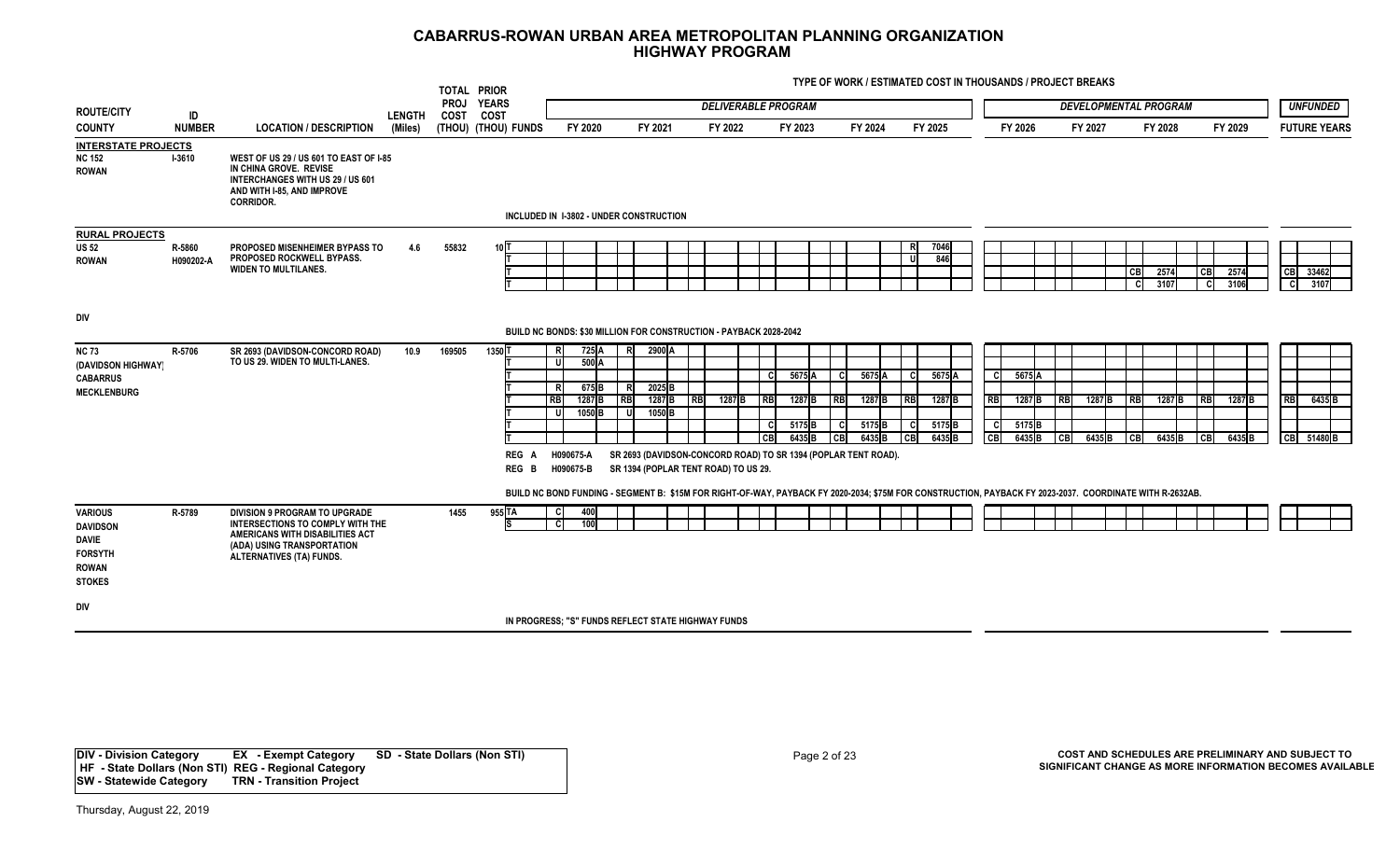# CABARRUS-ROWAN URBAN AREA METROPOLITAN PLANNING ORGANIZATION
## HIGHWAY PROGRAM

TYPE OF WORK / ESTIMATED COST IN THOUSANDS / PROJECT BREAKS

| ROUTE/CITY COUNTY | ID NUMBER | LOCATION / DESCRIPTION | LENGTH (Miles) | TOTAL PROJ COST (THOU) | PRIOR YEARS COST (THOU) | FUNDS | FY 2020 | FY 2021 | FY 2022 | FY 2023 | FY 2024 | FY 2025 | FY 2026 | FY 2027 | FY 2028 | FY 2029 | FUTURE YEARS |
|---|---|---|---|---|---|---|---|---|---|---|---|---|---|---|---|---|---|
| | | | | | | | *DELIVERABLE PROGRAM* | | | | | | *DEVELOPMENTAL PROGRAM* | | | | *UNFUNDED* |
| **INTERSTATE PROJECTS** | | | | | | | | | | | | | | | | | |
| NC 152 ROWAN | I-3610 | WEST OF US 29 / US 601 TO EAST OF I-85 IN CHINA GROVE. REVISE INTERCHANGES WITH US 29 / US 601 AND WITH I-85, AND IMPROVE CORRIDOR. | | | | | | | | | | | | | | | |
| | | INCLUDED IN I-3802 - UNDER CONSTRUCTION | | | | | | | | | | | | | | | |
| **RURAL PROJECTS** | | | | | | | | | | | | | | | | | |
| US 52 ROWAN | R-5860 H090202-A | PROPOSED MISENHEIMER BYPASS TO PROPOSED ROCKWELL BYPASS. WIDEN TO MULTILANES. | 4.6 | 55832 | 10 | T | | | | | | R 7046 | | | | | |
| | | | | | | T | | | | | | U 846 | | | | | |
| | | | | | | T | | | | | | | | | CB 2574 | CB 2574 | CB 33462 |
| | | | | | | T | | | | | | | | | C 3107 | C 3106 | C 3107 |
| DIV | | BUILD NC BONDS: $30 MILLION FOR CONSTRUCTION - PAYBACK 2028-2042 | | | | | | | | | | | | | | | |
| NC 73 (DAVIDSON HIGHWAY) CABARRUS MECKLENBURG | R-5706 | SR 2693 (DAVIDSON-CONCORD ROAD) TO US 29. WIDEN TO MULTI-LANES. | 10.9 | 169505 | 1350 | T | R 725 A | R 2900 A | | | | | | | | | |
| | | | | | | T | U 500 A | | | | | | | | | | |
| | | | | | | T | | | | C 5675 A | C 5675 A | C 5675 A | C 5675 A | | | | |
| | | | | | | T | R 675 B | R 2025 B | | | | | | | | | |
| | | | | | | T | RB 1287 B | RB 1287 B | RB 1287 B | RB 1287 B | RB 1287 B | RB 1287 B | RB 1287 B | RB 1287 B | RB 1287 B | RB 1287 B | RB 6435 B |
| | | | | | | T | U 1050 B | U 1050 B | | | | | | | | | |
| | | | | | | T | | | | C 5175 B | C 5175 B | C 5175 B | C 5175 B | | | | |
| | | | | | | T | | | | CB 6435 B | CB 6435 B | CB 6435 B | CB 6435 B | CB 6435 B | CB 6435 B | CB 6435 B | CB 51480 B |
| | | REG A H090675-A SR 2693 (DAVIDSON-CONCORD ROAD) TO SR 1394 (POPLAR TENT ROAD). | | | | | | | | | | | | | | | |
| | | REG B H090675-B SR 1394 (POPLAR TENT ROAD) TO US 29. | | | | | | | | | | | | | | | |
| | | BUILD NC BOND FUNDING - SEGMENT B: $15M FOR RIGHT-OF-WAY, PAYBACK FY 2020-2034; $75M FOR CONSTRUCTION, PAYBACK FY 2023-2037. COORDINATE WITH R-2632AB. | | | | | | | | | | | | | | | |
| VARIOUS DAVIDSON DAVIE FORSYTH ROWAN STOKES | R-5789 | DIVISION 9 PROGRAM TO UPGRADE INTERSECTIONS TO COMPLY WITH THE AMERICANS WITH DISABILITIES ACT (ADA) USING TRANSPORTATION ALTERNATIVES (TA) FUNDS. | | 1455 | 955 | TA | C 400 | | | | | | | | | | |
| | | | | | | S | C 100 | | | | | | | | | | |
| DIV | | IN PROGRESS; "S" FUNDS REFLECT STATE HIGHWAY FUNDS | | | | | | | | | | | | | | | |

DIV - Division Category  EX - Exempt Category  SD - State Dollars (Non STI)
HF - State Dollars (Non STI)  REG - Regional Category
SW - Statewide Category  TRN - Transition Project

COST AND SCHEDULES ARE PRELIMINARY AND SUBJECT TO SIGNIFICANT CHANGE AS MORE INFORMATION BECOMES AVAILABLE

Thursday, August 22, 2019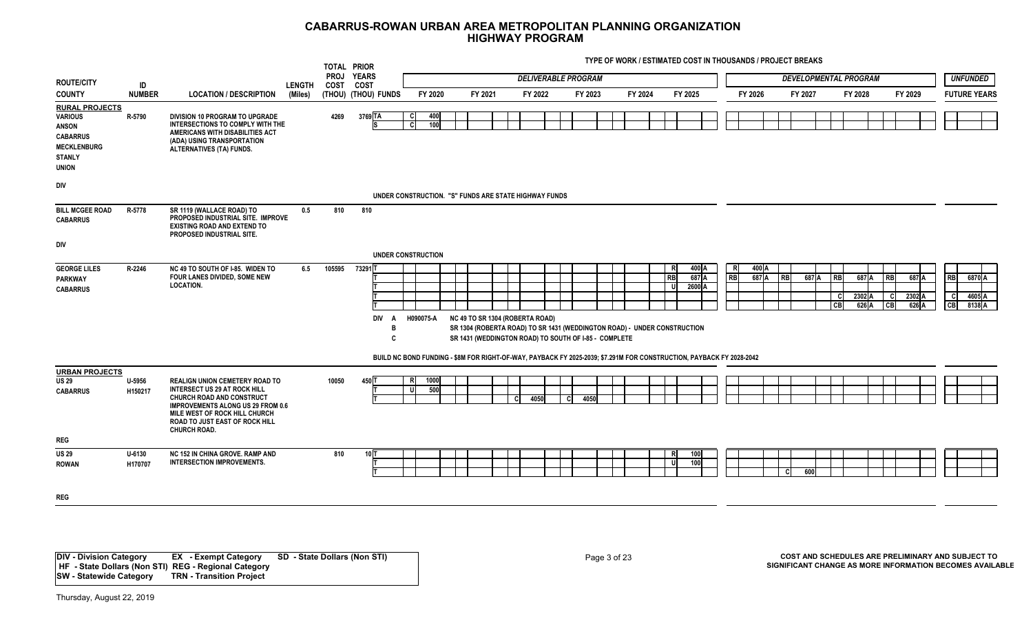# CABARRUS-ROWAN URBAN AREA METROPOLITAN PLANNING ORGANIZATION
## HIGHWAY PROGRAM

TYPE OF WORK / ESTIMATED COST IN THOUSANDS / PROJECT BREAKS

| ROUTE/CITY COUNTY | ID NUMBER | LOCATION / DESCRIPTION | LENGTH (Miles) | TOTAL PROJ COST (THOU) | PRIOR YEARS COST (THOU) | FUNDS | FY 2020 | FY 2021 | FY 2022 | FY 2023 | FY 2024 | FY 2025 | FY 2026 | FY 2027 | FY 2028 | FY 2029 | FUTURE YEARS |
|---|---|---|---|---|---|---|---|---|---|---|---|---|---|---|---|---|---|
| | | | | | | | *DELIVERABLE PROGRAM* | | | | | | *DEVELOPMENTAL PROGRAM* | | | | *UNFUNDED* |
| **RURAL PROJECTS** | | | | | | | | | | | | | | | | | |
| VARIOUS ANSON CABARRUS MECKLENBURG STANLY UNION | R-5790 | DIVISION 10 PROGRAM TO UPGRADE INTERSECTIONS TO COMPLY WITH THE AMERICANS WITH DISABILITIES ACT (ADA) USING TRANSPORTATION ALTERNATIVES (TA) FUNDS. | | 4269 | 3769 | TA | C 400 | | | | | | | | | | |
| | | | | | | S | C 100 | | | | | | | | | | |
| DIV | | UNDER CONSTRUCTION. "S" FUNDS ARE STATE HIGHWAY FUNDS | | | | | | | | | | | | | | | |
| BILL MCGEE ROAD CABARRUS | R-5778 | SR 1119 (WALLACE ROAD) TO PROPOSED INDUSTRIAL SITE. IMPROVE EXISTING ROAD AND EXTEND TO PROPOSED INDUSTRIAL SITE. | 0.5 | 810 | 810 | | | | | | | | | | | | |
| DIV | | UNDER CONSTRUCTION | | | | | | | | | | | | | | | |
| GEORGE LILES PARKWAY CABARRUS | R-2246 | NC 49 TO SOUTH OF I-85. WIDEN TO FOUR LANES DIVIDED, SOME NEW LOCATION. | 6.5 | 105595 | 73291 | T | | | | | | R 400 A | R 400 A | | | | |
| | | | | | | T | | | | | | RB 687 A | RB 687 A | RB 687 A | RB 687 A | RB 687 A | RB 6870 A |
| | | | | | | T | | | | | | U 2600 A | | | | | |
| | | | | | | T | | | | | | | | | C 2302 A | C 2302 A | C 4605 A |
| | | | | | | T | | | | | | | | | CB 626 A | CB 626 A | CB 8138 A |
| DIV | | A H090075-A NC 49 TO SR 1304 (ROBERTA ROAD)<br>B SR 1304 (ROBERTA ROAD) TO SR 1431 (WEDDINGTON ROAD) - UNDER CONSTRUCTION<br>C SR 1431 (WEDDINGTON ROAD) TO SOUTH OF I-85 - COMPLETE<br><br>BUILD NC BOND FUNDING - $8M FOR RIGHT-OF-WAY, PAYBACK FY 2025-2039; $7.291M FOR CONSTRUCTION, PAYBACK FY 2028-2042 | | | | | | | | | | | | | | | |
| **URBAN PROJECTS** | | | | | | | | | | | | | | | | | |
| US 29 CABARRUS | U-5956 H150217 | REALIGN UNION CEMETERY ROAD TO INTERSECT US 29 AT ROCK HILL CHURCH ROAD AND CONSTRUCT IMPROVEMENTS ALONG US 29 FROM 0.6 MILE WEST OF ROCK HILL CHURCH ROAD TO JUST EAST OF ROCK HILL CHURCH ROAD. | | 10050 | 450 | T | R 1000 | | | | | | | | | | |
| | | | | | | T | U 500 | | | | | | | | | | |
| | | | | | | T | | | C 4050 | C 4050 | | | | | | | |
| REG | | | | | | | | | | | | | | | | | |
| US 29 ROWAN | U-6130 H170707 | NC 152 IN CHINA GROVE. RAMP AND INTERSECTION IMPROVEMENTS. | | 810 | 10 | T | | | | | | R 100 | | | | | |
| | | | | | | T | | | | | | U 100 | | | | | |
| | | | | | | T | | | | | | | | C 600 | | | |
| REG | | | | | | | | | | | | | | | | | |

| | | |
|---|---|---|
| **DIV - Division Category** | **EX - Exempt Category** | **SD - State Dollars (Non STI)** |
| **HF - State Dollars (Non STI)** | **REG - Regional Category** | |
| **SW - Statewide Category** | **TRN - Transition Project** | |

**COST AND SCHEDULES ARE PRELIMINARY AND SUBJECT TO SIGNIFICANT CHANGE AS MORE INFORMATION BECOMES AVAILABLE**

Thursday, August 22, 2019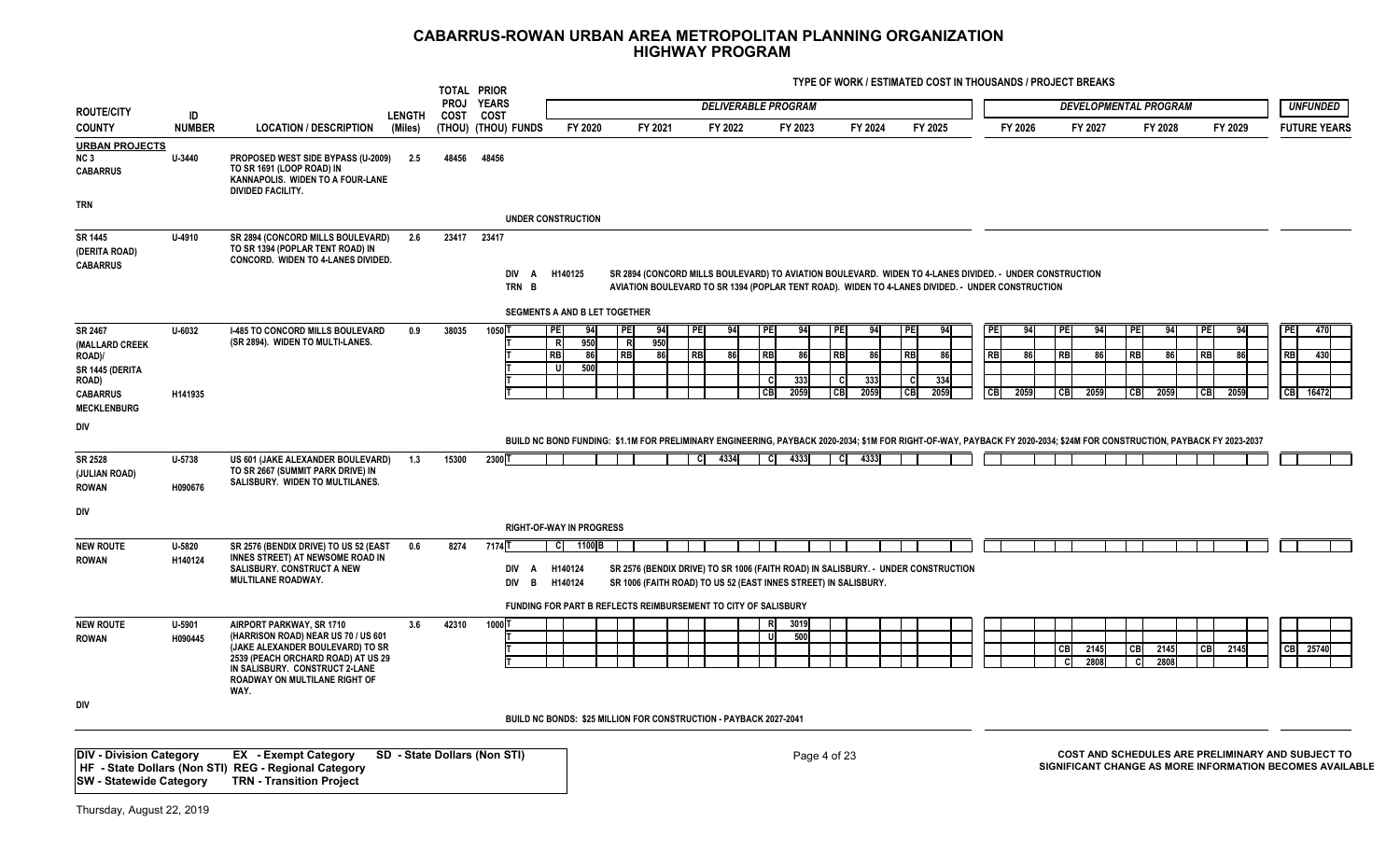# CABARRUS-ROWAN URBAN AREA METROPOLITAN PLANNING ORGANIZATION
## HIGHWAY PROGRAM

TYPE OF WORK / ESTIMATED COST IN THOUSANDS / PROJECT BREAKS

| ROUTE/CITY COUNTY | ID NUMBER | LOCATION / DESCRIPTION | LENGTH (Miles) | TOTAL PROJ COST (THOU) | PRIOR YEARS COST (THOU) | FUNDS | FY 2020 (Deliverable) | FY 2021 (Deliverable) | FY 2022 (Deliverable) | FY 2023 (Deliverable) | FY 2024 (Deliverable) | FY 2025 (Deliverable) | FY 2026 (Developmental) | FY 2027 (Developmental) | FY 2028 (Developmental) | FY 2029 (Developmental) | UNFUNDED FUTURE YEARS |
|---|---|---|---|---|---|---|---|---|---|---|---|---|---|---|---|---|---|
| **URBAN PROJECTS** | | | | | | | | | | | | | | | | | |
| NC 3 CABARRUS TRN | U-3440 | PROPOSED WEST SIDE BYPASS (U-2009) TO SR 1691 (LOOP ROAD) IN KANNAPOLIS. WIDEN TO A FOUR-LANE DIVIDED FACILITY. | 2.5 | 48456 | 48456 | | | | | | | | | | | | |
| | | UNDER CONSTRUCTION | | | | | | | | | | | | | | | |
| SR 1445 (DERITA ROAD) CABARRUS | U-4910 | SR 2894 (CONCORD MILLS BOULEVARD) TO SR 1394 (POPLAR TENT ROAD) IN CONCORD. WIDEN TO 4-LANES DIVIDED. | 2.6 | 23417 | 23417 | | | | | | | | | | | | |
| | | DIV A H140125 — SR 2894 (CONCORD MILLS BOULEVARD) TO AVIATION BOULEVARD. WIDEN TO 4-LANES DIVIDED. - UNDER CONSTRUCTION | | | | | | | | | | | | | | | |
| | | TRN B — AVIATION BOULEVARD TO SR 1394 (POPLAR TENT ROAD). WIDEN TO 4-LANES DIVIDED. - UNDER CONSTRUCTION | | | | | | | | | | | | | | | |
| | | SEGMENTS A AND B LET TOGETHER | | | | | | | | | | | | | | | |
| SR 2467 (MALLARD CREEK ROAD)/ SR 1445 (DERITA ROAD) CABARRUS MECKLENBURG DIV | U-6032 H141935 | I-485 TO CONCORD MILLS BOULEVARD (SR 2894). WIDEN TO MULTI-LANES. | 0.9 | 38035 | 1050 | T | PE 94 | PE 94 | PE 94 | PE 94 | PE 94 | PE 94 | PE 94 | PE 94 | PE 94 | PE 94 | PE 470 |
| | | | | | | T | R 950 | R 950 | | | | | | | | | |
| | | | | | | T | RB 86 | RB 86 | RB 86 | RB 86 | RB 86 | RB 86 | RB 86 | RB 86 | RB 86 | RB 86 | RB 430 |
| | | | | | | T | U 500 | | | | | | | | | | |
| | | | | | | T | | | | C 333 | C 333 | C 334 | | | | | |
| | | | | | | T | | | | CB 2059 | CB 2059 | CB 2059 | CB 2059 | CB 2059 | CB 2059 | CB 2059 | CB 16472 |
| | | BUILD NC BOND FUNDING: $1.1M FOR PRELIMINARY ENGINEERING, PAYBACK 2020-2034; $1M FOR RIGHT-OF-WAY, PAYBACK FY 2020-2034; $24M FOR CONSTRUCTION, PAYBACK FY 2023-2037 | | | | | | | | | | | | | | | |
| SR 2528 (JULIAN ROAD) ROWAN DIV | U-5738 H090676 | US 601 (JAKE ALEXANDER BOULEVARD) TO SR 2667 (SUMMIT PARK DRIVE) IN SALISBURY. WIDEN TO MULTILANES. | 1.3 | 15300 | 2300 | T | | | C 4334 | C 4333 | C 4333 | | | | | | |
| | | RIGHT-OF-WAY IN PROGRESS | | | | | | | | | | | | | | | |
| NEW ROUTE ROWAN | U-5820 H140124 | SR 2576 (BENDIX DRIVE) TO US 52 (EAST INNES STREET) AT NEWSOME ROAD IN SALISBURY. CONSTRUCT A NEW MULTILANE ROADWAY. | 0.6 | 8274 | 7174 | T | C 1100 B | | | | | | | | | | |
| | | DIV A H140124 — SR 2576 (BENDIX DRIVE) TO SR 1006 (FAITH ROAD) IN SALISBURY. - UNDER CONSTRUCTION | | | | | | | | | | | | | | | |
| | | DIV B H140124 — SR 1006 (FAITH ROAD) TO US 52 (EAST INNES STREET) IN SALISBURY. | | | | | | | | | | | | | | | |
| | | FUNDING FOR PART B REFLECTS REIMBURSEMENT TO CITY OF SALISBURY | | | | | | | | | | | | | | | |
| NEW ROUTE ROWAN DIV | U-5901 H090445 | AIRPORT PARKWAY, SR 1710 (HARRISON ROAD) NEAR US 70 / US 601 (JAKE ALEXANDER BOULEVARD) TO SR 2539 (PEACH ORCHARD ROAD) AT US 29 IN SALISBURY. CONSTRUCT 2-LANE ROADWAY ON MULTILANE RIGHT OF WAY. | 3.6 | 42310 | 1000 | T | | | | R 3019 | | | | | | | |
| | | | | | | T | | | | U 500 | | | | | | | |
| | | | | | | T | | | | | | | | CB 2145 | CB 2145 | CB 2145 | CB 25740 |
| | | | | | | T | | | | | | | | C 2808 | C 2808 | | |
| | | BUILD NC BONDS: $25 MILLION FOR CONSTRUCTION - PAYBACK 2027-2041 | | | | | | | | | | | | | | | |

DIV - Division Category | EX - Exempt Category | SD - State Dollars (Non STI)
HF - State Dollars (Non STI) | REG - Regional Category
SW - Statewide Category | TRN - Transition Project

COST AND SCHEDULES ARE PRELIMINARY AND SUBJECT TO SIGNIFICANT CHANGE AS MORE INFORMATION BECOMES AVAILABLE

Thursday, August 22, 2019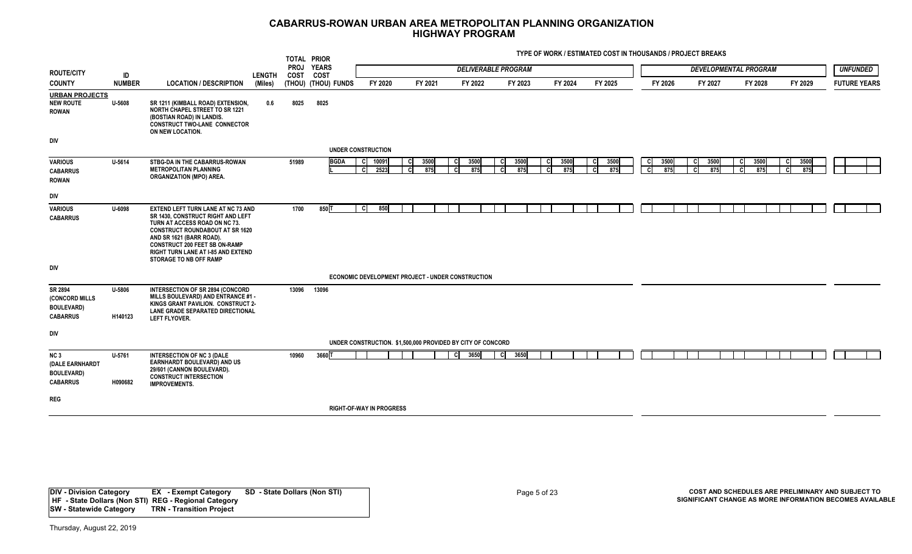# CABARRUS-ROWAN URBAN AREA METROPOLITAN PLANNING ORGANIZATION
## HIGHWAY PROGRAM

TYPE OF WORK / ESTIMATED COST IN THOUSANDS / PROJECT BREAKS

| ROUTE/CITY COUNTY | ID NUMBER | LOCATION / DESCRIPTION | LENGTH (Miles) | TOTAL PROJ COST (THOU) | PRIOR YEARS COST (THOU) | FUNDS | FY 2020 | FY 2021 | FY 2022 | FY 2023 | FY 2024 | FY 2025 | FY 2026 | FY 2027 | FY 2028 | FY 2029 | FUTURE YEARS |
|---|---|---|---|---|---|---|---|---|---|---|---|---|---|---|---|---|---|
| | | | | | | | *DELIVERABLE PROGRAM* | | | | | | *DEVELOPMENTAL PROGRAM* | | | | *UNFUNDED* |
| **URBAN PROJECTS** | | | | | | | | | | | | | | | | | |
| NEW ROUTE ROWAN DIV | U-5608 | SR 1211 (KIMBALL ROAD) EXTENSION, NORTH CHAPEL STREET TO SR 1221 (BOSTIAN ROAD) IN LANDIS. CONSTRUCT TWO-LANE CONNECTOR ON NEW LOCATION. | 0.6 | 8025 | 8025 | | | | | | | | | | | | |
| | | UNDER CONSTRUCTION | | | | | | | | | | | | | | | |
| VARIOUS CABARRUS ROWAN DIV | U-5614 | STBG-DA IN THE CABARRUS-ROWAN METROPOLITAN PLANNING ORGANIZATION (MPO) AREA. | | 51989 | | BGDA | C 10091 | C 3500 | C 3500 | C 3500 | C 3500 | C 3500 | C 3500 | C 3500 | C 3500 | C 3500 | |
| | | | | | | L | C 2523 | C 875 | C 875 | C 875 | C 875 | C 875 | C 875 | C 875 | C 875 | C 875 | |
| VARIOUS CABARRUS DIV | U-6098 | EXTEND LEFT TURN LANE AT NC 73 AND SR 1430, CONSTRUCT RIGHT AND LEFT TURN AT ACCESS ROAD ON NC 73. CONSTRUCT ROUNDABOUT AT SR 1620 AND SR 1621 (BARR ROAD). CONSTRUCT 200 FEET SB ON-RAMP RIGHT TURN LANE AT I-85 AND EXTEND STORAGE TO NB OFF RAMP | | 1700 | 850 | T | C 850 | | | | | | | | | | |
| | | ECONOMIC DEVELOPMENT PROJECT - UNDER CONSTRUCTION | | | | | | | | | | | | | | | |
| SR 2894 (CONCORD MILLS BOULEVARD) CABARRUS DIV | U-5806 H140123 | INTERSECTION OF SR 2894 (CONCORD MILLS BOULEVARD) AND ENTRANCE #1 - KINGS GRANT PAVILION. CONSTRUCT 2-LANE GRADE SEPARATED DIRECTIONAL LEFT FLYOVER. | | 13096 | 13096 | | | | | | | | | | | | |
| | | UNDER CONSTRUCTION. $1,500,000 PROVIDED BY CITY OF CONCORD | | | | | | | | | | | | | | | |
| NC 3 (DALE EARNHARDT BOULEVARD) CABARRUS REG | U-5761 H090682 | INTERSECTION OF NC 3 (DALE EARNHARDT BOULEVARD) AND US 29/601 (CANNON BOULEVARD). CONSTRUCT INTERSECTION IMPROVEMENTS. | | 10960 | 3660 | T | | | C 3650 | C 3650 | | | | | | | |
| | | RIGHT-OF-WAY IN PROGRESS | | | | | | | | | | | | | | | |

| | | |
|---|---|---|
| **DIV - Division Category** | **EX - Exempt Category** | **SD - State Dollars (Non STI)** |
| **HF - State Dollars (Non STI)** | **REG - Regional Category** | |
| **SW - Statewide Category** | **TRN - Transition Project** | |

**COST AND SCHEDULES ARE PRELIMINARY AND SUBJECT TO SIGNIFICANT CHANGE AS MORE INFORMATION BECOMES AVAILABLE**

Thursday, August 22, 2019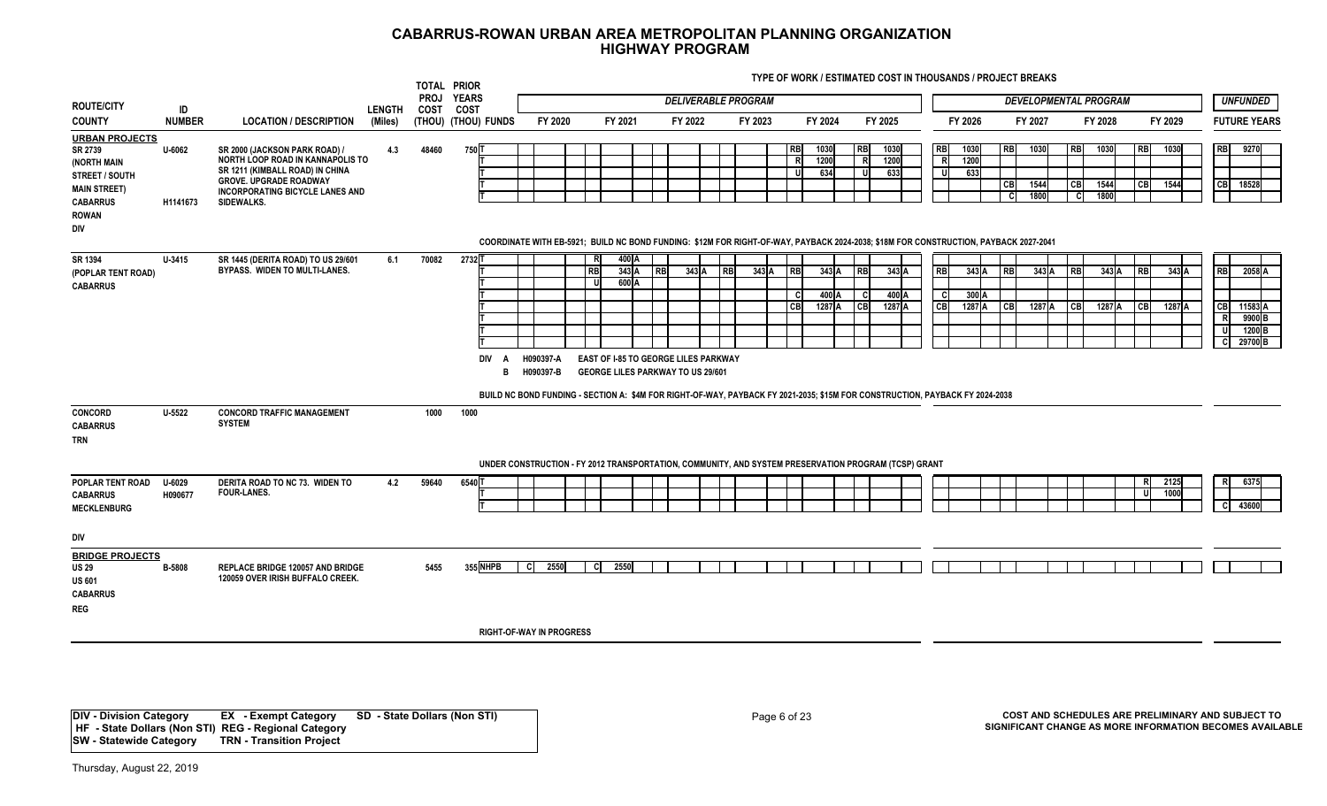# CABARRUS-ROWAN URBAN AREA METROPOLITAN PLANNING ORGANIZATION
## HIGHWAY PROGRAM

TYPE OF WORK / ESTIMATED COST IN THOUSANDS / PROJECT BREAKS

| ROUTE/CITY COUNTY | ID NUMBER | LOCATION / DESCRIPTION | LENGTH (Miles) | TOTAL PROJ COST (THOU) | PRIOR YEARS COST (THOU) | FUNDS | FY 2020 (Deliverable) | FY 2021 (Deliverable) | FY 2022 (Deliverable) | FY 2023 (Deliverable) | FY 2024 (Deliverable) | FY 2025 (Deliverable) | FY 2026 (Developmental) | FY 2027 (Developmental) | FY 2028 (Developmental) | FY 2029 (Developmental) | UNFUNDED FUTURE YEARS |
|---|---|---|---|---|---|---|---|---|---|---|---|---|---|---|---|---|---|
| **URBAN PROJECTS** | | | | | | | | | | | | | | | | | |
| SR 2739 (NORTH MAIN STREET / SOUTH MAIN STREET) CABARRUS ROWAN DIV | U-6062 H1141673 | SR 2000 (JACKSON PARK ROAD) / NORTH LOOP ROAD IN KANNAPOLIS TO SR 1211 (KIMBALL ROAD) IN CHINA GROVE. UPGRADE ROADWAY INCORPORATING BICYCLE LANES AND SIDEWALKS. | 4.3 | 48460 | 750 | T | | | | | RB 1030 | RB 1030 | RB 1030 | RB 1030 | RB 1030 | RB 1030 | RB 9270 |
| | | | | | | T | | | | | R 1200 | R 1200 | R 1200 | | | | |
| | | | | | | T | | | | | U 634 | U 633 | U 633 | | | | |
| | | | | | | T | | | | | | | | CB 1544 | CB 1544 | CB 1544 | CB 18528 |
| | | | | | | T | | | | | | | | C 1800 | C 1800 | | |

COORDINATE WITH EB-5921; BUILD NC BOND FUNDING: $12M FOR RIGHT-OF-WAY, PAYBACK 2024-2038; $18M FOR CONSTRUCTION, PAYBACK 2027-2041

| ROUTE/CITY COUNTY | ID NUMBER | LOCATION / DESCRIPTION | LENGTH (Miles) | TOTAL PROJ COST (THOU) | PRIOR YEARS COST (THOU) | FUNDS | FY 2020 | FY 2021 | FY 2022 | FY 2023 | FY 2024 | FY 2025 | FY 2026 | FY 2027 | FY 2028 | FY 2029 | UNFUNDED FUTURE YEARS |
|---|---|---|---|---|---|---|---|---|---|---|---|---|---|---|---|---|---|
| SR 1394 (POPLAR TENT ROAD) CABARRUS | U-3415 | SR 1445 (DERITA ROAD) TO US 29/601 BYPASS. WIDEN TO MULTI-LANES. | 6.1 | 70082 | 2732 | T | | R 400 A | | | | | | | | | |
| | | | | | | T | | RB 343 A | RB 343 A | RB 343 A | RB 343 A | RB 343 A | RB 343 A | RB 343 A | RB 343 A | RB 343 A | RB 2058 A |
| | | | | | | T | | U 600 A | | | | | | | | | |
| | | | | | | T | | | | | C 400 A | C 400 A | C 300 A | | | | |
| | | | | | | T | | | | | CB 1287 A | CB 1287 A | CB 1287 A | CB 1287 A | CB 1287 A | CB 1287 A | CB 11583 A |
| | | | | | | T | | | | | | | | | | | R 9900 B |
| | | | | | | T | | | | | | | | | | | U 1200 B |
| | | | | | | T | | | | | | | | | | | C 29700 B |

DIV A H090397-A EAST OF I-85 TO GEORGE LILES PARKWAY
B H090397-B GEORGE LILES PARKWAY TO US 29/601

BUILD NC BOND FUNDING - SECTION A: $4M FOR RIGHT-OF-WAY, PAYBACK FY 2021-2035; $15M FOR CONSTRUCTION, PAYBACK FY 2024-2038

| ROUTE/CITY COUNTY | ID NUMBER | LOCATION / DESCRIPTION | LENGTH (Miles) | TOTAL PROJ COST (THOU) | PRIOR YEARS COST (THOU) | FUNDS | FY 2020 | FY 2021 | FY 2022 | FY 2023 | FY 2024 | FY 2025 | FY 2026 | FY 2027 | FY 2028 | FY 2029 | UNFUNDED FUTURE YEARS |
|---|---|---|---|---|---|---|---|---|---|---|---|---|---|---|---|---|---|
| CONCORD CABARRUS TRN | U-5522 | CONCORD TRAFFIC MANAGEMENT SYSTEM | | 1000 | 1000 | | | | | | | | | | | | |

UNDER CONSTRUCTION - FY 2012 TRANSPORTATION, COMMUNITY, AND SYSTEM PRESERVATION PROGRAM (TCSP) GRANT

| ROUTE/CITY COUNTY | ID NUMBER | LOCATION / DESCRIPTION | LENGTH (Miles) | TOTAL PROJ COST (THOU) | PRIOR YEARS COST (THOU) | FUNDS | FY 2020 | FY 2021 | FY 2022 | FY 2023 | FY 2024 | FY 2025 | FY 2026 | FY 2027 | FY 2028 | FY 2029 | UNFUNDED FUTURE YEARS |
|---|---|---|---|---|---|---|---|---|---|---|---|---|---|---|---|---|---|
| POPLAR TENT ROAD CABARRUS MECKLENBURG DIV | U-6029 H090677 | DERITA ROAD TO NC 73. WIDEN TO FOUR-LANES. | 4.2 | 59640 | 6540 | T | | | | | | | | | | R 2125 | R 6375 |
| | | | | | | T | | | | | | | | | | U 1000 | |
| | | | | | | T | | | | | | | | | | | C 43600 |
| **BRIDGE PROJECTS** | | | | | | | | | | | | | | | | | |
| US 29 US 601 CABARRUS REG | B-5808 | REPLACE BRIDGE 120057 AND BRIDGE 120059 OVER IRISH BUFFALO CREEK. | | 5455 | 355 | NHPB | C 2550 | C 2550 | | | | | | | | | |

RIGHT-OF-WAY IN PROGRESS

DIV - Division Category   EX - Exempt Category   SD - State Dollars (Non STI)
HF - State Dollars (Non STI)   REG - Regional Category
SW - Statewide Category   TRN - Transition Project

COST AND SCHEDULES ARE PRELIMINARY AND SUBJECT TO SIGNIFICANT CHANGE AS MORE INFORMATION BECOMES AVAILABLE

Thursday, August 22, 2019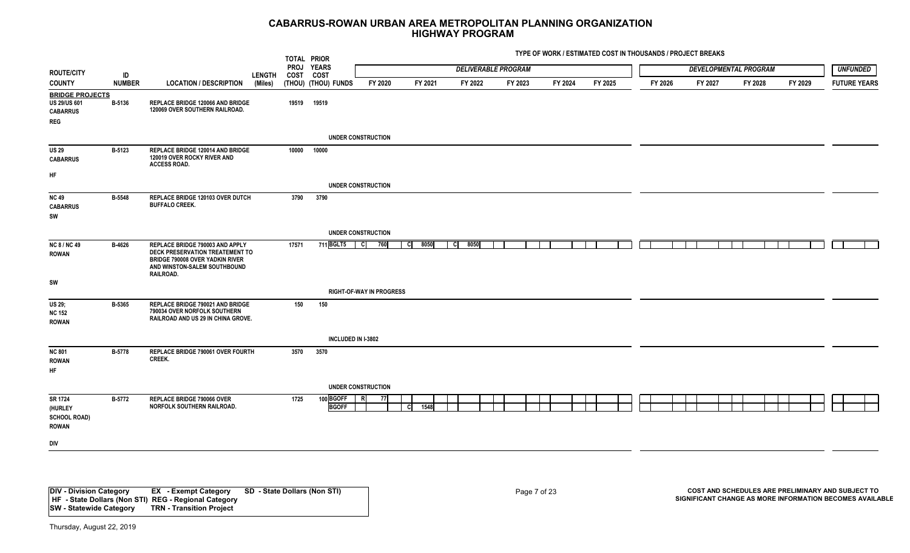# CABARRUS-ROWAN URBAN AREA METROPOLITAN PLANNING ORGANIZATION
## HIGHWAY PROGRAM

TYPE OF WORK / ESTIMATED COST IN THOUSANDS / PROJECT BREAKS

| ROUTE/CITY COUNTY | ID NUMBER | LOCATION / DESCRIPTION | LENGTH (Miles) | TOTAL PROJ COST (THOU) | PRIOR YEARS COST (THOU) | FUNDS | FY 2020 | FY 2021 | FY 2022 | FY 2023 | FY 2024 | FY 2025 | FY 2026 | FY 2027 | FY 2028 | FY 2029 | FUTURE YEARS |
|---|---|---|---|---|---|---|---|---|---|---|---|---|---|---|---|---|---|
| | | | | | | | DELIVERABLE PROGRAM | | | | | | DEVELOPMENTAL PROGRAM | | | | UNFUNDED |
| **BRIDGE PROJECTS** | | | | | | | | | | | | | | | | | |
| US 29/US 601 CABARRUS REG | B-5136 | REPLACE BRIDGE 120066 AND BRIDGE 120069 OVER SOUTHERN RAILROAD. | | 19519 | 19519 | | | | | | | | | | | | |
| | | | | | | UNDER CONSTRUCTION | | | | | | | | | | | |
| US 29 CABARRUS HF | B-5123 | REPLACE BRIDGE 120014 AND BRIDGE 120019 OVER ROCKY RIVER AND ACCESS ROAD. | | 10000 | 10000 | | | | | | | | | | | | |
| | | | | | | UNDER CONSTRUCTION | | | | | | | | | | | |
| NC 49 CABARRUS SW | B-5548 | REPLACE BRIDGE 120103 OVER DUTCH BUFFALO CREEK. | | 3790 | 3790 | | | | | | | | | | | | |
| | | | | | | UNDER CONSTRUCTION | | | | | | | | | | | |
| NC 8 / NC 49 ROWAN SW | B-4626 | REPLACE BRIDGE 790003 AND APPLY DECK PRESERVATION TREATEMENT TO BRIDGE 790008 OVER YADKIN RIVER AND WINSTON-SALEM SOUTHBOUND RAILROAD. | | 17571 | 711 | BGLT5 | C 760 | C 8050 | C 8050 | | | | | | | | |
| | | | | | | RIGHT-OF-WAY IN PROGRESS | | | | | | | | | | | |
| US 29; NC 152 ROWAN | B-5365 | REPLACE BRIDGE 790021 AND BRIDGE 790034 OVER NORFOLK SOUTHERN RAILROAD AND US 29 IN CHINA GROVE. | | 150 | 150 | | | | | | | | | | | | |
| | | | | | | INCLUDED IN I-3802 | | | | | | | | | | | |
| NC 801 ROWAN HF | B-5778 | REPLACE BRIDGE 790061 OVER FOURTH CREEK. | | 3570 | 3570 | | | | | | | | | | | | |
| | | | | | | UNDER CONSTRUCTION | | | | | | | | | | | |
| SR 1724 (HURLEY SCHOOL ROAD) ROWAN DIV | B-5772 | REPLACE BRIDGE 790066 OVER NORFOLK SOUTHERN RAILROAD. | | 1725 | 100 | BGOFF | R 77 | | | | | | | | | | |
| | | | | | | BGOFF | | C 1548 | | | | | | | | | |

| | | |
|---|---|---|
| DIV - Division Category | EX - Exempt Category | SD - State Dollars (Non STI) |
| HF - State Dollars (Non STI) | REG - Regional Category | |
| SW - Statewide Category | TRN - Transition Project | |

COST AND SCHEDULES ARE PRELIMINARY AND SUBJECT TO SIGNIFICANT CHANGE AS MORE INFORMATION BECOMES AVAILABLE

Thursday, August 22, 2019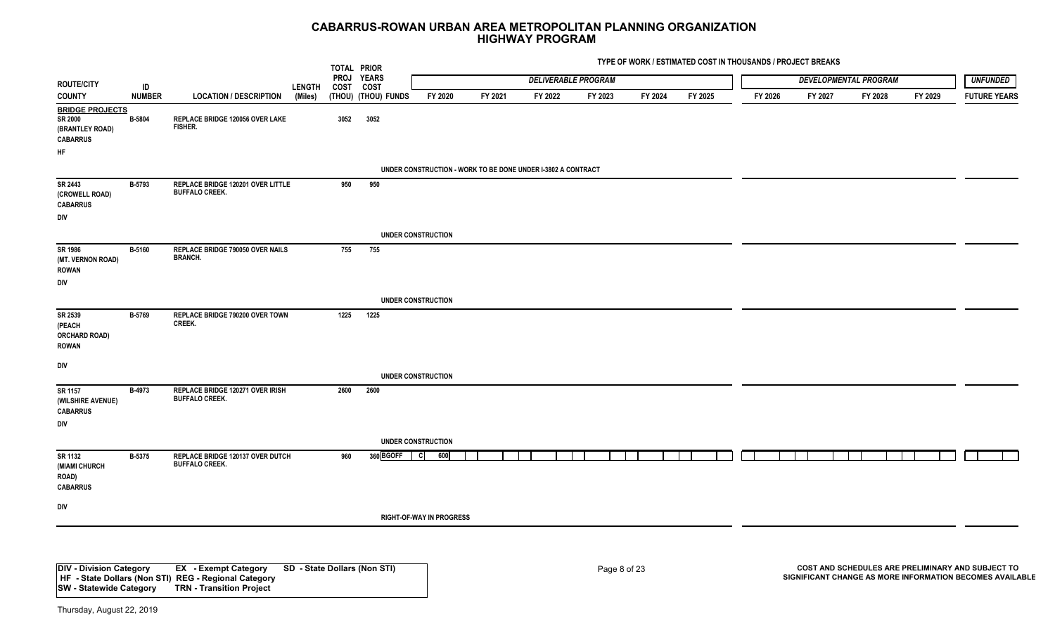# CABARRUS-ROWAN URBAN AREA METROPOLITAN PLANNING ORGANIZATION
## HIGHWAY PROGRAM

TYPE OF WORK / ESTIMATED COST IN THOUSANDS / PROJECT BREAKS

| ROUTE/CITY COUNTY | ID NUMBER | LOCATION / DESCRIPTION | LENGTH (Miles) | TOTAL PROJ COST (THOU) | PRIOR YEARS COST (THOU) | FUNDS | DELIVERABLE PROGRAM FY 2020 | FY 2021 | FY 2022 | FY 2023 | FY 2024 | FY 2025 | DEVELOPMENTAL PROGRAM FY 2026 | FY 2027 | FY 2028 | FY 2029 | UNFUNDED FUTURE YEARS |
|---|---|---|---|---|---|---|---|---|---|---|---|---|---|---|---|---|---|
| **BRIDGE PROJECTS** | | | | | | | | | | | | | | | | | |
| SR 2000 (BRANTLEY ROAD) CABARRUS HF | B-5804 | REPLACE BRIDGE 120056 OVER LAKE FISHER. | | 3052 | 3052 | | | | | | | | | | | | |
| | | | | | | | UNDER CONSTRUCTION - WORK TO BE DONE UNDER I-3802 A CONTRACT | | | | | | | | | | |
| SR 2443 (CROWELL ROAD) CABARRUS DIV | B-5793 | REPLACE BRIDGE 120201 OVER LITTLE BUFFALO CREEK. | | 950 | 950 | | | | | | | | | | | | |
| | | | | | | | UNDER CONSTRUCTION | | | | | | | | | | |
| SR 1986 (MT. VERNON ROAD) ROWAN DIV | B-5160 | REPLACE BRIDGE 790050 OVER NAILS BRANCH. | | 755 | 755 | | | | | | | | | | | | |
| | | | | | | | UNDER CONSTRUCTION | | | | | | | | | | |
| SR 2539 (PEACH ORCHARD ROAD) ROWAN DIV | B-5769 | REPLACE BRIDGE 790200 OVER TOWN CREEK. | | 1225 | 1225 | | | | | | | | | | | | |
| | | | | | | | UNDER CONSTRUCTION | | | | | | | | | | |
| SR 1157 (WILSHIRE AVENUE) CABARRUS DIV | B-4973 | REPLACE BRIDGE 120271 OVER IRISH BUFFALO CREEK. | | 2600 | 2600 | | | | | | | | | | | | |
| | | | | | | | UNDER CONSTRUCTION | | | | | | | | | | |
| SR 1132 (MIAMI CHURCH ROAD) CABARRUS DIV | B-5375 | REPLACE BRIDGE 120137 OVER DUTCH BUFFALO CREEK. | | 960 | 360 | BGOFF | C 600 | | | | | | | | | | |
| | | | | | | | RIGHT-OF-WAY IN PROGRESS | | | | | | | | | | |

DIV - Division Category  EX - Exempt Category  SD - State Dollars (Non STI)
HF - State Dollars (Non STI)  REG - Regional Category
SW - Statewide Category  TRN - Transition Project

COST AND SCHEDULES ARE PRELIMINARY AND SUBJECT TO SIGNIFICANT CHANGE AS MORE INFORMATION BECOMES AVAILABLE

Thursday, August 22, 2019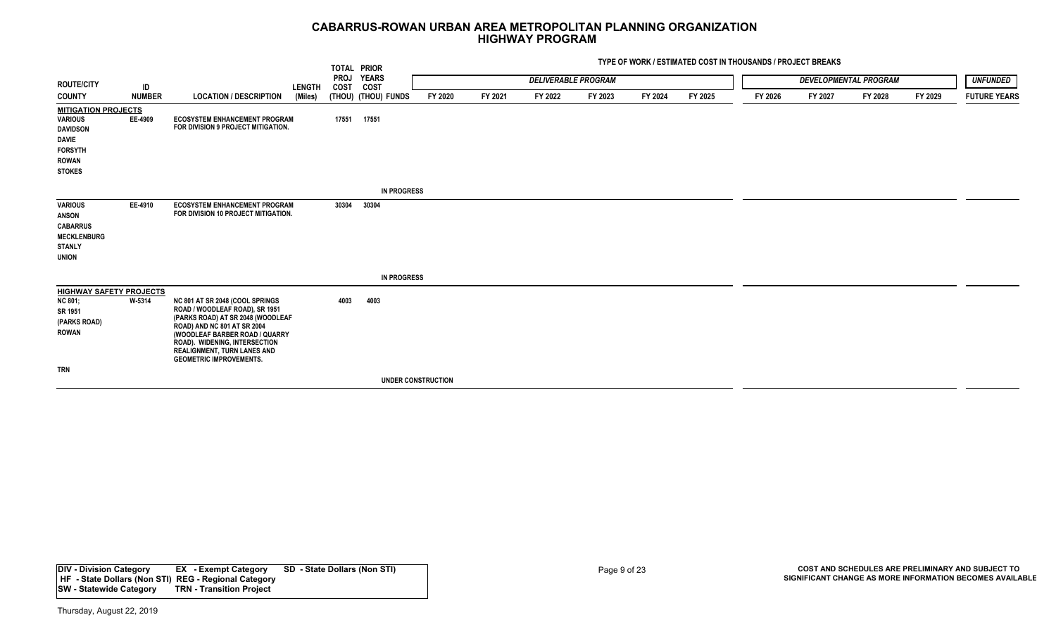# CABARRUS-ROWAN URBAN AREA METROPOLITAN PLANNING ORGANIZATION
## HIGHWAY PROGRAM

TYPE OF WORK / ESTIMATED COST IN THOUSANDS / PROJECT BREAKS

| ROUTE/CITY COUNTY | ID NUMBER | LOCATION / DESCRIPTION | LENGTH (Miles) | TOTAL PROJ COST (THOU) | PRIOR YEARS COST (THOU) | FUNDS | *DELIVERABLE PROGRAM* FY 2020 | FY 2021 | FY 2022 | FY 2023 | FY 2024 | FY 2025 | *DEVELOPMENTAL PROGRAM* FY 2026 | FY 2027 | FY 2028 | FY 2029 | *UNFUNDED* FUTURE YEARS |
|---|---|---|---|---|---|---|---|---|---|---|---|---|---|---|---|---|---|
| **MITIGATION PROJECTS** | | | | | | | | | | | | | | | | | |
| VARIOUS DAVIDSON DAVIE FORSYTH ROWAN STOKES | EE-4909 | ECOSYSTEM ENHANCEMENT PROGRAM FOR DIVISION 9 PROJECT MITIGATION. | | 17551 | 17551 | | | | | | | | | | | | |
| | | | | | | IN PROGRESS | | | | | | | | | | | |
| VARIOUS ANSON CABARRUS MECKLENBURG STANLY UNION | EE-4910 | ECOSYSTEM ENHANCEMENT PROGRAM FOR DIVISION 10 PROJECT MITIGATION. | | 30304 | 30304 | | | | | | | | | | | | |
| | | | | | | IN PROGRESS | | | | | | | | | | | |
| **HIGHWAY SAFETY PROJECTS** | | | | | | | | | | | | | | | | | |
| NC 801; SR 1951 (PARKS ROAD) ROWAN TRN | W-5314 | NC 801 AT SR 2048 (COOL SPRINGS ROAD / WOODLEAF ROAD), SR 1951 (PARKS ROAD) AT SR 2048 (WOODLEAF ROAD) AND NC 801 AT SR 2004 (WOODLEAF BARBER ROAD / QUARRY ROAD). WIDENING, INTERSECTION REALIGNMENT, TURN LANES AND GEOMETRIC IMPROVEMENTS. | | 4003 | 4003 | | | | | | | | | | | | |
| | | | | | | UNDER CONSTRUCTION | | | | | | | | | | | |

**DIV - Division Category** **EX - Exempt Category** **SD - State Dollars (Non STI)**
**HF - State Dollars (Non STI)** **REG - Regional Category**
**SW - Statewide Category** **TRN - Transition Project**

**COST AND SCHEDULES ARE PRELIMINARY AND SUBJECT TO SIGNIFICANT CHANGE AS MORE INFORMATION BECOMES AVAILABLE**

Thursday, August 22, 2019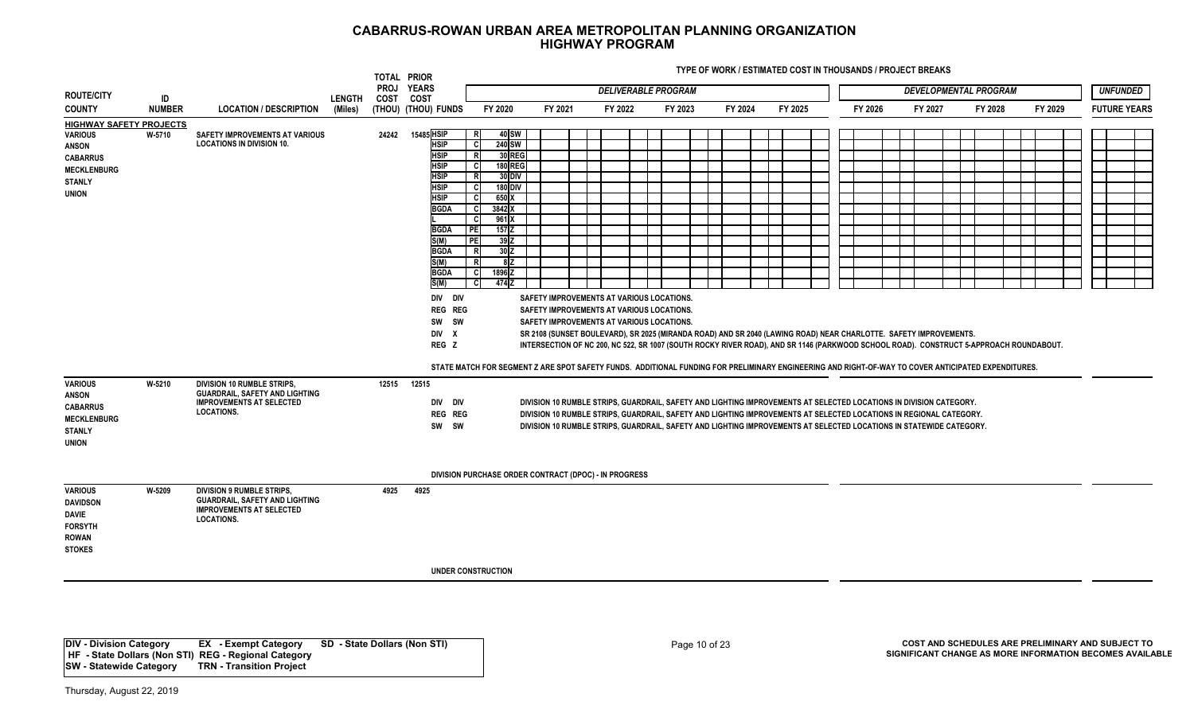# CABARRUS-ROWAN URBAN AREA METROPOLITAN PLANNING ORGANIZATION
## HIGHWAY PROGRAM

TYPE OF WORK / ESTIMATED COST IN THOUSANDS / PROJECT BREAKS

| ROUTE/CITY COUNTY | ID NUMBER | LOCATION / DESCRIPTION | LENGTH (Miles) | TOTAL PROJ COST (THOU) | PRIOR YEARS COST (THOU) | FUNDS | FY 2020 | FY 2021 | FY 2022 | FY 2023 | FY 2024 | FY 2025 | FY 2026 | FY 2027 | FY 2028 | FY 2029 | FUTURE YEARS |
|---|---|---|---|---|---|---|---|---|---|---|---|---|---|---|---|---|---|
| | | | | | | | *DELIVERABLE PROGRAM* | | | | | | *DEVELOPMENTAL PROGRAM* | | | | *UNFUNDED* |
| **HIGHWAY SAFETY PROJECTS** | | | | | | | | | | | | | | | | | |
| VARIOUS<br>ANSON<br>CABARRUS<br>MECKLENBURG<br>STANLY<br>UNION | W-5710 | SAFETY IMPROVEMENTS AT VARIOUS LOCATIONS IN DIVISION 10. | | 24242 | 15485 | HSIP | R 40 SW | | | | | | | | | | |
| | | | | | | HSIP | C 240 SW | | | | | | | | | | |
| | | | | | | HSIP | R 30 REG | | | | | | | | | | |
| | | | | | | HSIP | C 180 REG | | | | | | | | | | |
| | | | | | | HSIP | R 30 DIV | | | | | | | | | | |
| | | | | | | HSIP | C 180 DIV | | | | | | | | | | |
| | | | | | | HSIP | C 650 X | | | | | | | | | | |
| | | | | | | BGDA | C 3842 X | | | | | | | | | | |
| | | | | | | L | C 961 X | | | | | | | | | | |
| | | | | | | BGDA | PE 157 Z | | | | | | | | | | |
| | | | | | | S(M) | PE 39 Z | | | | | | | | | | |
| | | | | | | BGDA | R 30 Z | | | | | | | | | | |
| | | | | | | S(M) | R 8 Z | | | | | | | | | | |
| | | | | | | BGDA | C 1896 Z | | | | | | | | | | |
| | | | | | | S(M) | C 474 Z | | | | | | | | | | |

DIV DIV — SAFETY IMPROVEMENTS AT VARIOUS LOCATIONS.
REG REG — SAFETY IMPROVEMENTS AT VARIOUS LOCATIONS.
SW SW — SAFETY IMPROVEMENTS AT VARIOUS LOCATIONS.
DIV X — SR 2108 (SUNSET BOULEVARD), SR 2025 (MIRANDA ROAD) AND SR 2040 (LAWING ROAD) NEAR CHARLOTTE. SAFETY IMPROVEMENTS.
REG Z — INTERSECTION OF NC 200, NC 522, SR 1007 (SOUTH ROCKY RIVER ROAD), AND SR 1146 (PARKWOOD SCHOOL ROAD). CONSTRUCT 5-APPROACH ROUNDABOUT.

STATE MATCH FOR SEGMENT Z ARE SPOT SAFETY FUNDS. ADDITIONAL FUNDING FOR PRELIMINARY ENGINEERING AND RIGHT-OF-WAY TO COVER ANTICIPATED EXPENDITURES.

| ROUTE/CITY COUNTY | ID NUMBER | LOCATION / DESCRIPTION | LENGTH (Miles) | TOTAL PROJ COST (THOU) | PRIOR YEARS COST (THOU) |
|---|---|---|---|---|---|
| VARIOUS<br>ANSON<br>CABARRUS<br>MECKLENBURG<br>STANLY<br>UNION | W-5210 | DIVISION 10 RUMBLE STRIPS, GUARDRAIL, SAFETY AND LIGHTING IMPROVEMENTS AT SELECTED LOCATIONS. | | 12515 | 12515 |

DIV DIV — DIVISION 10 RUMBLE STRIPS, GUARDRAIL, SAFETY AND LIGHTING IMPROVEMENTS AT SELECTED LOCATIONS IN DIVISION CATEGORY.
REG REG — DIVISION 10 RUMBLE STRIPS, GUARDRAIL, SAFETY AND LIGHTING IMPROVEMENTS AT SELECTED LOCATIONS IN REGIONAL CATEGORY.
SW SW — DIVISION 10 RUMBLE STRIPS, GUARDRAIL, SAFETY AND LIGHTING IMPROVEMENTS AT SELECTED LOCATIONS IN STATEWIDE CATEGORY.

DIVISION PURCHASE ORDER CONTRACT (DPOC) - IN PROGRESS

| ROUTE/CITY COUNTY | ID NUMBER | LOCATION / DESCRIPTION | LENGTH (Miles) | TOTAL PROJ COST (THOU) | PRIOR YEARS COST (THOU) |
|---|---|---|---|---|---|
| VARIOUS<br>DAVIDSON<br>DAVIE<br>FORSYTH<br>ROWAN<br>STOKES | W-5209 | DIVISION 9 RUMBLE STRIPS, GUARDRAIL, SAFETY AND LIGHTING IMPROVEMENTS AT SELECTED LOCATIONS. | | 4925 | 4925 |

UNDER CONSTRUCTION

| | | |
|---|---|---|
| DIV - Division Category | EX - Exempt Category | SD - State Dollars (Non STI) |
| HF - State Dollars (Non STI) | REG - Regional Category | |
| SW - Statewide Category | TRN - Transition Project | |

COST AND SCHEDULES ARE PRELIMINARY AND SUBJECT TO SIGNIFICANT CHANGE AS MORE INFORMATION BECOMES AVAILABLE

Thursday, August 22, 2019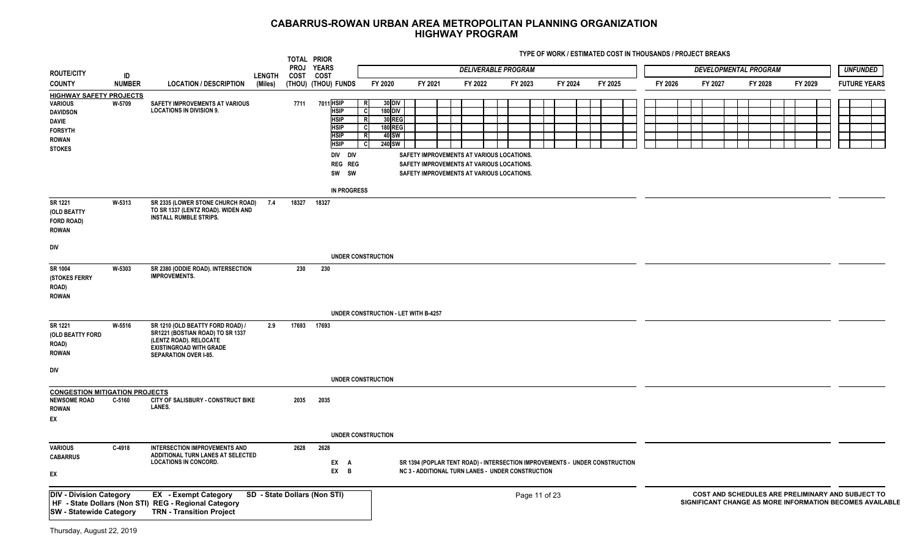# CABARRUS-ROWAN URBAN AREA METROPOLITAN PLANNING ORGANIZATION
## HIGHWAY PROGRAM

TYPE OF WORK / ESTIMATED COST IN THOUSANDS / PROJECT BREAKS

| ROUTE/CITY COUNTY | ID NUMBER | LOCATION / DESCRIPTION | LENGTH (Miles) | TOTAL PROJ COST (THOU) | PRIOR YEARS COST (THOU) | FUNDS | FY 2020 | FY 2021 | FY 2022 | FY 2023 | FY 2024 | FY 2025 | FY 2026 | FY 2027 | FY 2028 | FY 2029 | FUTURE YEARS |
|---|---|---|---|---|---|---|---|---|---|---|---|---|---|---|---|---|---|
| | | | | | | | *DELIVERABLE PROGRAM* | | | | | | *DEVELOPMENTAL PROGRAM* | | | | *UNFUNDED* |
| **HIGHWAY SAFETY PROJECTS** | | | | | | | | | | | | | | | | | |
| VARIOUS DAVIDSON DAVIE FORSYTH ROWAN STOKES | W-5709 | SAFETY IMPROVEMENTS AT VARIOUS LOCATIONS IN DIVISION 9. | | 7711 | 7011 | HSIP | R 30 DIV | | | | | | | | | | |
| | | | | | | HSIP | C 180 DIV | | | | | | | | | | |
| | | | | | | HSIP | R 30 REG | | | | | | | | | | |
| | | | | | | HSIP | C 180 REG | | | | | | | | | | |
| | | | | | | HSIP | R 40 SW | | | | | | | | | | |
| | | | | | | HSIP | C 240 SW | | | | | | | | | | |
| | | | | | | DIV DIV | SAFETY IMPROVEMENTS AT VARIOUS LOCATIONS. | | | | | | | | | | |
| | | | | | | REG REG | SAFETY IMPROVEMENTS AT VARIOUS LOCATIONS. | | | | | | | | | | |
| | | | | | | SW SW | SAFETY IMPROVEMENTS AT VARIOUS LOCATIONS. | | | | | | | | | | |
| | | | | | | IN PROGRESS | | | | | | | | | | | |
| SR 1221 (OLD BEATTY FORD ROAD) ROWAN DIV | W-5313 | SR 2335 (LOWER STONE CHURCH ROAD) TO SR 1337 (LENTZ ROAD). WIDEN AND INSTALL RUMBLE STRIPS. | 7.4 | 18327 | 18327 | UNDER CONSTRUCTION | | | | | | | | | | | |
| SR 1004 (STOKES FERRY ROAD) ROWAN | W-5303 | SR 2380 (ODDIE ROAD). INTERSECTION IMPROVEMENTS. | | 230 | 230 | UNDER CONSTRUCTION - LET WITH B-4257 | | | | | | | | | | | |
| SR 1221 (OLD BEATTY FORD ROAD) ROWAN DIV | W-5516 | SR 1210 (OLD BEATTY FORD ROAD) / SR1221 (BOSTIAN ROAD) TO SR 1337 (LENTZ ROAD). RELOCATE EXISTINGROAD WITH GRADE SEPARATION OVER I-85. | 2.9 | 17693 | 17693 | UNDER CONSTRUCTION | | | | | | | | | | | |
| **CONGESTION MITIGATION PROJECTS** | | | | | | | | | | | | | | | | | |
| NEWSOME ROAD ROWAN EX | C-5160 | CITY OF SALISBURY - CONSTRUCT BIKE LANES. | | 2035 | 2035 | UNDER CONSTRUCTION | | | | | | | | | | | |
| VARIOUS CABARRUS EX | C-4918 | INTERSECTION IMPROVEMENTS AND ADDITIONAL TURN LANES AT SELECTED LOCATIONS IN CONCORD. | | 2628 | 2628 | EX A | SR 1394 (POPLAR TENT ROAD) - INTERSECTION IMPROVEMENTS - UNDER CONSTRUCTION | | | | | | | | | | |
| | | | | | | EX B | NC 3 - ADDITIONAL TURN LANES - UNDER CONSTRUCTION | | | | | | | | | | |

DIV - Division Category | EX - Exempt Category | SD - State Dollars (Non STI)
HF - State Dollars (Non STI) | REG - Regional Category
SW - Statewide Category | TRN - Transition Project

COST AND SCHEDULES ARE PRELIMINARY AND SUBJECT TO SIGNIFICANT CHANGE AS MORE INFORMATION BECOMES AVAILABLE

Thursday, August 22, 2019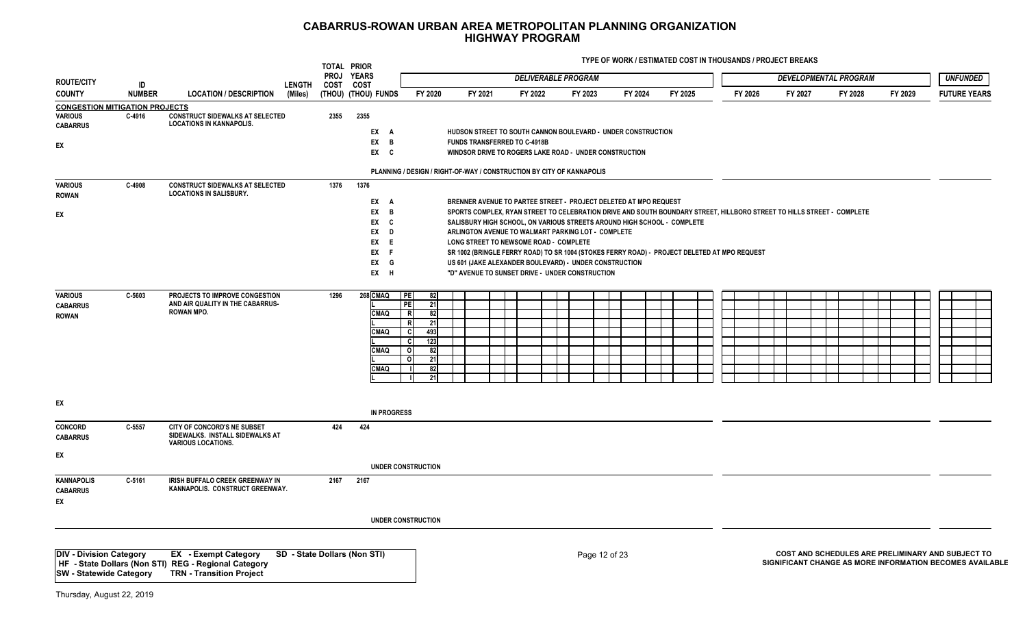# CABARRUS-ROWAN URBAN AREA METROPOLITAN PLANNING ORGANIZATION
## HIGHWAY PROGRAM

TYPE OF WORK / ESTIMATED COST IN THOUSANDS / PROJECT BREAKS

| ROUTE/CITY COUNTY | ID NUMBER | LOCATION / DESCRIPTION | LENGTH (Miles) | TOTAL PROJ COST (THOU) | PRIOR YEARS COST (THOU) | FUNDS | | | FY 2020 | FY 2021 | FY 2022 | FY 2023 | FY 2024 | FY 2025 | FY 2026 | FY 2027 | FY 2028 | FY 2029 | FUTURE YEARS |
|---|---|---|---|---|---|---|---|---|---|---|---|---|---|---|---|---|---|---|---|
| | | | | | | | | | *DELIVERABLE PROGRAM* | | | | | | *DEVELOPMENTAL PROGRAM* | | | | *UNFUNDED* |
| **CONGESTION MITIGATION PROJECTS** | | | | | | | | | | | | | | | | | | | |
| VARIOUS CABARRUS EX | C-4916 | CONSTRUCT SIDEWALKS AT SELECTED LOCATIONS IN KANNAPOLIS. | | 2355 | 2355 | | | | | | | | | | | | | | |
| | | | | | | EX A | | | HUDSON STREET TO SOUTH CANNON BOULEVARD - UNDER CONSTRUCTION | | | | | | | | | | |
| | | | | | | EX B | | | FUNDS TRANSFERRED TO C-4918B | | | | | | | | | | |
| | | | | | | EX C | | | WINDSOR DRIVE TO ROGERS LAKE ROAD - UNDER CONSTRUCTION | | | | | | | | | | |
| | | | | | | | | | PLANNING / DESIGN / RIGHT-OF-WAY / CONSTRUCTION BY CITY OF KANNAPOLIS | | | | | | | | | | |
| VARIOUS ROWAN EX | C-4908 | CONSTRUCT SIDEWALKS AT SELECTED LOCATIONS IN SALISBURY. | | 1376 | 1376 | | | | | | | | | | | | | | |
| | | | | | | EX A | | | BRENNER AVENUE TO PARTEE STREET - PROJECT DELETED AT MPO REQUEST | | | | | | | | | | |
| | | | | | | EX B | | | SPORTS COMPLEX, RYAN STREET TO CELEBRATION DRIVE AND SOUTH BOUNDARY STREET, HILLBORO STREET TO HILLS STREET - COMPLETE | | | | | | | | | | |
| | | | | | | EX C | | | SALISBURY HIGH SCHOOL, ON VARIOUS STREETS AROUND HIGH SCHOOL - COMPLETE | | | | | | | | | | |
| | | | | | | EX D | | | ARLINGTON AVENUE TO WALMART PARKING LOT - COMPLETE | | | | | | | | | | |
| | | | | | | EX E | | | LONG STREET TO NEWSOME ROAD - COMPLETE | | | | | | | | | | |
| | | | | | | EX F | | | SR 1002 (BRINGLE FERRY ROAD) TO SR 1004 (STOKES FERRY ROAD) - PROJECT DELETED AT MPO REQUEST | | | | | | | | | | |
| | | | | | | EX G | | | US 601 (JAKE ALEXANDER BOULEVARD) - UNDER CONSTRUCTION | | | | | | | | | | |
| | | | | | | EX H | | | "D" AVENUE TO SUNSET DRIVE - UNDER CONSTRUCTION | | | | | | | | | | |
| VARIOUS CABARRUS ROWAN EX | C-5603 | PROJECTS TO IMPROVE CONGESTION AND AIR QUALITY IN THE CABARRUS-ROWAN MPO. | | 1296 | 268 | CMAQ | PE | 82 | | | | | | | | | | | |
| | | | | | | L | PE | 21 | | | | | | | | | | | |
| | | | | | | CMAQ | R | 82 | | | | | | | | | | | |
| | | | | | | L | R | 21 | | | | | | | | | | | |
| | | | | | | CMAQ | C | 493 | | | | | | | | | | | |
| | | | | | | L | C | 123 | | | | | | | | | | | |
| | | | | | | CMAQ | O | 82 | | | | | | | | | | | |
| | | | | | | L | O | 21 | | | | | | | | | | | |
| | | | | | | CMAQ | I | 82 | | | | | | | | | | | |
| | | | | | | L | I | 21 | | | | | | | | | | | |
| | | | | | | IN PROGRESS | | | | | | | | | | | | | |
| CONCORD CABARRUS EX | C-5557 | CITY OF CONCORD'S NE SUBSET SIDEWALKS. INSTALL SIDEWALKS AT VARIOUS LOCATIONS. | | 424 | 424 | | | | | | | | | | | | | | |
| | | | | | | UNDER CONSTRUCTION | | | | | | | | | | | | | |
| KANNAPOLIS CABARRUS EX | C-5161 | IRISH BUFFALO CREEK GREENWAY IN KANNAPOLIS. CONSTRUCT GREENWAY. | | 2167 | 2167 | | | | | | | | | | | | | | |
| | | | | | | UNDER CONSTRUCTION | | | | | | | | | | | | | |

DIV - Division Category
HF - State Dollars (Non STI)
SW - Statewide Category
EX - Exempt Category
REG - Regional Category
TRN - Transition Project
SD - State Dollars (Non STI)

COST AND SCHEDULES ARE PRELIMINARY AND SUBJECT TO SIGNIFICANT CHANGE AS MORE INFORMATION BECOMES AVAILABLE

Thursday, August 22, 2019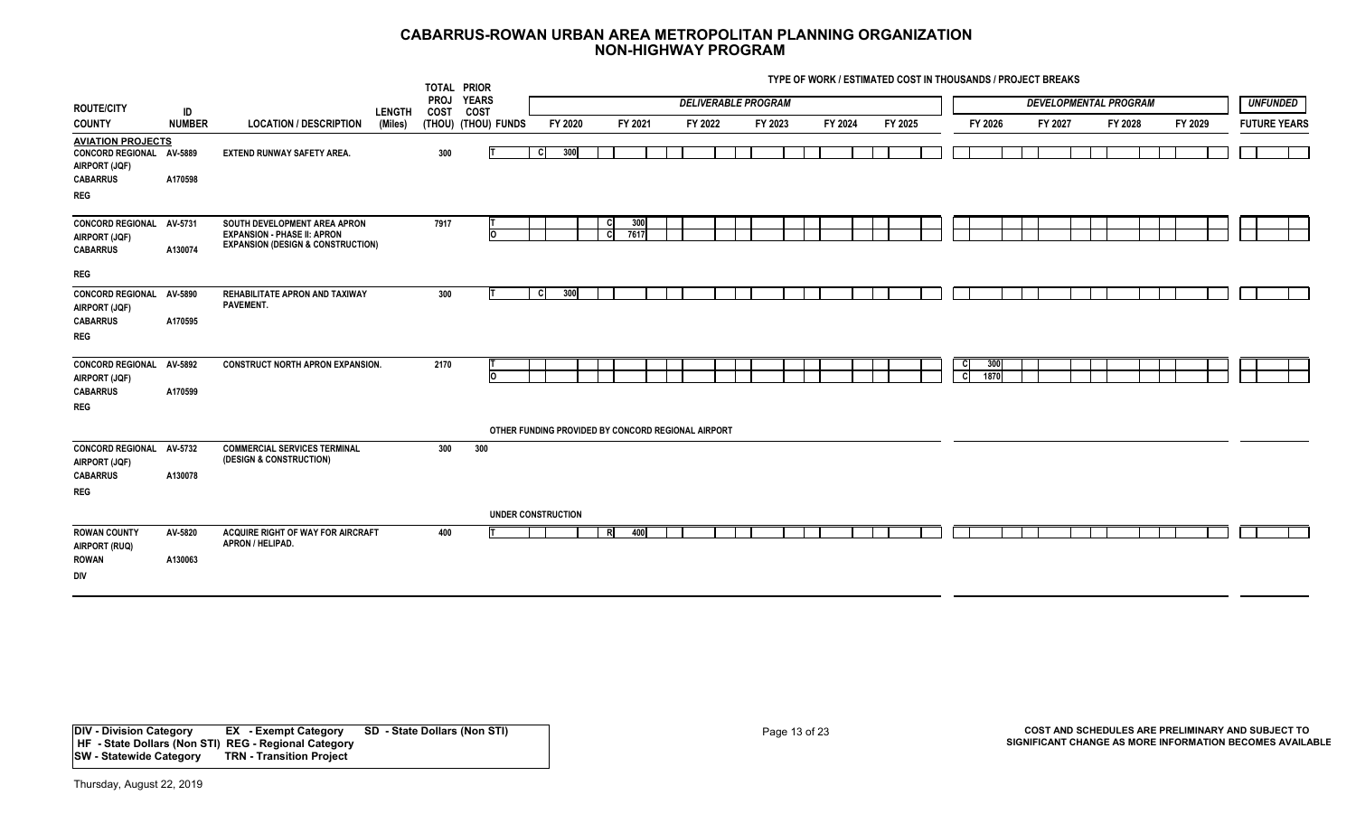# CABARRUS-ROWAN URBAN AREA METROPOLITAN PLANNING ORGANIZATION
## NON-HIGHWAY PROGRAM

TYPE OF WORK / ESTIMATED COST IN THOUSANDS / PROJECT BREAKS

| ROUTE/CITY COUNTY | ID NUMBER | LOCATION / DESCRIPTION | LENGTH (Miles) | TOTAL PROJ COST (THOU) | PRIOR YEARS COST (THOU) | FUNDS | FY 2020 | FY 2021 | FY 2022 | FY 2023 | FY 2024 | FY 2025 | FY 2026 | FY 2027 | FY 2028 | FY 2029 | FUTURE YEARS |
|---|---|---|---|---|---|---|---|---|---|---|---|---|---|---|---|---|---|
| | | | | | | | *DELIVERABLE PROGRAM* | | | | | | *DEVELOPMENTAL PROGRAM* | | | | *UNFUNDED* |
| **AVIATION PROJECTS** | | | | | | | | | | | | | | | | | |
| CONCORD REGIONAL AIRPORT (JQF) CABARRUS REG | AV-5889 A170598 | EXTEND RUNWAY SAFETY AREA. | | 300 | | T | C 300 | | | | | | | | | | |
| CONCORD REGIONAL AIRPORT (JQF) CABARRUS REG | AV-5731 A130074 | SOUTH DEVELOPMENT AREA APRON EXPANSION - PHASE II: APRON EXPANSION (DESIGN & CONSTRUCTION) | | 7917 | | T | | C 300 | | | | | | | | | |
| | | | | | | O | | C 7617 | | | | | | | | | |
| CONCORD REGIONAL AIRPORT (JQF) CABARRUS REG | AV-5890 A170595 | REHABILITATE APRON AND TAXIWAY PAVEMENT. | | 300 | | T | C 300 | | | | | | | | | | |
| CONCORD REGIONAL AIRPORT (JQF) CABARRUS REG | AV-5892 A170599 | CONSTRUCT NORTH APRON EXPANSION. | | 2170 | | T | | | | | | | C 300 | | | | |
| | | | | | | O | | | | | | | C 1870 | | | | |
| | | | | | | OTHER FUNDING PROVIDED BY CONCORD REGIONAL AIRPORT | | | | | | | | | | | |
| CONCORD REGIONAL AIRPORT (JQF) CABARRUS REG | AV-5732 A130078 | COMMERCIAL SERVICES TERMINAL (DESIGN & CONSTRUCTION) | | 300 | 300 | | | | | | | | | | | | |
| | | | | | | UNDER CONSTRUCTION | | | | | | | | | | | |
| ROWAN COUNTY AIRPORT (RUQ) ROWAN DIV | AV-5820 A130063 | ACQUIRE RIGHT OF WAY FOR AIRCRAFT APRON / HELIPAD. | | 400 | | T | | R 400 | | | | | | | | | |

DIV - Division Category  EX - Exempt Category  SD - State Dollars (Non STI)
HF - State Dollars (Non STI)  REG - Regional Category
SW - Statewide Category  TRN - Transition Project

COST AND SCHEDULES ARE PRELIMINARY AND SUBJECT TO SIGNIFICANT CHANGE AS MORE INFORMATION BECOMES AVAILABLE

Thursday, August 22, 2019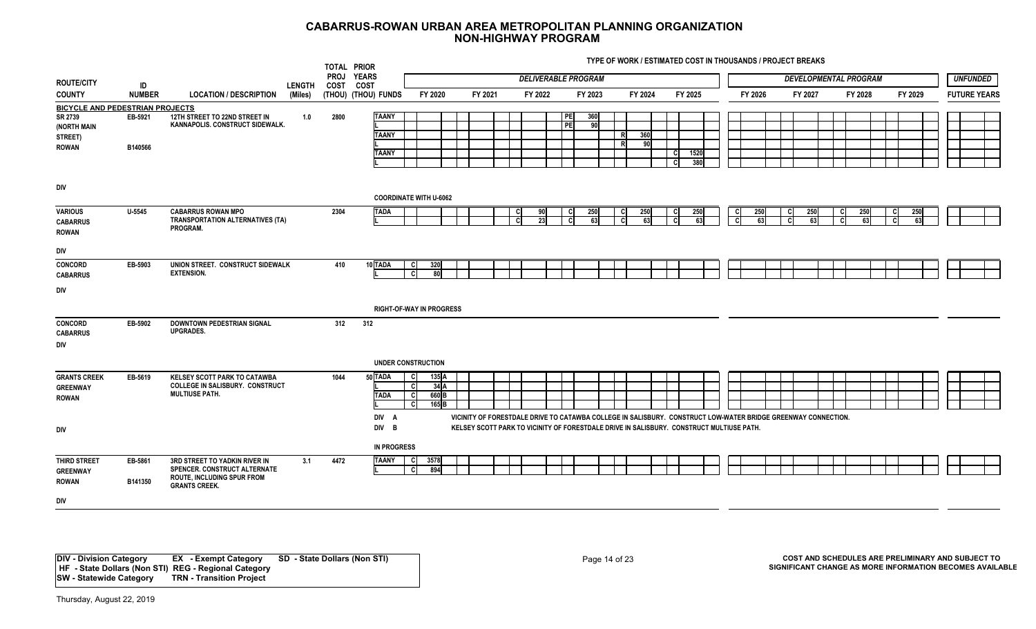# CABARRUS-ROWAN URBAN AREA METROPOLITAN PLANNING ORGANIZATION
## NON-HIGHWAY PROGRAM

TYPE OF WORK / ESTIMATED COST IN THOUSANDS / PROJECT BREAKS

| ROUTE/CITY COUNTY | ID NUMBER | LOCATION / DESCRIPTION | LENGTH (Miles) | TOTAL PROJ COST (THOU) | PRIOR YEARS COST (THOU) | FUNDS | FY 2020 | FY 2021 | FY 2022 | FY 2023 | FY 2024 | FY 2025 | FY 2026 | FY 2027 | FY 2028 | FY 2029 | UNFUNDED FUTURE YEARS |
|---|---|---|---|---|---|---|---|---|---|---|---|---|---|---|---|---|---|
| | | | | | | | *DELIVERABLE PROGRAM* | | | | | | *DEVELOPMENTAL PROGRAM* | | | | |
| **BICYCLE AND PEDESTRIAN PROJECTS** | | | | | | | | | | | | | | | | | |
| SR 2739 (NORTH MAIN STREET) ROWAN | EB-5921 B140566 | 12TH STREET TO 22ND STREET IN KANNAPOLIS. CONSTRUCT SIDEWALK. | 1.0 | 2800 | | TAANY | | | | PE 360 | | | | | | | |
| | | | | | | L | | | | PE 90 | | | | | | | |
| | | | | | | TAANY | | | | | R 360 | | | | | | |
| | | | | | | L | | | | | R 90 | | | | | | |
| | | | | | | TAANY | | | | | | C 1520 | | | | | |
| | | | | | | L | | | | | | C 380 | | | | | |
| DIV | | | | | | COORDINATE WITH U-6062 | | | | | | | | | | | |
| VARIOUS CABARRUS ROWAN DIV | U-5545 | CABARRUS ROWAN MPO TRANSPORTATION ALTERNATIVES (TA) PROGRAM. | | 2304 | | TADA | | | C 90 | C 250 | C 250 | C 250 | C 250 | C 250 | C 250 | C 250 | |
| | | | | | | L | | | C 23 | C 63 | C 63 | C 63 | C 63 | C 63 | C 63 | C 63 | |
| CONCORD CABARRUS DIV | EB-5903 | UNION STREET. CONSTRUCT SIDEWALK EXTENSION. | | 410 | 10 | TADA | C 320 | | | | | | | | | | |
| | | | | | | L | C 80 | | | | | | | | | | |
| | | | | | | RIGHT-OF-WAY IN PROGRESS | | | | | | | | | | | |
| CONCORD CABARRUS DIV | EB-5902 | DOWNTOWN PEDESTRIAN SIGNAL UPGRADES. | | 312 | 312 | | | | | | | | | | | | |
| | | | | | | UNDER CONSTRUCTION | | | | | | | | | | | |
| GRANTS CREEK GREENWAY ROWAN | EB-5619 | KELSEY SCOTT PARK TO CATAWBA COLLEGE IN SALISBURY. CONSTRUCT MULTIUSE PATH. | | 1044 | 50 | TADA | C 135 A | | | | | | | | | | |
| | | | | | | L | C 34 A | | | | | | | | | | |
| | | | | | | TADA | C 660 B | | | | | | | | | | |
| | | | | | | L | C 165 B | | | | | | | | | | |
| DIV | | | | | | DIV A | VICINITY OF FORESTDALE DRIVE TO CATAWBA COLLEGE IN SALISBURY. CONSTRUCT LOW-WATER BRIDGE GREENWAY CONNECTION. | | | | | | | | | | |
| | | | | | | DIV B | KELSEY SCOTT PARK TO VICINITY OF FORESTDALE DRIVE IN SALISBURY. CONSTRUCT MULTIUSE PATH. | | | | | | | | | | |
| | | | | | | IN PROGRESS | | | | | | | | | | | |
| THIRD STREET GREENWAY ROWAN DIV | EB-5861 B141350 | 3RD STREET TO YADKIN RIVER IN SPENCER. CONSTRUCT ALTERNATE ROUTE, INCLUDING SPUR FROM GRANTS CREEK. | 3.1 | 4472 | | TAANY | C 3578 | | | | | | | | | | |
| | | | | | | L | C 894 | | | | | | | | | | |

**DIV - Division Category** **EX - Exempt Category** **SD - State Dollars (Non STI)**
**HF - State Dollars (Non STI)** **REG - Regional Category**
**SW - Statewide Category** **TRN - Transition Project**

COST AND SCHEDULES ARE PRELIMINARY AND SUBJECT TO SIGNIFICANT CHANGE AS MORE INFORMATION BECOMES AVAILABLE

Thursday, August 22, 2019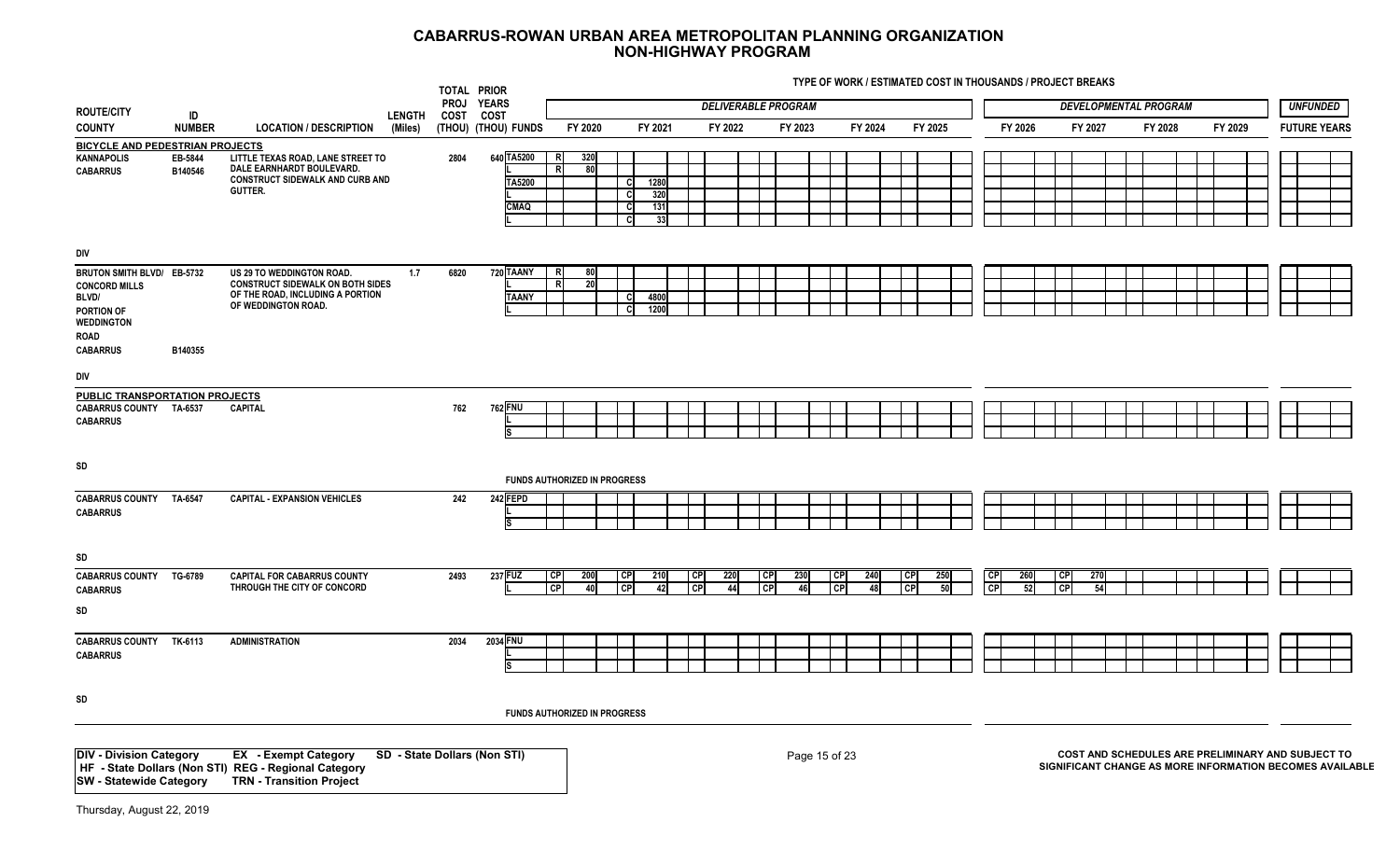# CABARRUS-ROWAN URBAN AREA METROPOLITAN PLANNING ORGANIZATION
## NON-HIGHWAY PROGRAM

TYPE OF WORK / ESTIMATED COST IN THOUSANDS / PROJECT BREAKS

| ROUTE/CITY COUNTY | ID NUMBER | LOCATION / DESCRIPTION | LENGTH (Miles) | TOTAL PROJ COST (THOU) | PRIOR YEARS COST (THOU) | FUNDS | FY 2020 | FY 2021 | FY 2022 | FY 2023 | FY 2024 | FY 2025 | FY 2026 | FY 2027 | FY 2028 | FY 2029 | FUTURE YEARS |
|---|---|---|---|---|---|---|---|---|---|---|---|---|---|---|---|---|---|
| | | | | | | | DELIVERABLE PROGRAM | | | | | | DEVELOPMENTAL PROGRAM | | | | UNFUNDED |
| **BICYCLE AND PEDESTRIAN PROJECTS** | | | | | | | | | | | | | | | | | |
| KANNAPOLIS CABARRUS | EB-5844 B140546 | LITTLE TEXAS ROAD, LANE STREET TO DALE EARNHARDT BOULEVARD. CONSTRUCT SIDEWALK AND CURB AND GUTTER. | | 2804 | 640 | TA5200 | R 320 | | | | | | | | | | |
| | | | | | | L | R 80 | | | | | | | | | | |
| | | | | | | TA5200 | | C 1280 | | | | | | | | | |
| | | | | | | L | | C 320 | | | | | | | | | |
| | | | | | | CMAQ | | C 131 | | | | | | | | | |
| | | | | | | L | | C 33 | | | | | | | | | |
| DIV | | | | | | | | | | | | | | | | | |
| BRUTON SMITH BLVD/ CONCORD MILLS BLVD/ PORTION OF WEDDINGTON ROAD CABARRUS | EB-5732 B140355 | US 29 TO WEDDINGTON ROAD. CONSTRUCT SIDEWALK ON BOTH SIDES OF THE ROAD, INCLUDING A PORTION OF WEDDINGTON ROAD. | 1.7 | 6820 | 720 | TAANY | R 80 | | | | | | | | | | |
| | | | | | | L | R 20 | | | | | | | | | | |
| | | | | | | TAANY | | C 4800 | | | | | | | | | |
| | | | | | | L | | C 1200 | | | | | | | | | |
| DIV | | | | | | | | | | | | | | | | | |
| **PUBLIC TRANSPORTATION PROJECTS** | | | | | | | | | | | | | | | | | |
| CABARRUS COUNTY CABARRUS | TA-6537 | CAPITAL | | 762 | 762 | FNU | | | | | | | | | | | |
| | | | | | | L | | | | | | | | | | | |
| | | | | | | S | | | | | | | | | | | |
| SD | | | | | | FUNDS AUTHORIZED IN PROGRESS | | | | | | | | | | | |
| CABARRUS COUNTY CABARRUS | TA-6547 | CAPITAL - EXPANSION VEHICLES | | 242 | 242 | FEPD | | | | | | | | | | | |
| | | | | | | L | | | | | | | | | | | |
| | | | | | | S | | | | | | | | | | | |
| SD | | | | | | | | | | | | | | | | | |
| CABARRUS COUNTY CABARRUS | TG-6789 | CAPITAL FOR CABARRUS COUNTY THROUGH THE CITY OF CONCORD | | 2493 | 237 | FUZ | CP 200 | CP 210 | CP 220 | CP 230 | CP 240 | CP 250 | CP 260 | CP 270 | | | |
| | | | | | | L | CP 40 | CP 42 | CP 44 | CP 46 | CP 48 | CP 50 | CP 52 | CP 54 | | | |
| SD | | | | | | | | | | | | | | | | | |
| CABARRUS COUNTY CABARRUS | TK-6113 | ADMINISTRATION | | 2034 | 2034 | FNU | | | | | | | | | | | |
| | | | | | | L | | | | | | | | | | | |
| | | | | | | S | | | | | | | | | | | |
| SD | | | | | | FUNDS AUTHORIZED IN PROGRESS | | | | | | | | | | | |

DIV - Division Category EX - Exempt Category SD - State Dollars (Non STI)
HF - State Dollars (Non STI) REG - Regional Category
SW - Statewide Category TRN - Transition Project

COST AND SCHEDULES ARE PRELIMINARY AND SUBJECT TO SIGNIFICANT CHANGE AS MORE INFORMATION BECOMES AVAILABLE

Thursday, August 22, 2019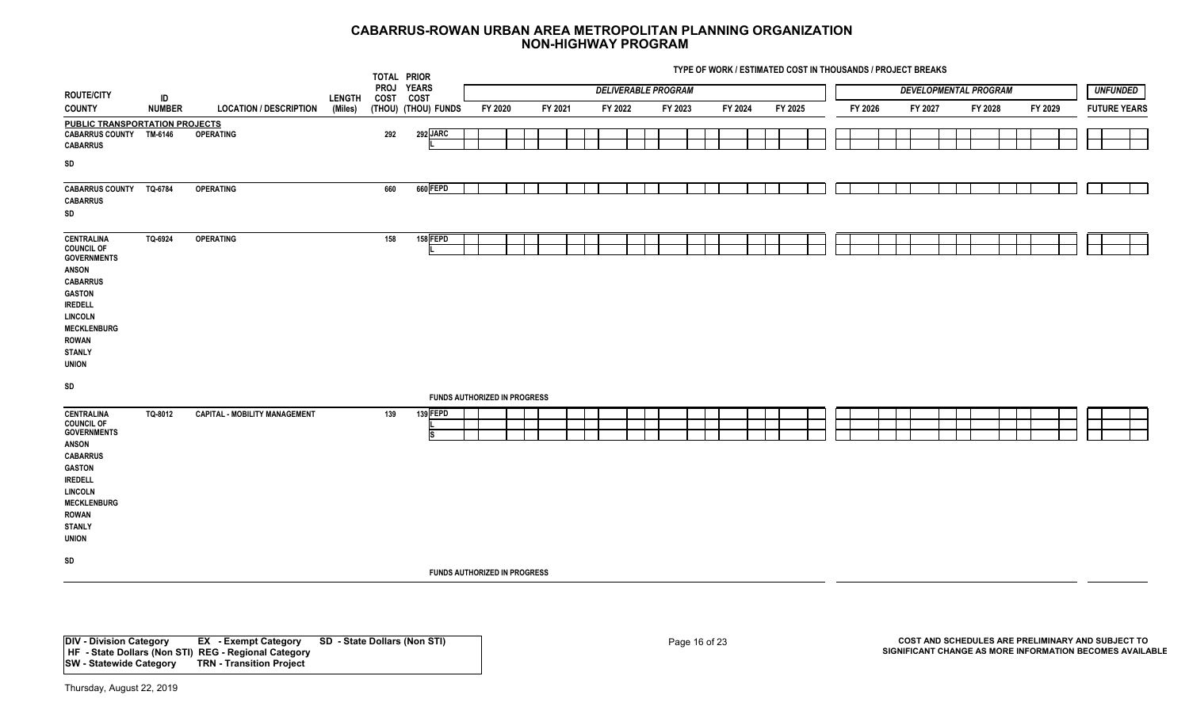# CABARRUS-ROWAN URBAN AREA METROPOLITAN PLANNING ORGANIZATION
## NON-HIGHWAY PROGRAM

TYPE OF WORK / ESTIMATED COST IN THOUSANDS / PROJECT BREAKS

| ROUTE/CITY COUNTY | ID NUMBER | LOCATION / DESCRIPTION | LENGTH (Miles) | TOTAL PROJ COST (THOU) | PRIOR YEARS COST (THOU) | FUNDS | DELIVERABLE PROGRAM FY 2020 | FY 2021 | FY 2022 | FY 2023 | FY 2024 | FY 2025 | DEVELOPMENTAL PROGRAM FY 2026 | FY 2027 | FY 2028 | FY 2029 | UNFUNDED FUTURE YEARS |
|---|---|---|---|---|---|---|---|---|---|---|---|---|---|---|---|---|---|
| **PUBLIC TRANSPORTATION PROJECTS** | | | | | | | | | | | | | | | | | |
| CABARRUS COUNTY<br>CABARRUS<br>SD | TM-6146 | OPERATING | | 292 | 292 | JARC<br>L | | | | | | | | | | | |
| CABARRUS COUNTY<br>CABARRUS<br>SD | TQ-6784 | OPERATING | | 660 | 660 | FEPD | | | | | | | | | | | |
| CENTRALINA COUNCIL OF GOVERNMENTS<br>ANSON<br>CABARRUS<br>GASTON<br>IREDELL<br>LINCOLN<br>MECKLENBURG<br>ROWAN<br>STANLY<br>UNION<br>SD | TQ-6924 | OPERATING<br><br>FUNDS AUTHORIZED IN PROGRESS | | 158 | 158 | FEPD<br>L | | | | | | | | | | | |
| CENTRALINA COUNCIL OF GOVERNMENTS<br>ANSON<br>CABARRUS<br>GASTON<br>IREDELL<br>LINCOLN<br>MECKLENBURG<br>ROWAN<br>STANLY<br>UNION<br>SD | TQ-8012 | CAPITAL - MOBILITY MANAGEMENT<br><br>FUNDS AUTHORIZED IN PROGRESS | | 139 | 139 | FEPD<br>L<br>S | | | | | | | | | | | |

| | | |
|---|---|---|
| **DIV - Division Category** | **EX - Exempt Category** | **SD - State Dollars (Non STI)** |
| **HF - State Dollars (Non STI)** | **REG - Regional Category** | |
| **SW - Statewide Category** | **TRN - Transition Project** | |

**COST AND SCHEDULES ARE PRELIMINARY AND SUBJECT TO SIGNIFICANT CHANGE AS MORE INFORMATION BECOMES AVAILABLE**

Thursday, August 22, 2019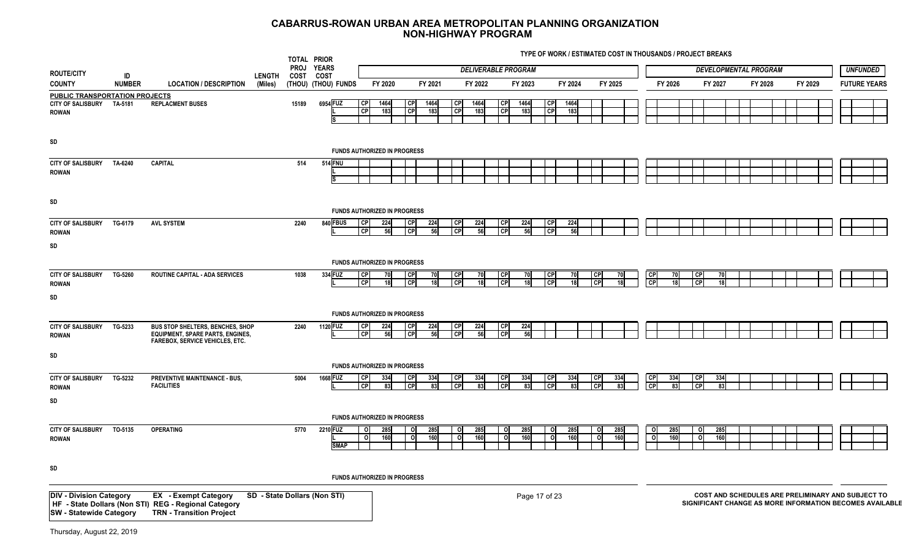# CABARRUS-ROWAN URBAN AREA METROPOLITAN PLANNING ORGANIZATION
## NON-HIGHWAY PROGRAM

TYPE OF WORK / ESTIMATED COST IN THOUSANDS / PROJECT BREAKS

| ROUTE/CITY COUNTY | ID NUMBER | LOCATION / DESCRIPTION | LENGTH (Miles) | TOTAL PROJ COST (THOU) | PRIOR YEARS COST (THOU) | FUNDS | FY 2020 | FY 2021 | FY 2022 | FY 2023 | FY 2024 | FY 2025 | FY 2026 | FY 2027 | FY 2028 | FY 2029 | UNFUNDED FUTURE YEARS |
|---|---|---|---|---|---|---|---|---|---|---|---|---|---|---|---|---|---|
| | | | | | | | *DELIVERABLE PROGRAM* | | | | | | *DEVELOPMENTAL PROGRAM* | | | | |
| **PUBLIC TRANSPORTATION PROJECTS** | | | | | | | | | | | | | | | | | |
| CITY OF SALISBURY ROWAN SD | TA-5181 | REPLACMENT BUSES | | 15189 | 6954 | FUZ | CP 1464 | CP 1464 | CP 1464 | CP 1464 | CP 1464 | | | | | | |
| | | | | | | L | CP 183 | CP 183 | CP 183 | CP 183 | CP 183 | | | | | | |
| | | | | | | S | | | | | | | | | | | |
| | | FUNDS AUTHORIZED IN PROGRESS | | | | | | | | | | | | | | | |
| CITY OF SALISBURY ROWAN SD | TA-6240 | CAPITAL | | 514 | 514 | FNU | | | | | | | | | | | |
| | | | | | | L | | | | | | | | | | | |
| | | | | | | S | | | | | | | | | | | |
| | | FUNDS AUTHORIZED IN PROGRESS | | | | | | | | | | | | | | | |
| CITY OF SALISBURY ROWAN SD | TG-6179 | AVL SYSTEM | | 2240 | 840 | FBUS | CP 224 | CP 224 | CP 224 | CP 224 | CP 224 | | | | | | |
| | | | | | | L | CP 56 | CP 56 | CP 56 | CP 56 | CP 56 | | | | | | |
| | | FUNDS AUTHORIZED IN PROGRESS | | | | | | | | | | | | | | | |
| CITY OF SALISBURY ROWAN SD | TG-5260 | ROUTINE CAPITAL - ADA SERVICES | | 1038 | 334 | FUZ | CP 70 | CP 70 | CP 70 | CP 70 | CP 70 | CP 70 | CP 70 | CP 70 | | | |
| | | | | | | L | CP 18 | CP 18 | CP 18 | CP 18 | CP 18 | CP 18 | CP 18 | CP 18 | | | |
| | | FUNDS AUTHORIZED IN PROGRESS | | | | | | | | | | | | | | | |
| CITY OF SALISBURY ROWAN SD | TG-5233 | BUS STOP SHELTERS, BENCHES, SHOP EQUIPMENT, SPARE PARTS, ENGINES, FAREBOX, SERVICE VEHICLES, ETC. | | 2240 | 1120 | FUZ | CP 224 | CP 224 | CP 224 | CP 224 | | | | | | | |
| | | | | | | L | CP 56 | CP 56 | CP 56 | CP 56 | | | | | | | |
| | | FUNDS AUTHORIZED IN PROGRESS | | | | | | | | | | | | | | | |
| CITY OF SALISBURY ROWAN SD | TG-5232 | PREVENTIVE MAINTENANCE - BUS, FACILITIES | | 5004 | 1668 | FUZ | CP 334 | CP 334 | CP 334 | CP 334 | CP 334 | CP 334 | CP 334 | CP 334 | | | |
| | | | | | | L | CP 83 | CP 83 | CP 83 | CP 83 | CP 83 | CP 83 | CP 83 | CP 83 | | | |
| | | FUNDS AUTHORIZED IN PROGRESS | | | | | | | | | | | | | | | |
| CITY OF SALISBURY ROWAN SD | TO-5135 | OPERATING | | 5770 | 2210 | FUZ | O 285 | O 285 | O 285 | O 285 | O 285 | O 285 | O 285 | O 285 | | | |
| | | | | | | L | O 160 | O 160 | O 160 | O 160 | O 160 | O 160 | O 160 | O 160 | | | |
| | | | | | | SMAP | | | | | | | | | | | |
| | | FUNDS AUTHORIZED IN PROGRESS | | | | | | | | | | | | | | | |

| | | |
|---|---|---|
| **DIV - Division Category** | **EX - Exempt Category** | **SD - State Dollars (Non STI)** |
| **HF - State Dollars (Non STI)** | **REG - Regional Category** | |
| **SW - Statewide Category** | **TRN - Transition Project** | |

**COST AND SCHEDULES ARE PRELIMINARY AND SUBJECT TO SIGNIFICANT CHANGE AS MORE INFORMATION BECOMES AVAILABLE**

Thursday, August 22, 2019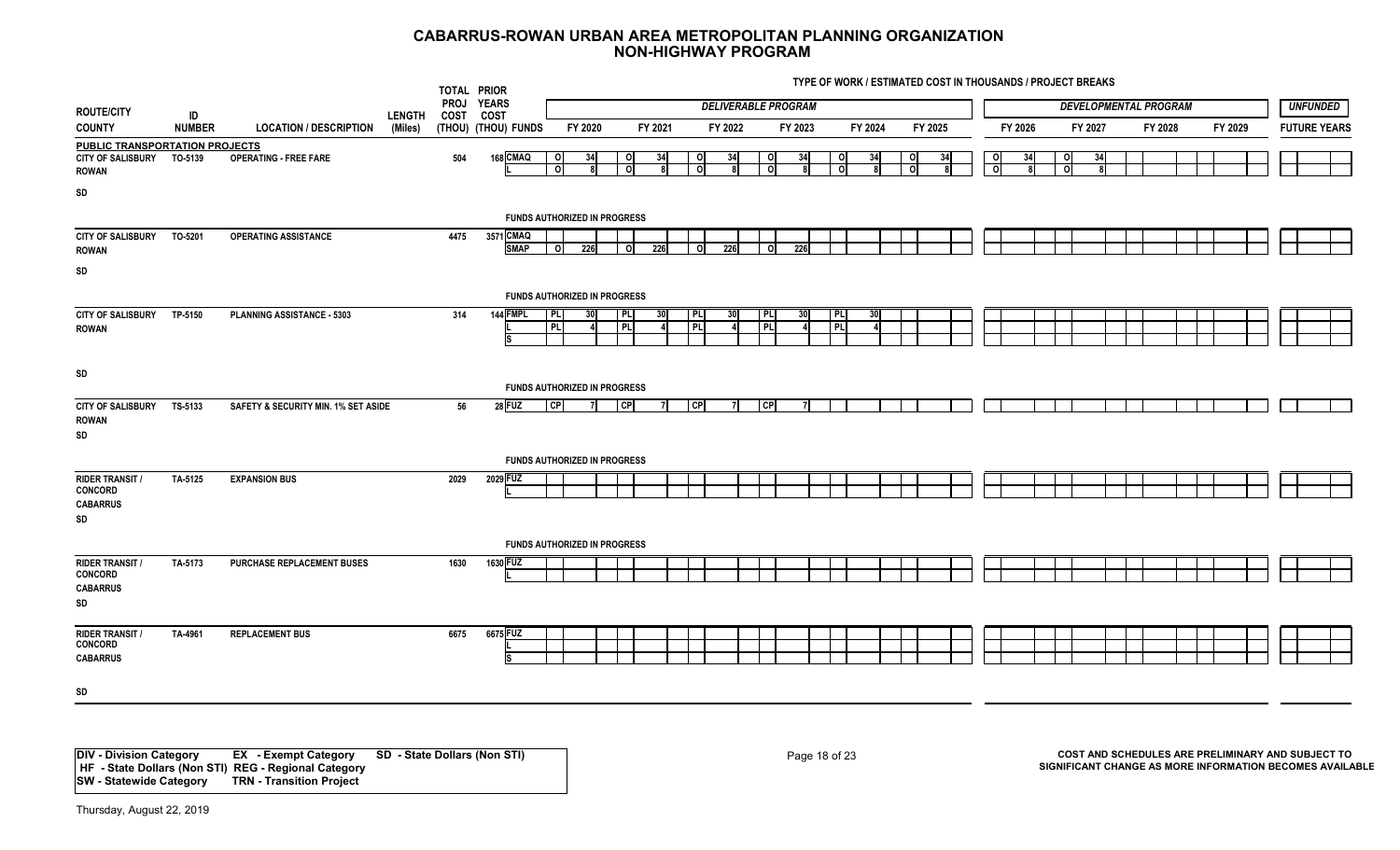# CABARRUS-ROWAN URBAN AREA METROPOLITAN PLANNING ORGANIZATION
## NON-HIGHWAY PROGRAM

TYPE OF WORK / ESTIMATED COST IN THOUSANDS / PROJECT BREAKS

| ROUTE/CITY COUNTY | ID NUMBER | LOCATION / DESCRIPTION | LENGTH (Miles) | TOTAL PROJ COST (THOU) | PRIOR YEARS COST (THOU) | FUNDS | FY 2020 | FY 2021 | FY 2022 | FY 2023 | FY 2024 | FY 2025 | FY 2026 | FY 2027 | FY 2028 | FY 2029 | UNFUNDED FUTURE YEARS |
|---|---|---|---|---|---|---|---|---|---|---|---|---|---|---|---|---|---|
| | | | | | | | *DELIVERABLE PROGRAM* | | | | | | *DEVELOPMENTAL PROGRAM* | | | | |
| **PUBLIC TRANSPORTATION PROJECTS** | | | | | | | | | | | | | | | | | |
| CITY OF SALISBURY ROWAN SD | TO-5139 | OPERATING - FREE FARE | | 504 | 168 | CMAQ | O 34 | O 34 | O 34 | O 34 | O 34 | O 34 | O 34 | O 34 | | | |
| | | | | | | L | O 8 | O 8 | O 8 | O 8 | O 8 | O 8 | O 8 | O 8 | | | |
| | | FUNDS AUTHORIZED IN PROGRESS | | | | | | | | | | | | | | | |
| CITY OF SALISBURY ROWAN SD | TO-5201 | OPERATING ASSISTANCE | | 4475 | 3571 | CMAQ | | | | | | | | | | | |
| | | | | | | SMAP | O 226 | O 226 | O 226 | O 226 | | | | | | | |
| | | FUNDS AUTHORIZED IN PROGRESS | | | | | | | | | | | | | | | |
| CITY OF SALISBURY ROWAN SD | TP-5150 | PLANNING ASSISTANCE - 5303 | | 314 | 144 | FMPL | PL 30 | PL 30 | PL 30 | PL 30 | PL 30 | | | | | | |
| | | | | | | L | PL 4 | PL 4 | PL 4 | PL 4 | PL 4 | | | | | | |
| | | | | | | S | | | | | | | | | | | |
| | | FUNDS AUTHORIZED IN PROGRESS | | | | | | | | | | | | | | | |
| CITY OF SALISBURY ROWAN SD | TS-5133 | SAFETY & SECURITY MIN. 1% SET ASIDE | | 56 | 28 | FUZ | CP 7 | CP 7 | CP 7 | CP 7 | | | | | | | |
| | | FUNDS AUTHORIZED IN PROGRESS | | | | | | | | | | | | | | | |
| RIDER TRANSIT / CONCORD CABARRUS SD | TA-5125 | EXPANSION BUS | | 2029 | 2029 | FUZ | | | | | | | | | | | |
| | | | | | | L | | | | | | | | | | | |
| | | FUNDS AUTHORIZED IN PROGRESS | | | | | | | | | | | | | | | |
| RIDER TRANSIT / CONCORD CABARRUS SD | TA-5173 | PURCHASE REPLACEMENT BUSES | | 1630 | 1630 | FUZ | | | | | | | | | | | |
| | | | | | | L | | | | | | | | | | | |
| RIDER TRANSIT / CONCORD CABARRUS SD | TA-4961 | REPLACEMENT BUS | | 6675 | 6675 | FUZ | | | | | | | | | | | |
| | | | | | | L | | | | | | | | | | | |
| | | | | | | S | | | | | | | | | | | |

DIV - Division Category  EX - Exempt Category  SD - State Dollars (Non STI)
HF - State Dollars (Non STI)  REG - Regional Category
SW - Statewide Category  TRN - Transition Project

COST AND SCHEDULES ARE PRELIMINARY AND SUBJECT TO SIGNIFICANT CHANGE AS MORE INFORMATION BECOMES AVAILABLE

Thursday, August 22, 2019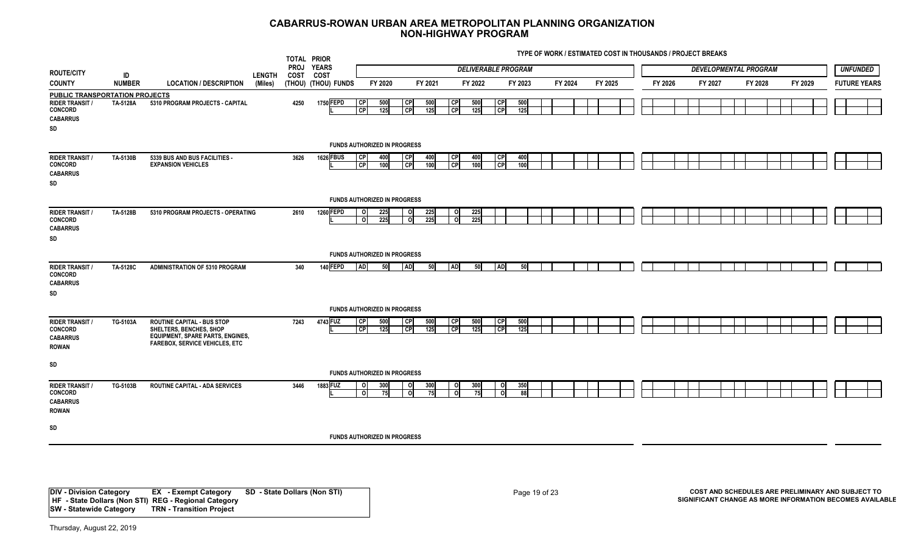# CABARRUS-ROWAN URBAN AREA METROPOLITAN PLANNING ORGANIZATION
# NON-HIGHWAY PROGRAM

TYPE OF WORK / ESTIMATED COST IN THOUSANDS / PROJECT BREAKS

| ROUTE/CITY COUNTY | ID NUMBER | LOCATION / DESCRIPTION | LENGTH (Miles) | TOTAL PROJ COST (THOU) | PRIOR YEARS COST (THOU) | FUNDS | FY 2020 | FY 2021 | FY 2022 | FY 2023 | FY 2024 | FY 2025 | FY 2026 | FY 2027 | FY 2028 | FY 2029 | UNFUNDED FUTURE YEARS |
|---|---|---|---|---|---|---|---|---|---|---|---|---|---|---|---|---|---|
| | | | | | | | *DELIVERABLE PROGRAM* | | | | | | *DEVELOPMENTAL PROGRAM* | | | | |
| **PUBLIC TRANSPORTATION PROJECTS** | | | | | | | | | | | | | | | | | |
| RIDER TRANSIT / CONCORD CABARRUS SD | TA-5128A | 5310 PROGRAM PROJECTS - CAPITAL | | 4250 | 1750 | FEPD | CP 500 | CP 500 | CP 500 | CP 500 | | | | | | | |
| | | | | | | L | CP 125 | CP 125 | CP 125 | CP 125 | | | | | | | |
| | | | | | | FUNDS AUTHORIZED IN PROGRESS | | | | | | | | | | | |
| RIDER TRANSIT / CONCORD CABARRUS SD | TA-5130B | 5339 BUS AND BUS FACILITIES - EXPANSION VEHICLES | | 3626 | 1626 | FBUS | CP 400 | CP 400 | CP 400 | CP 400 | | | | | | | |
| | | | | | | L | CP 100 | CP 100 | CP 100 | CP 100 | | | | | | | |
| | | | | | | FUNDS AUTHORIZED IN PROGRESS | | | | | | | | | | | |
| RIDER TRANSIT / CONCORD CABARRUS SD | TA-5128B | 5310 PROGRAM PROJECTS - OPERATING | | 2610 | 1260 | FEPD | O 225 | O 225 | O 225 | | | | | | | | |
| | | | | | | L | O 225 | O 225 | O 225 | | | | | | | | |
| | | | | | | FUNDS AUTHORIZED IN PROGRESS | | | | | | | | | | | |
| RIDER TRANSIT / CONCORD CABARRUS SD | TA-5128C | ADMINISTRATION OF 5310 PROGRAM | | 340 | 140 | FEPD | AD 50 | AD 50 | AD 50 | AD 50 | | | | | | | |
| | | | | | | FUNDS AUTHORIZED IN PROGRESS | | | | | | | | | | | |
| RIDER TRANSIT / CONCORD CABARRUS ROWAN SD | TG-5103A | ROUTINE CAPITAL - BUS STOP SHELTERS, BENCHES, SHOP EQUIPMENT, SPARE PARTS, ENGINES, FAREBOX, SERVICE VEHICLES, ETC | | 7243 | 4743 | FUZ | CP 500 | CP 500 | CP 500 | CP 500 | | | | | | | |
| | | | | | | L | CP 125 | CP 125 | CP 125 | CP 125 | | | | | | | |
| | | | | | | FUNDS AUTHORIZED IN PROGRESS | | | | | | | | | | | |
| RIDER TRANSIT / CONCORD CABARRUS ROWAN SD | TG-5103B | ROUTINE CAPITAL - ADA SERVICES | | 3446 | 1883 | FUZ | O 300 | O 300 | O 300 | O 350 | | | | | | | |
| | | | | | | L | O 75 | O 75 | O 75 | O 88 | | | | | | | |
| | | | | | | FUNDS AUTHORIZED IN PROGRESS | | | | | | | | | | | |

**DIV - Division Category** **EX - Exempt Category** **SD - State Dollars (Non STI)**
**HF - State Dollars (Non STI)** **REG - Regional Category**
**SW - Statewide Category** **TRN - Transition Project**

**COST AND SCHEDULES ARE PRELIMINARY AND SUBJECT TO SIGNIFICANT CHANGE AS MORE INFORMATION BECOMES AVAILABLE**

Thursday, August 22, 2019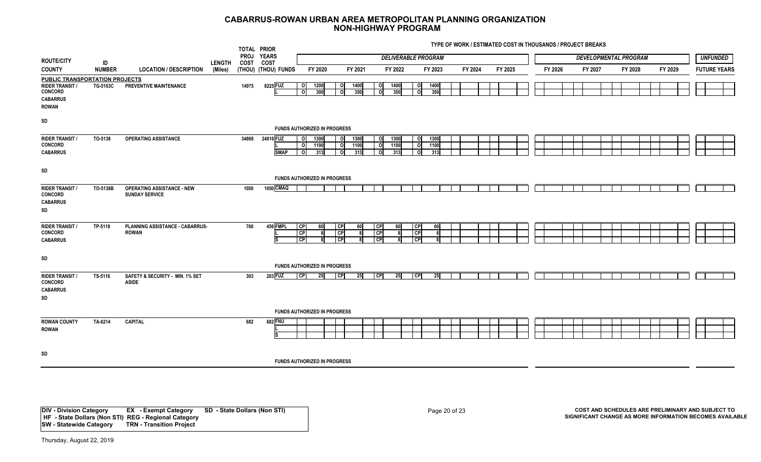# CABARRUS-ROWAN URBAN AREA METROPOLITAN PLANNING ORGANIZATION
## NON-HIGHWAY PROGRAM

TYPE OF WORK / ESTIMATED COST IN THOUSANDS / PROJECT BREAKS

| ROUTE/CITY COUNTY | ID NUMBER | LOCATION / DESCRIPTION | LENGTH (Miles) | TOTAL PROJ COST (THOU) | PRIOR YEARS COST (THOU) | FUNDS | FY 2020 | | FY 2021 | | FY 2022 | | FY 2023 | | FY 2024 | FY 2025 | FY 2026 | FY 2027 | FY 2028 | FY 2029 | FUTURE YEARS |
|---|---|---|---|---|---|---|---|---|---|---|---|---|---|---|---|---|---|---|---|---|---|
| | | | | | | | *DELIVERABLE PROGRAM* | | | | | | | | | | *DEVELOPMENTAL PROGRAM* | | | | *UNFUNDED* |
| **PUBLIC TRANSPORTATION PROJECTS** | | | | | | | | | | | | | | | | | | | | | |
| RIDER TRANSIT / CONCORD CABARRUS ROWAN SD | TG-5103C | PREVENTIVE MAINTENANCE | | 14975 | 8225 | FUZ | O | 1200 | O | 1400 | O | 1400 | O | 1400 | | | | | | | |
| | | | | | | L | O | 300 | O | 350 | O | 350 | O | 350 | | | | | | | |
| | | FUNDS AUTHORIZED IN PROGRESS | | | | | | | | | | | | | | | | | | | |
| RIDER TRANSIT / CONCORD CABARRUS SD | TO-5138 | OPERATING ASSISTANCE | | 34868 | 24016 | FUZ | O | 1300 | O | 1300 | O | 1300 | O | 1300 | | | | | | | |
| | | | | | | L | O | 1100 | O | 1100 | O | 1100 | O | 1100 | | | | | | | |
| | | | | | | SMAP | O | 313 | O | 313 | O | 313 | O | 313 | | | | | | | |
| | | FUNDS AUTHORIZED IN PROGRESS | | | | | | | | | | | | | | | | | | | |
| RIDER TRANSIT / CONCORD CABARRUS SD | TO-5138B | OPERATING ASSISTANCE - NEW SUNDAY SERVICE | | 1050 | 1050 | CMAQ | | | | | | | | | | | | | | | |
| RIDER TRANSIT / CONCORD CABARRUS SD | TP-5118 | PLANNING ASSISTANCE - CABARRUS-ROWAN | | 760 | 456 | FMPL | CP | 60 | CP | 60 | CP | 60 | CP | 60 | | | | | | | |
| | | | | | | L | CP | 8 | CP | 8 | CP | 8 | CP | 8 | | | | | | | |
| | | | | | | S | CP | 8 | CP | 8 | CP | 8 | CP | 8 | | | | | | | |
| | | FUNDS AUTHORIZED IN PROGRESS | | | | | | | | | | | | | | | | | | | |
| RIDER TRANSIT / CONCORD CABARRUS SD | TS-5116 | SAFETY & SECURITY - MIN. 1% SET ASIDE | | 303 | 203 | FUZ | CP | 25 | CP | 25 | CP | 25 | CP | 25 | | | | | | | |
| | | FUNDS AUTHORIZED IN PROGRESS | | | | | | | | | | | | | | | | | | | |
| ROWAN COUNTY ROWAN SD | TA-6214 | CAPITAL | | 682 | 682 | FNU | | | | | | | | | | | | | | | |
| | | | | | | L | | | | | | | | | | | | | | | |
| | | | | | | S | | | | | | | | | | | | | | | |
| | | FUNDS AUTHORIZED IN PROGRESS | | | | | | | | | | | | | | | | | | | |

**DIV - Division Category** **EX - Exempt Category** **SD - State Dollars (Non STI)**
**HF - State Dollars (Non STI)** **REG - Regional Category**
**SW - Statewide Category** **TRN - Transition Project**

**COST AND SCHEDULES ARE PRELIMINARY AND SUBJECT TO SIGNIFICANT CHANGE AS MORE INFORMATION BECOMES AVAILABLE**

Thursday, August 22, 2019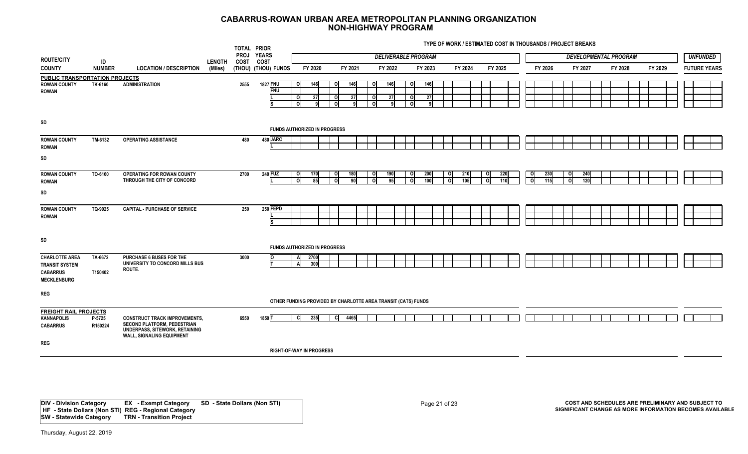# CABARRUS-ROWAN URBAN AREA METROPOLITAN PLANNING ORGANIZATION
## NON-HIGHWAY PROGRAM

TYPE OF WORK / ESTIMATED COST IN THOUSANDS / PROJECT BREAKS

| ROUTE/CITY COUNTY | ID NUMBER | LOCATION / DESCRIPTION | LENGTH (Miles) | TOTAL PROJ COST (THOU) | PRIOR YEARS COST (THOU) | FUNDS | FY 2020 | FY 2021 | FY 2022 | FY 2023 | FY 2024 | FY 2025 | FY 2026 | FY 2027 | FY 2028 | FY 2029 | FUTURE YEARS |
|---|---|---|---|---|---|---|---|---|---|---|---|---|---|---|---|---|---|
| | | | | | | | *DELIVERABLE PROGRAM* | | | | | | *DEVELOPMENTAL PROGRAM* | | | | *UNFUNDED* |
| **PUBLIC TRANSPORTATION PROJECTS** | | | | | | | | | | | | | | | | | |
| ROWAN COUNTY ROWAN | TK-6160 | ADMINISTRATION | | 2555 | 1827 | FNU | O 146 | O 146 | O 146 | O 146 | | | | | | | |
| | | | | | | FNU | | | | | | | | | | | |
| | | | | | | L | O 27 | O 27 | O 27 | O 27 | | | | | | | |
| | | | | | | S | O 9 | O 9 | O 9 | O 9 | | | | | | | |
| SD | | | | | | FUNDS AUTHORIZED IN PROGRESS | | | | | | | | | | | |
| ROWAN COUNTY ROWAN | TM-6132 | OPERATING ASSISTANCE | | 480 | 480 | JARC | | | | | | | | | | | |
| | | | | | | L | | | | | | | | | | | |
| SD | | | | | | | | | | | | | | | | | |
| ROWAN COUNTY ROWAN | TO-6160 | OPERATING FOR ROWAN COUNTY THROUGH THE CITY OF CONCORD | | 2700 | 240 | FUZ | O 170 | O 180 | O 190 | O 200 | O 210 | O 220 | O 230 | O 240 | | | |
| | | | | | | L | O 85 | O 90 | O 95 | O 100 | O 105 | O 110 | O 115 | O 120 | | | |
| SD | | | | | | | | | | | | | | | | | |
| ROWAN COUNTY ROWAN | TQ-9025 | CAPITAL - PURCHASE OF SERVICE | | 250 | 250 | FEPD | | | | | | | | | | | |
| | | | | | | L | | | | | | | | | | | |
| | | | | | | S | | | | | | | | | | | |
| SD | | | | | | FUNDS AUTHORIZED IN PROGRESS | | | | | | | | | | | |
| CHARLOTTE AREA TRANSIT SYSTEM CABARRUS MECKLENBURG | TA-6672 T150402 | PURCHASE 6 BUSES FOR THE UNIVERSITY TO CONCORD MILLS BUS ROUTE. | | 3000 | | O | A 2700 | | | | | | | | | | |
| | | | | | | T | A 300 | | | | | | | | | | |
| REG | | | | | | OTHER FUNDING PROVIDED BY CHARLOTTE AREA TRANSIT (CATS) FUNDS | | | | | | | | | | | |
| **FREIGHT RAIL PROJECTS** | | | | | | | | | | | | | | | | | |
| KANNAPOLIS CABARRUS | P-5725 R150224 | CONSTRUCT TRACK IMPROVEMENTS, SECOND PLATFORM, PEDESTRIAN UNDERPASS, SITEWORK, RETAINING WALL, SIGNALING EQUIPMENT | | 6550 | 1850 | T | C 235 | C 4465 | | | | | | | | | |
| REG | | | | | | RIGHT-OF-WAY IN PROGRESS | | | | | | | | | | | |

| | | |
|---|---|---|
| **DIV - Division Category** | **EX - Exempt Category** | **SD - State Dollars (Non STI)** |
| **HF - State Dollars (Non STI)** | **REG - Regional Category** | |
| **SW - Statewide Category** | **TRN - Transition Project** | |

**COST AND SCHEDULES ARE PRELIMINARY AND SUBJECT TO SIGNIFICANT CHANGE AS MORE INFORMATION BECOMES AVAILABLE**

Thursday, August 22, 2019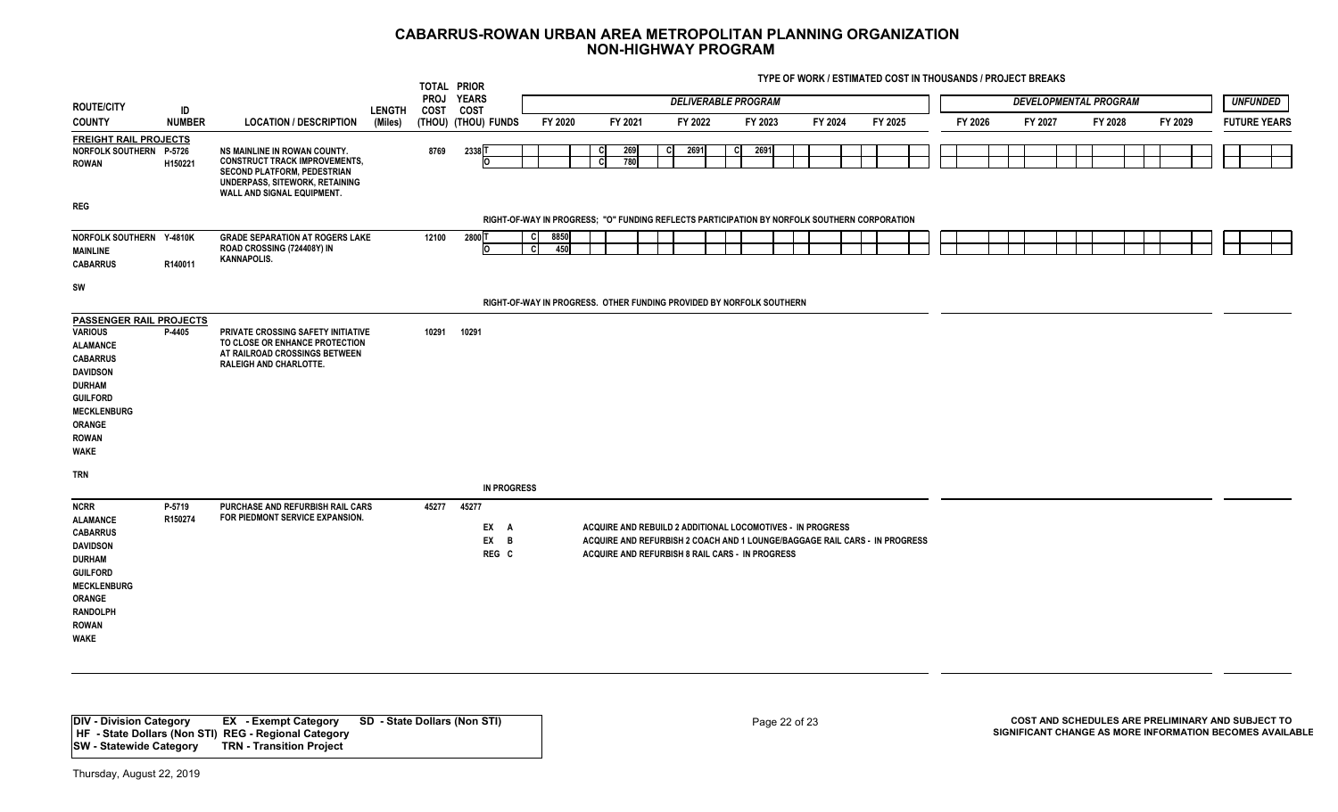# CABARRUS-ROWAN URBAN AREA METROPOLITAN PLANNING ORGANIZATION
## NON-HIGHWAY PROGRAM

TYPE OF WORK / ESTIMATED COST IN THOUSANDS / PROJECT BREAKS

| ROUTE/CITY COUNTY | ID NUMBER | LOCATION / DESCRIPTION | LENGTH (Miles) | TOTAL PROJ COST (THOU) | PRIOR YEARS COST (THOU) | FUNDS | FY 2020 | FY 2021 | FY 2022 | FY 2023 | FY 2024 | FY 2025 | FY 2026 | FY 2027 | FY 2028 | FY 2029 | FUTURE YEARS |
|---|---|---|---|---|---|---|---|---|---|---|---|---|---|---|---|---|---|
| | | | | | | | DELIVERABLE PROGRAM | | | | | | DEVELOPMENTAL PROGRAM | | | | UNFUNDED |
| **FREIGHT RAIL PROJECTS** | | | | | | | | | | | | | | | | | |
| NORFOLK SOUTHERN ROWAN REG | P-5726 H150221 | NS MAINLINE IN ROWAN COUNTY. CONSTRUCT TRACK IMPROVEMENTS, SECOND PLATFORM, PEDESTRIAN UNDERPASS, SITEWORK, RETAINING WALL AND SIGNAL EQUIPMENT. | | 8769 | 2338 | T | | C 269 | C 2691 | C 2691 | | | | | | | |
| | | | | | | O | | C 780 | | | | | | | | | |
| | | RIGHT-OF-WAY IN PROGRESS; "O" FUNDING REFLECTS PARTICIPATION BY NORFOLK SOUTHERN CORPORATION | | | | | | | | | | | | | | | |
| NORFOLK SOUTHERN MAINLINE CABARRUS SW | Y-4810K R140011 | GRADE SEPARATION AT ROGERS LAKE ROAD CROSSING (724408Y) IN KANNAPOLIS. | | 12100 | 2800 | T | C 8850 | | | | | | | | | | |
| | | | | | | O | C 450 | | | | | | | | | | |
| | | RIGHT-OF-WAY IN PROGRESS. OTHER FUNDING PROVIDED BY NORFOLK SOUTHERN | | | | | | | | | | | | | | | |
| **PASSENGER RAIL PROJECTS** | | | | | | | | | | | | | | | | | |
| VARIOUS ALAMANCE CABARRUS DAVIDSON DURHAM GUILFORD MECKLENBURG ORANGE ROWAN WAKE TRN | P-4405 | PRIVATE CROSSING SAFETY INITIATIVE TO CLOSE OR ENHANCE PROTECTION AT RAILROAD CROSSINGS BETWEEN RALEIGH AND CHARLOTTE. | | 10291 | 10291 | | | | | | | | | | | | |
| | | | | | IN PROGRESS | | | | | | | | | | | | |
| NCRR ALAMANCE CABARRUS DAVIDSON DURHAM GUILFORD MECKLENBURG ORANGE RANDOLPH ROWAN WAKE | P-5719 R150274 | PURCHASE AND REFURBISH RAIL CARS FOR PIEDMONT SERVICE EXPANSION. | | 45277 | 45277 | EX A | ACQUIRE AND REBUILD 2 ADDITIONAL LOCOMOTIVES - IN PROGRESS | | | | | | | | | | |
| | | | | | | EX B | ACQUIRE AND REFURBISH 2 COACH AND 1 LOUNGE/BAGGAGE RAIL CARS - IN PROGRESS | | | | | | | | | | |
| | | | | | | REG C | ACQUIRE AND REFURBISH 8 RAIL CARS - IN PROGRESS | | | | | | | | | | |

DIV - Division Category | EX - Exempt Category | SD - State Dollars (Non STI)
HF - State Dollars (Non STI) | REG - Regional Category
SW - Statewide Category | TRN - Transition Project

COST AND SCHEDULES ARE PRELIMINARY AND SUBJECT TO SIGNIFICANT CHANGE AS MORE INFORMATION BECOMES AVAILABLE

Thursday, August 22, 2019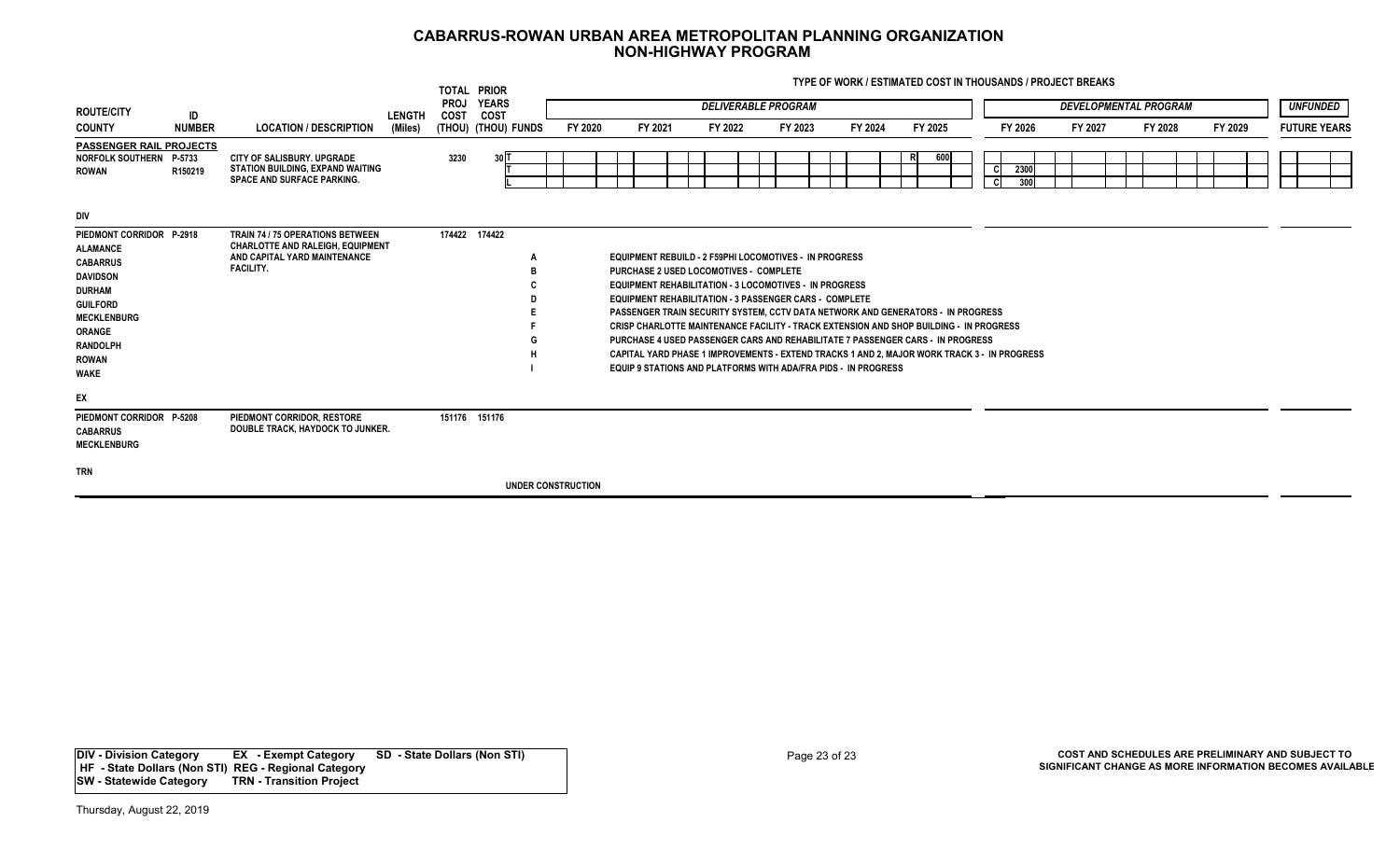# CABARRUS-ROWAN URBAN AREA METROPOLITAN PLANNING ORGANIZATION
## NON-HIGHWAY PROGRAM

TYPE OF WORK / ESTIMATED COST IN THOUSANDS / PROJECT BREAKS

| ROUTE/CITY COUNTY | ID NUMBER | LOCATION / DESCRIPTION | LENGTH (Miles) | TOTAL PROJ COST (THOU) | PRIOR YEARS COST (THOU) | FUNDS | FY 2020 | FY 2021 | FY 2022 | FY 2023 | FY 2024 | FY 2025 | FY 2026 | FY 2027 | FY 2028 | FY 2029 | UNFUNDED FUTURE YEARS |
|---|---|---|---|---|---|---|---|---|---|---|---|---|---|---|---|---|---|
| | | | | | | | DELIVERABLE PROGRAM | | | | | | DEVELOPMENTAL PROGRAM | | | | |
| **PASSENGER RAIL PROJECTS** | | | | | | | | | | | | | | | | | |
| NORFOLK SOUTHERN ROWAN | P-5733 R150219 | CITY OF SALISBURY. UPGRADE STATION BUILDING, EXPAND WAITING SPACE AND SURFACE PARKING. | | 3230 | 30 | T | | | | | | R 600 | C 2300 | | | | |
| | | | | | | T | | | | | | | C 300 | | | | |
| | | | | | | L | | | | | | | | | | | |
| DIV | | | | | | | | | | | | | | | | | |
| PIEDMONT CORRIDOR ALAMANCE CABARRUS DAVIDSON DURHAM GUILFORD MECKLENBURG ORANGE RANDOLPH ROWAN WAKE | P-2918 | TRAIN 74 / 75 OPERATIONS BETWEEN CHARLOTTE AND RALEIGH, EQUIPMENT AND CAPITAL YARD MAINTENANCE FACILITY. | | 174422 | 174422 | A | EQUIPMENT REBUILD - 2 F59PHI LOCOMOTIVES - IN PROGRESS | | | | | | | | | | |
| | | | | | | B | PURCHASE 2 USED LOCOMOTIVES - COMPLETE | | | | | | | | | | |
| | | | | | | C | EQUIPMENT REHABILITATION - 3 LOCOMOTIVES - IN PROGRESS | | | | | | | | | | |
| | | | | | | D | EQUIPMENT REHABILITATION - 3 PASSENGER CARS - COMPLETE | | | | | | | | | | |
| | | | | | | E | PASSENGER TRAIN SECURITY SYSTEM, CCTV DATA NETWORK AND GENERATORS - IN PROGRESS | | | | | | | | | | |
| | | | | | | F | CRISP CHARLOTTE MAINTENANCE FACILITY - TRACK EXTENSION AND SHOP BUILDING - IN PROGRESS | | | | | | | | | | |
| | | | | | | G | PURCHASE 4 USED PASSENGER CARS AND REHABILITATE 7 PASSENGER CARS - IN PROGRESS | | | | | | | | | | |
| | | | | | | H | CAPITAL YARD PHASE 1 IMPROVEMENTS - EXTEND TRACKS 1 AND 2, MAJOR WORK TRACK 3 - IN PROGRESS | | | | | | | | | | |
| | | | | | | I | EQUIP 9 STATIONS AND PLATFORMS WITH ADA/FRA PIDS - IN PROGRESS | | | | | | | | | | |
| EX | | | | | | | | | | | | | | | | | |
| PIEDMONT CORRIDOR CABARRUS MECKLENBURG | P-5208 | PIEDMONT CORRIDOR, RESTORE DOUBLE TRACK, HAYDOCK TO JUNKER. | | 151176 | 151176 | | | | | | | | | | | | |
| TRN | | | | | | | UNDER CONSTRUCTION | | | | | | | | | | |

| | | |
|---|---|---|
| DIV - Division Category | EX - Exempt Category | SD - State Dollars (Non STI) |
| HF - State Dollars (Non STI) | REG - Regional Category | |
| SW - Statewide Category | TRN - Transition Project | |

COST AND SCHEDULES ARE PRELIMINARY AND SUBJECT TO SIGNIFICANT CHANGE AS MORE INFORMATION BECOMES AVAILABLE

Thursday, August 22, 2019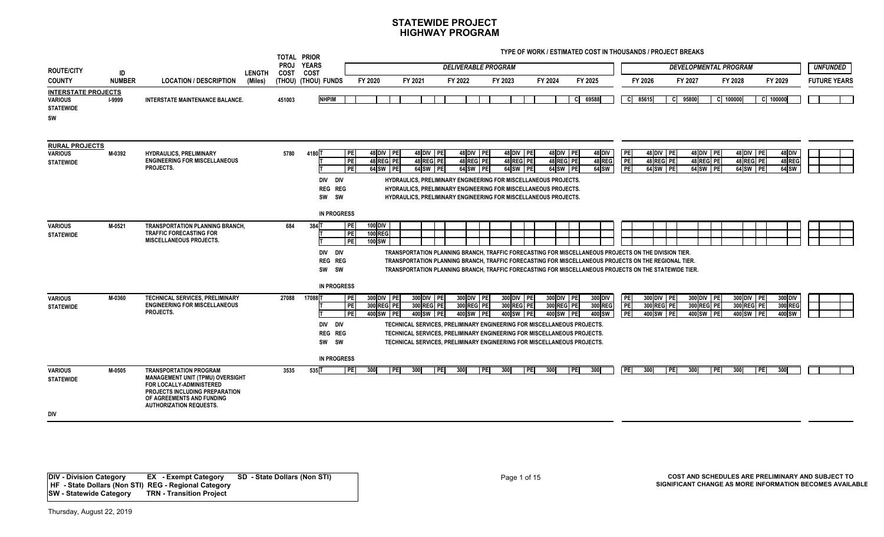# STATEWIDE PROJECT
## HIGHWAY PROGRAM

TYPE OF WORK / ESTIMATED COST IN THOUSANDS / PROJECT BREAKS

| ROUTE/CITY COUNTY | ID NUMBER | LOCATION / DESCRIPTION | LENGTH (Miles) | TOTAL PROJ COST (THOU) | PRIOR YEARS COST (THOU) | FUNDS | FY 2020 | FY 2021 | FY 2022 | FY 2023 | FY 2024 | FY 2025 | FY 2026 | FY 2027 | FY 2028 | FY 2029 | UNFUNDED FUTURE YEARS |
|---|---|---|---|---|---|---|---|---|---|---|---|---|---|---|---|---|---|
| | | | | | | | *DELIVERABLE PROGRAM* | | | | | | *DEVELOPMENTAL PROGRAM* | | | | *UNFUNDED* |
| **INTERSTATE PROJECTS** | | | | | | | | | | | | | | | | | |
| VARIOUS STATEWIDE SW | I-9999 | INTERSTATE MAINTENANCE BALANCE. | | 451003 | | NHPIM | | | | | | C 69588 | C 85615 | C 95800 | C 100000 | C 100000 | |
| **RURAL PROJECTS** | | | | | | | | | | | | | | | | | |
| VARIOUS STATEWIDE | M-0392 | HYDRAULICS, PRELIMINARY ENGINEERING FOR MISCELLANEOUS PROJECTS. | | 5780 | 4180 | T | PE 48 DIV | PE 48 DIV | PE 48 DIV | PE 48 DIV | PE 48 DIV | PE 48 DIV | PE 48 DIV | PE 48 DIV | PE 48 DIV | PE 48 DIV | |
| | | | | | | T | PE 48 REG | PE 48 REG | PE 48 REG | PE 48 REG | PE 48 REG | PE 48 REG | PE 48 REG | PE 48 REG | PE 48 REG | PE 48 REG | |
| | | | | | | T | PE 64 SW | PE 64 SW | PE 64 SW | PE 64 SW | PE 64 SW | PE 64 SW | PE 64 SW | PE 64 SW | PE 64 SW | PE 64 SW | |
| | | | | | | DIV DIV | HYDRAULICS, PRELIMINARY ENGINEERING FOR MISCELLANEOUS PROJECTS. | | | | | | | | | | |
| | | | | | | REG REG | HYDRAULICS, PRELIMINARY ENGINEERING FOR MISCELLANEOUS PROJECTS. | | | | | | | | | | |
| | | | | | | SW SW | HYDRAULICS, PRELIMINARY ENGINEERING FOR MISCELLANEOUS PROJECTS. | | | | | | | | | | |
| | | | | | | IN PROGRESS | | | | | | | | | | | |
| VARIOUS STATEWIDE | M-0521 | TRANSPORTATION PLANNING BRANCH, TRAFFIC FORECASTING FOR MISCELLANEOUS PROJECTS. | | 684 | 384 | T | PE 100 DIV | | | | | | | | | | |
| | | | | | | T | PE 100 REG | | | | | | | | | | |
| | | | | | | T | PE 100 SW | | | | | | | | | | |
| | | | | | | DIV DIV | TRANSPORTATION PLANNING BRANCH, TRAFFIC FORECASTING FOR MISCELLANEOUS PROJECTS ON THE DIVISION TIER. | | | | | | | | | | |
| | | | | | | REG REG | TRANSPORTATION PLANNING BRANCH, TRAFFIC FORECASTING FOR MISCELLANEOUS PROJECTS ON THE REGIONAL TIER. | | | | | | | | | | |
| | | | | | | SW SW | TRANSPORTATION PLANNING BRANCH, TRAFFIC FORECASTING FOR MISCELLANEOUS PROJECTS ON THE STATEWIDE TIER. | | | | | | | | | | |
| | | | | | | IN PROGRESS | | | | | | | | | | | |
| VARIOUS STATEWIDE | M-0360 | TECHNICAL SERVICES, PRELIMINARY ENGINEERING FOR MISCELLANEOUS PROJECTS. | | 27088 | 17088 | T | PE 300 DIV | PE 300 DIV | PE 300 DIV | PE 300 DIV | PE 300 DIV | PE 300 DIV | PE 300 DIV | PE 300 DIV | PE 300 DIV | PE 300 DIV | |
| | | | | | | T | PE 300 REG | PE 300 REG | PE 300 REG | PE 300 REG | PE 300 REG | PE 300 REG | PE 300 REG | PE 300 REG | PE 300 REG | PE 300 REG | |
| | | | | | | T | PE 400 SW | PE 400 SW | PE 400 SW | PE 400 SW | PE 400 SW | PE 400 SW | PE 400 SW | PE 400 SW | PE 400 SW | PE 400 SW | |
| | | | | | | DIV DIV | TECHNICAL SERVICES, PRELIMINARY ENGINEERING FOR MISCELLANEOUS PROJECTS. | | | | | | | | | | |
| | | | | | | REG REG | TECHNICAL SERVICES, PRELIMINARY ENGINEERING FOR MISCELLANEOUS PROJECTS. | | | | | | | | | | |
| | | | | | | SW SW | TECHNICAL SERVICES, PRELIMINARY ENGINEERING FOR MISCELLANEOUS PROJECTS. | | | | | | | | | | |
| | | | | | | IN PROGRESS | | | | | | | | | | | |
| VARIOUS STATEWIDE DIV | M-0505 | TRANSPORTATION PROGRAM MANAGEMENT UNIT (TPMU) OVERSIGHT FOR LOCALLY-ADMINISTERED PROJECTS INCLUDING PREPARATION OF AGREEMENTS AND FUNDING AUTHORIZATION REQUESTS. | | 3535 | 535 | T | PE 300 | PE 300 | PE 300 | PE 300 | PE 300 | PE 300 | PE 300 | PE 300 | PE 300 | PE 300 | |

| | | |
|---|---|---|
| DIV - Division Category | EX - Exempt Category | SD - State Dollars (Non STI) |
| HF - State Dollars (Non STI) | REG - Regional Category | |
| SW - Statewide Category | TRN - Transition Project | |

COST AND SCHEDULES ARE PRELIMINARY AND SUBJECT TO SIGNIFICANT CHANGE AS MORE INFORMATION BECOMES AVAILABLE

Thursday, August 22, 2019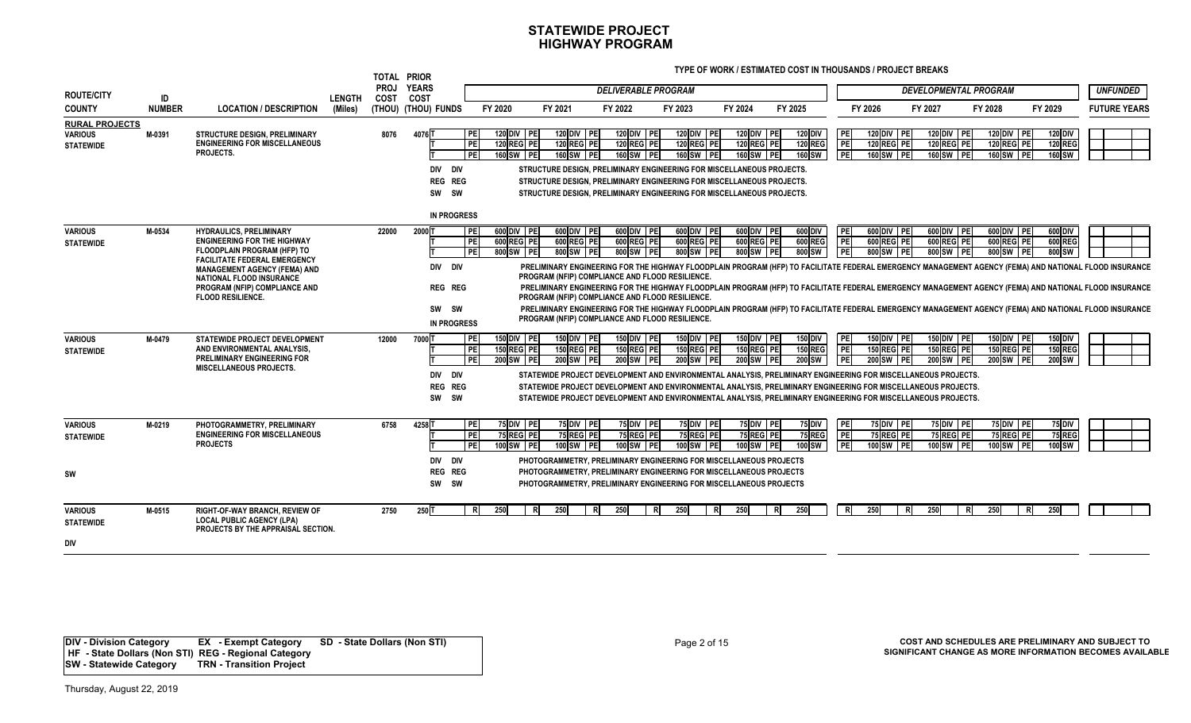# STATEWIDE PROJECT
## HIGHWAY PROGRAM

**TYPE OF WORK / ESTIMATED COST IN THOUSANDS / PROJECT BREAKS**

| ROUTE/CITY COUNTY | ID NUMBER | LOCATION / DESCRIPTION | LENGTH (Miles) | TOTAL PROJ COST (THOU) | PRIOR YEARS COST (THOU) | FUNDS | FY 2020 | FY 2021 | FY 2022 | FY 2023 | FY 2024 | FY 2025 | FY 2026 | FY 2027 | FY 2028 | FY 2029 | FUTURE YEARS |
|---|---|---|---|---|---|---|---|---|---|---|---|---|---|---|---|---|---|
| | | | | | | | *DELIVERABLE PROGRAM* | | | | | | *DEVELOPMENTAL PROGRAM* | | | | *UNFUNDED* |
| **RURAL PROJECTS** | | | | | | | | | | | | | | | | | |
| VARIOUS STATEWIDE | M-0391 | STRUCTURE DESIGN, PRELIMINARY ENGINEERING FOR MISCELLANEOUS PROJECTS. | | 8076 | 4076 | T | PE 120 DIV | PE 120 DIV | PE 120 DIV | PE 120 DIV | PE 120 DIV | PE 120 DIV | PE 120 DIV | PE 120 DIV | PE 120 DIV | PE 120 DIV | |
| | | | | | | T | PE 120 REG | PE 120 REG | PE 120 REG | PE 120 REG | PE 120 REG | PE 120 REG | PE 120 REG | PE 120 REG | PE 120 REG | PE 120 REG | |
| | | | | | | T | PE 160 SW | PE 160 SW | PE 160 SW | PE 160 SW | PE 160 SW | PE 160 SW | PE 160 SW | PE 160 SW | PE 160 SW | PE 160 SW | |
| | | | | | | DIV DIV | STRUCTURE DESIGN, PRELIMINARY ENGINEERING FOR MISCELLANEOUS PROJECTS. | | | | | | | | | | |
| | | | | | | REG REG | STRUCTURE DESIGN, PRELIMINARY ENGINEERING FOR MISCELLANEOUS PROJECTS. | | | | | | | | | | |
| | | | | | | SW SW | STRUCTURE DESIGN, PRELIMINARY ENGINEERING FOR MISCELLANEOUS PROJECTS. | | | | | | | | | | |
| | | | | | | IN PROGRESS | | | | | | | | | | | |
| VARIOUS STATEWIDE | M-0534 | HYDRAULICS, PRELIMINARY ENGINEERING FOR THE HIGHWAY FLOODPLAIN PROGRAM (HFP) TO FACILITATE FEDERAL EMERGENCY MANAGEMENT AGENCY (FEMA) AND NATIONAL FLOOD INSURANCE PROGRAM (NFIP) COMPLIANCE AND FLOOD RESILIENCE. | | 22000 | 2000 | T | PE 600 DIV | PE 600 DIV | PE 600 DIV | PE 600 DIV | PE 600 DIV | PE 600 DIV | PE 600 DIV | PE 600 DIV | PE 600 DIV | PE 600 DIV | |
| | | | | | | T | PE 600 REG | PE 600 REG | PE 600 REG | PE 600 REG | PE 600 REG | PE 600 REG | PE 600 REG | PE 600 REG | PE 600 REG | PE 600 REG | |
| | | | | | | T | PE 800 SW | PE 800 SW | PE 800 SW | PE 800 SW | PE 800 SW | PE 800 SW | PE 800 SW | PE 800 SW | PE 800 SW | PE 800 SW | |
| | | | | | | DIV DIV | PRELIMINARY ENGINEERING FOR THE HIGHWAY FLOODPLAIN PROGRAM (HFP) TO FACILITATE FEDERAL EMERGENCY MANAGEMENT AGENCY (FEMA) AND NATIONAL FLOOD INSURANCE PROGRAM (NFIP) COMPLIANCE AND FLOOD RESILIENCE. | | | | | | | | | | |
| | | | | | | REG REG | PRELIMINARY ENGINEERING FOR THE HIGHWAY FLOODPLAIN PROGRAM (HFP) TO FACILITATE FEDERAL EMERGENCY MANAGEMENT AGENCY (FEMA) AND NATIONAL FLOOD INSURANCE PROGRAM (NFIP) COMPLIANCE AND FLOOD RESILIENCE. | | | | | | | | | | |
| | | | | | | SW SW | PRELIMINARY ENGINEERING FOR THE HIGHWAY FLOODPLAIN PROGRAM (HFP) TO FACILITATE FEDERAL EMERGENCY MANAGEMENT AGENCY (FEMA) AND NATIONAL FLOOD INSURANCE PROGRAM (NFIP) COMPLIANCE AND FLOOD RESILIENCE. | | | | | | | | | | |
| | | | | | | IN PROGRESS | | | | | | | | | | | |
| VARIOUS STATEWIDE | M-0479 | STATEWIDE PROJECT DEVELOPMENT AND ENVIRONMENTAL ANALYSIS, PRELIMINARY ENGINEERING FOR MISCELLANEOUS PROJECTS. | | 12000 | 7000 | T | PE 150 DIV | PE 150 DIV | PE 150 DIV | PE 150 DIV | PE 150 DIV | PE 150 DIV | PE 150 DIV | PE 150 DIV | PE 150 DIV | PE 150 DIV | |
| | | | | | | T | PE 150 REG | PE 150 REG | PE 150 REG | PE 150 REG | PE 150 REG | PE 150 REG | PE 150 REG | PE 150 REG | PE 150 REG | PE 150 REG | |
| | | | | | | T | PE 200 SW | PE 200 SW | PE 200 SW | PE 200 SW | PE 200 SW | PE 200 SW | PE 200 SW | PE 200 SW | PE 200 SW | PE 200 SW | |
| | | | | | | DIV DIV | STATEWIDE PROJECT DEVELOPMENT AND ENVIRONMENTAL ANALYSIS, PRELIMINARY ENGINEERING FOR MISCELLANEOUS PROJECTS. | | | | | | | | | | |
| | | | | | | REG REG | STATEWIDE PROJECT DEVELOPMENT AND ENVIRONMENTAL ANALYSIS, PRELIMINARY ENGINEERING FOR MISCELLANEOUS PROJECTS. | | | | | | | | | | |
| | | | | | | SW SW | STATEWIDE PROJECT DEVELOPMENT AND ENVIRONMENTAL ANALYSIS, PRELIMINARY ENGINEERING FOR MISCELLANEOUS PROJECTS. | | | | | | | | | | |
| VARIOUS STATEWIDE | M-0219 | PHOTOGRAMMETRY, PRELIMINARY ENGINEERING FOR MISCELLANEOUS PROJECTS | | 6758 | 4258 | T | PE 75 DIV | PE 75 DIV | PE 75 DIV | PE 75 DIV | PE 75 DIV | PE 75 DIV | PE 75 DIV | PE 75 DIV | PE 75 DIV | PE 75 DIV | |
| | | | | | | T | PE 75 REG | PE 75 REG | PE 75 REG | PE 75 REG | PE 75 REG | PE 75 REG | PE 75 REG | PE 75 REG | PE 75 REG | PE 75 REG | |
| | | | | | | T | PE 100 SW | PE 100 SW | PE 100 SW | PE 100 SW | PE 100 SW | PE 100 SW | PE 100 SW | PE 100 SW | PE 100 SW | PE 100 SW | |
| | | | | | | DIV DIV | PHOTOGRAMMETRY, PRELIMINARY ENGINEERING FOR MISCELLANEOUS PROJECTS | | | | | | | | | | |
| | | | | | | REG REG | PHOTOGRAMMETRY, PRELIMINARY ENGINEERING FOR MISCELLANEOUS PROJECTS | | | | | | | | | | |
| SW | | | | | | SW SW | PHOTOGRAMMETRY, PRELIMINARY ENGINEERING FOR MISCELLANEOUS PROJECTS | | | | | | | | | | |
| VARIOUS STATEWIDE | M-0515 | RIGHT-OF-WAY BRANCH, REVIEW OF LOCAL PUBLIC AGENCY (LPA) PROJECTS BY THE APPRAISAL SECTION. | | 2750 | 250 | T | R 250 | R 250 | R 250 | R 250 | R 250 | R 250 | R 250 | R 250 | R 250 | R 250 | |
| DIV | | | | | | | | | | | | | | | | | |

| | | |
|---|---|---|
| DIV - Division Category | EX - Exempt Category | SD - State Dollars (Non STI) |
| HF - State Dollars (Non STI) | REG - Regional Category | |
| SW - Statewide Category | TRN - Transition Project | |

COST AND SCHEDULES ARE PRELIMINARY AND SUBJECT TO SIGNIFICANT CHANGE AS MORE INFORMATION BECOMES AVAILABLE

Thursday, August 22, 2019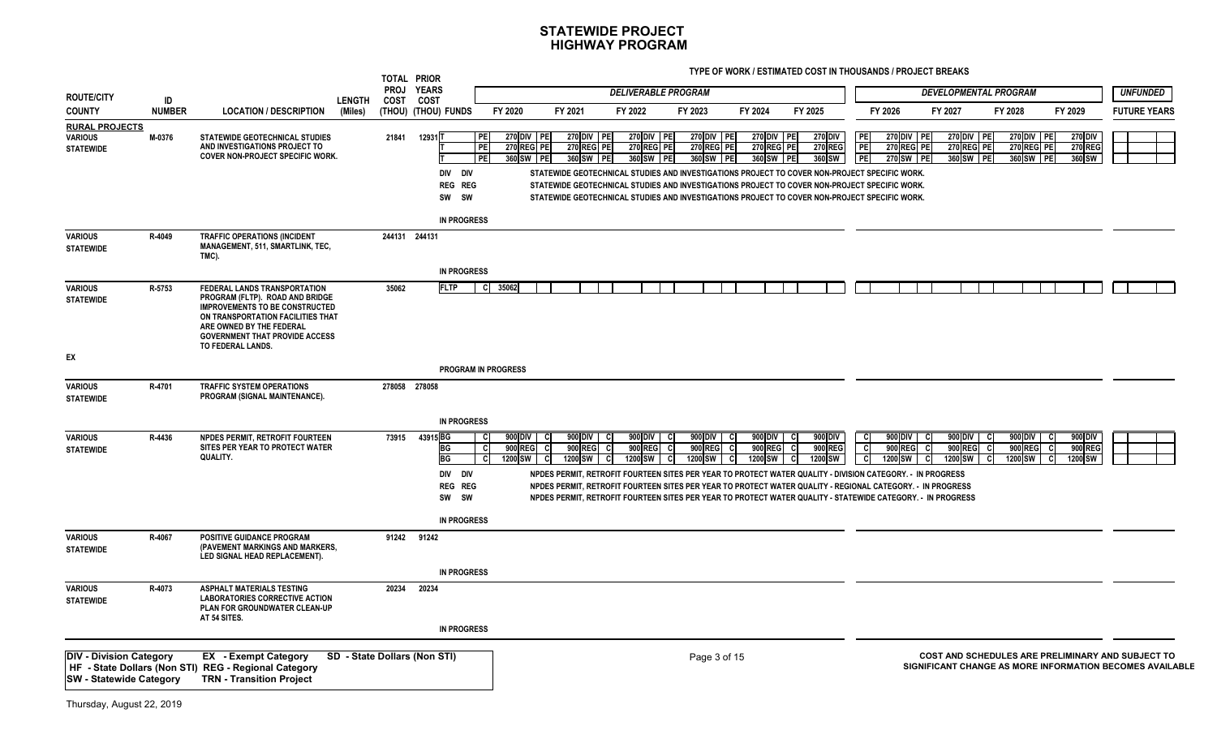# STATEWIDE PROJECT
## HIGHWAY PROGRAM

**TYPE OF WORK / ESTIMATED COST IN THOUSANDS / PROJECT BREAKS**

| ROUTE/CITY COUNTY | ID NUMBER | LOCATION / DESCRIPTION | LENGTH (Miles) | TOTAL PROJ COST (THOU) | PRIOR YEARS COST (THOU) | FUNDS | FY 2020 | FY 2021 | FY 2022 | FY 2023 | FY 2024 | FY 2025 | FY 2026 | FY 2027 | FY 2028 | FY 2029 | UNFUNDED FUTURE YEARS |
|---|---|---|---|---|---|---|---|---|---|---|---|---|---|---|---|---|---|
| | | | | | | | *DELIVERABLE PROGRAM* | | | | | | *DEVELOPMENTAL PROGRAM* | | | | |
| **RURAL PROJECTS** | | | | | | | | | | | | | | | | | |
| VARIOUS STATEWIDE | M-0376 | STATEWIDE GEOTECHNICAL STUDIES AND INVESTIGATIONS PROJECT TO COVER NON-PROJECT SPECIFIC WORK. | | 21841 | 12931 | T | PE 270 DIV | PE 270 DIV | PE 270 DIV | PE 270 DIV | PE 270 DIV | PE 270 DIV | PE 270 DIV | PE 270 DIV | PE 270 DIV | PE 270 DIV | |
| | | | | | | T | PE 270 REG | PE 270 REG | PE 270 REG | PE 270 REG | PE 270 REG | PE 270 REG | PE 270 REG | PE 270 REG | PE 270 REG | PE 270 REG | |
| | | | | | | T | PE 360 SW | PE 360 SW | PE 360 SW | PE 360 SW | PE 360 SW | PE 360 SW | PE 270 SW | PE 360 SW | PE 360 SW | PE 360 SW | |
| | | | | | | DIV DIV | STATEWIDE GEOTECHNICAL STUDIES AND INVESTIGATIONS PROJECT TO COVER NON-PROJECT SPECIFIC WORK. | | | | | | | | | | |
| | | | | | | REG REG | STATEWIDE GEOTECHNICAL STUDIES AND INVESTIGATIONS PROJECT TO COVER NON-PROJECT SPECIFIC WORK. | | | | | | | | | | |
| | | | | | | SW SW | STATEWIDE GEOTECHNICAL STUDIES AND INVESTIGATIONS PROJECT TO COVER NON-PROJECT SPECIFIC WORK. | | | | | | | | | | |
| | | | | | | IN PROGRESS | | | | | | | | | | | |
| VARIOUS STATEWIDE | R-4049 | TRAFFIC OPERATIONS (INCIDENT MANAGEMENT, 511, SMARTLINK, TEC, TMC). | | 244131 | 244131 | IN PROGRESS | | | | | | | | | | | |
| VARIOUS STATEWIDE EX | R-5753 | FEDERAL LANDS TRANSPORTATION PROGRAM (FLTP). ROAD AND BRIDGE IMPROVEMENTS TO BE CONSTRUCTED ON TRANSPORTATION FACILITIES THAT ARE OWNED BY THE FEDERAL GOVERNMENT THAT PROVIDE ACCESS TO FEDERAL LANDS. | | 35062 | | FLTP | C 35062 | | | | | | | | | | |
| | | | | | | PROGRAM IN PROGRESS | | | | | | | | | | | |
| VARIOUS STATEWIDE | R-4701 | TRAFFIC SYSTEM OPERATIONS PROGRAM (SIGNAL MAINTENANCE). | | 278058 | 278058 | IN PROGRESS | | | | | | | | | | | |
| VARIOUS STATEWIDE | R-4436 | NPDES PERMIT, RETROFIT FOURTEEN SITES PER YEAR TO PROTECT WATER QUALITY. | | 73915 | 43915 | BG | C 900 DIV | C 900 DIV | C 900 DIV | C 900 DIV | C 900 DIV | C 900 DIV | C 900 DIV | C 900 DIV | C 900 DIV | C 900 DIV | |
| | | | | | | BG | C 900 REG | C 900 REG | C 900 REG | C 900 REG | C 900 REG | C 900 REG | C 900 REG | C 900 REG | C 900 REG | C 900 REG | |
| | | | | | | BG | C 1200 SW | C 1200 SW | C 1200 SW | C 1200 SW | C 1200 SW | C 1200 SW | C 1200 SW | C 1200 SW | C 1200 SW | C 1200 SW | |
| | | | | | | DIV DIV | NPDES PERMIT, RETROFIT FOURTEEN SITES PER YEAR TO PROTECT WATER QUALITY - DIVISION CATEGORY. - IN PROGRESS | | | | | | | | | | |
| | | | | | | REG REG | NPDES PERMIT, RETROFIT FOURTEEN SITES PER YEAR TO PROTECT WATER QUALITY - REGIONAL CATEGORY. - IN PROGRESS | | | | | | | | | | |
| | | | | | | SW SW | NPDES PERMIT, RETROFIT FOURTEEN SITES PER YEAR TO PROTECT WATER QUALITY - STATEWIDE CATEGORY. - IN PROGRESS | | | | | | | | | | |
| | | | | | | IN PROGRESS | | | | | | | | | | | |
| VARIOUS STATEWIDE | R-4067 | POSITIVE GUIDANCE PROGRAM (PAVEMENT MARKINGS AND MARKERS, LED SIGNAL HEAD REPLACEMENT). | | 91242 | 91242 | IN PROGRESS | | | | | | | | | | | |
| VARIOUS STATEWIDE | R-4073 | ASPHALT MATERIALS TESTING LABORATORIES CORRECTIVE ACTION PLAN FOR GROUNDWATER CLEAN-UP AT 54 SITES. | | 20234 | 20234 | IN PROGRESS | | | | | | | | | | | |

**DIV - Division Category** | **EX - Exempt Category** | **SD - State Dollars (Non STI)**
**HF - State Dollars (Non STI)** | **REG - Regional Category**
**SW - Statewide Category** | **TRN - Transition Project**

COST AND SCHEDULES ARE PRELIMINARY AND SUBJECT TO SIGNIFICANT CHANGE AS MORE INFORMATION BECOMES AVAILABLE

Thursday, August 22, 2019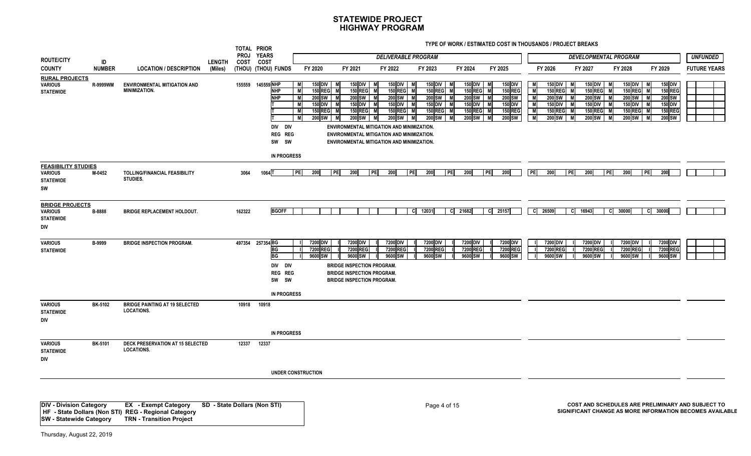# STATEWIDE PROJECT
## HIGHWAY PROGRAM

**TYPE OF WORK / ESTIMATED COST IN THOUSANDS / PROJECT BREAKS**

| ROUTE/CITY COUNTY | ID NUMBER | LOCATION / DESCRIPTION | LENGTH (Miles) | TOTAL PROJ COST (THOU) | PRIOR YEARS COST (THOU) | FUNDS | FY 2020 | FY 2021 | FY 2022 | FY 2023 | FY 2024 | FY 2025 | FY 2026 | FY 2027 | FY 2028 | FY 2029 | UNFUNDED FUTURE YEARS |
|---|---|---|---|---|---|---|---|---|---|---|---|---|---|---|---|---|---|
| | | | | | | | *DELIVERABLE PROGRAM* | | | | | | *DEVELOPMENTAL PROGRAM* | | | | |
| **RURAL PROJECTS** | | | | | | | | | | | | | | | | | |
| VARIOUS STATEWIDE | R-9999WM | ENVIRONMENTAL MITIGATION AND MINIMIZATION. | | 155559 | 145559 | NHP | M 150 DIV | M 150 DIV | M 150 DIV | M 150 DIV | M 150 DIV | M 150 DIV | M 150 DIV | M 150 DIV | M 150 DIV | M 150 DIV | |
| | | | | | | NHP | M 150 REG | M 150 REG | M 150 REG | M 150 REG | M 150 REG | M 150 REG | M 150 REG | M 150 REG | M 150 REG | M 150 REG | |
| | | | | | | NHP | M 200 SW | M 200 SW | M 200 SW | M 200 SW | M 200 SW | M 200 SW | M 200 SW | M 200 SW | M 200 SW | M 200 SW | |
| | | | | | | T | M 150 DIV | M 150 DIV | M 150 DIV | M 150 DIV | M 150 DIV | M 150 DIV | M 150 DIV | M 150 DIV | M 150 DIV | M 150 DIV | |
| | | | | | | T | M 150 REG | M 150 REG | M 150 REG | M 150 REG | M 150 REG | M 150 REG | M 150 REG | M 150 REG | M 150 REG | M 150 REG | |
| | | | | | | T | M 200 SW | M 200 SW | M 200 SW | M 200 SW | M 200 SW | M 200 SW | M 200 SW | M 200 SW | M 200 SW | M 200 SW | |
| | | | | | | DIV DIV | ENVIRONMENTAL MITIGATION AND MINIMIZATION. | | | | | | | | | | |
| | | | | | | REG REG | ENVIRONMENTAL MITIGATION AND MINIMIZATION. | | | | | | | | | | |
| | | | | | | SW SW | ENVIRONMENTAL MITIGATION AND MINIMIZATION. | | | | | | | | | | |
| | | | | | | IN PROGRESS | | | | | | | | | | | |
| **FEASIBILITY STUDIES** | | | | | | | | | | | | | | | | | |
| VARIOUS STATEWIDE SW | M-0452 | TOLLING/FINANCIAL FEASIBILITY STUDIES. | | 3064 | 1064 | T | PE 200 | PE 200 | PE 200 | PE 200 | PE 200 | PE 200 | PE 200 | PE 200 | PE 200 | PE 200 | |
| **BRIDGE PROJECTS** | | | | | | | | | | | | | | | | | |
| VARIOUS STATEWIDE DIV | B-8888 | BRIDGE REPLACEMENT HOLDOUT. | | 162322 | | BGOFF | | | | C 12031 | C 21682 | C 25157 | C 26509 | C 16943 | C 30000 | C 30000 | |
| VARIOUS STATEWIDE | B-9999 | BRIDGE INSPECTION PROGRAM. | | 497354 | 257354 | BG | I 7200 DIV | I 7200 DIV | I 7200 DIV | I 7200 DIV | I 7200 DIV | I 7200 DIV | I 7200 DIV | I 7200 DIV | I 7200 DIV | I 7200 DIV | |
| | | | | | | BG | I 7200 REG | I 7200 REG | I 7200 REG | I 7200 REG | I 7200 REG | I 7200 REG | I 7200 REG | I 7200 REG | I 7200 REG | I 7200 REG | |
| | | | | | | BG | I 9600 SW | I 9600 SW | I 9600 SW | I 9600 SW | I 9600 SW | I 9600 SW | I 9600 SW | I 9600 SW | I 9600 SW | I 9600 SW | |
| | | | | | | DIV DIV | BRIDGE INSPECTION PROGRAM. | | | | | | | | | | |
| | | | | | | REG REG | BRIDGE INSPECTION PROGRAM. | | | | | | | | | | |
| | | | | | | SW SW | BRIDGE INSPECTION PROGRAM. | | | | | | | | | | |
| | | | | | | IN PROGRESS | | | | | | | | | | | |
| VARIOUS STATEWIDE DIV | BK-5102 | BRIDGE PAINTING AT 19 SELECTED LOCATIONS. | | 10918 | 10918 | | | | | | | | | | | | |
| | | | | | | IN PROGRESS | | | | | | | | | | | |
| VARIOUS STATEWIDE DIV | BK-5101 | DECK PRESERVATION AT 15 SELECTED LOCATIONS. | | 12337 | 12337 | | | | | | | | | | | | |
| | | | | | | UNDER CONSTRUCTION | | | | | | | | | | | |

**DIV - Division Category** **EX - Exempt Category** **SD - State Dollars (Non STI)**
**HF - State Dollars (Non STI)** **REG - Regional Category**
**SW - Statewide Category** **TRN - Transition Project**

**COST AND SCHEDULES ARE PRELIMINARY AND SUBJECT TO SIGNIFICANT CHANGE AS MORE INFORMATION BECOMES AVAILABLE**

Thursday, August 22, 2019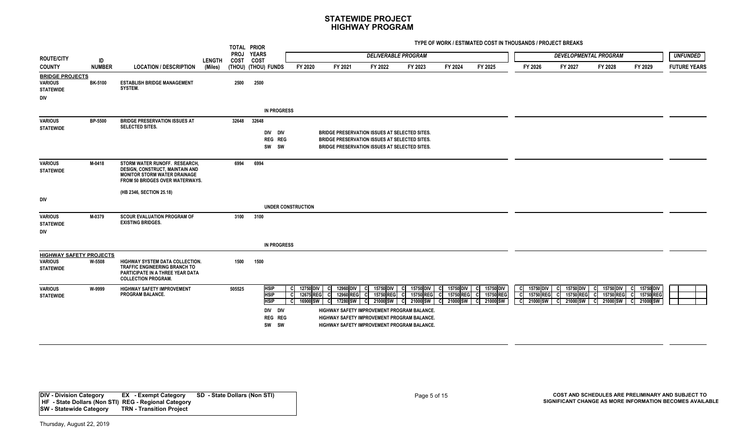# STATEWIDE PROJECT
## HIGHWAY PROGRAM

TYPE OF WORK / ESTIMATED COST IN THOUSANDS / PROJECT BREAKS

| ROUTE/CITY COUNTY | ID NUMBER | LOCATION / DESCRIPTION | LENGTH (Miles) | TOTAL PROJ COST (THOU) | PRIOR YEARS COST (THOU) | FUNDS | FY 2020 | FY 2021 | FY 2022 | FY 2023 | FY 2024 | FY 2025 | FY 2026 | FY 2027 | FY 2028 | FY 2029 | FUTURE YEARS |
|---|---|---|---|---|---|---|---|---|---|---|---|---|---|---|---|---|---|
| | | | | | | | DELIVERABLE PROGRAM | | | | | | DEVELOPMENTAL PROGRAM | | | | UNFUNDED |
| **BRIDGE PROJECTS** | | | | | | | | | | | | | | | | | |
| VARIOUS STATEWIDE DIV | BK-5100 | ESTABLISH BRIDGE MANAGEMENT SYSTEM. | | 2500 | 2500 | IN PROGRESS | | | | | | | | | | | |
| VARIOUS STATEWIDE | BP-5500 | BRIDGE PRESERVATION ISSUES AT SELECTED SITES. | | 32648 | 32648 | DIV DIV<br>REG REG<br>SW SW | BRIDGE PRESERVATION ISSUES AT SELECTED SITES.<br>BRIDGE PRESERVATION ISSUES AT SELECTED SITES.<br>BRIDGE PRESERVATION ISSUES AT SELECTED SITES. | | | | | | | | | | |
| VARIOUS STATEWIDE DIV | M-0418 | STORM WATER RUNOFF. RESEARCH, DESIGN, CONSTRUCT, MAINTAIN AND MONITOR STORM WATER DRAINAGE FROM 50 BRIDGES OVER WATERWAYS. (HB 2346, SECTION 25.18) | | 6994 | 6994 | UNDER CONSTRUCTION | | | | | | | | | | | |
| VARIOUS STATEWIDE DIV | M-0379 | SCOUR EVALUATION PROGRAM OF EXISTING BRIDGES. | | 3100 | 3100 | IN PROGRESS | | | | | | | | | | | |
| **HIGHWAY SAFETY PROJECTS** | | | | | | | | | | | | | | | | | |
| VARIOUS STATEWIDE | W-5508 | HIGHWAY SYSTEM DATA COLLECTION. TRAFFIC ENGINEERING BRANCH TO PARTICIPATE IN A THREE YEAR DATA COLLECTION PROGRAM. | | 1500 | 1500 | | | | | | | | | | | | |
| VARIOUS STATEWIDE | W-9999 | HIGHWAY SAFETY IMPROVEMENT PROGRAM BALANCE. | | 505525 | | HSIP<br>HSIP<br>HSIP | C 12750 DIV<br>C 12675 REG<br>C 16900 SW | C 12960 DIV<br>C 12960 REG<br>C 17280 SW | C 15750 DIV<br>C 15750 REG<br>C 21000 SW | C 15750 DIV<br>C 15750 REG<br>C 21000 SW | C 15750 DIV<br>C 15750 REG<br>C 21000 SW | C 15750 DIV<br>C 15750 REG<br>C 21000 SW | C 15750 DIV<br>C 15750 REG<br>C 21000 SW | C 15750 DIV<br>C 15750 REG<br>C 21000 SW | C 15750 DIV<br>C 15750 REG<br>C 21000 SW | C 15750 DIV<br>C 15750 REG<br>C 21000 SW | |
| | | | | | | DIV DIV<br>REG REG<br>SW SW | HIGHWAY SAFETY IMPROVEMENT PROGRAM BALANCE.<br>HIGHWAY SAFETY IMPROVEMENT PROGRAM BALANCE.<br>HIGHWAY SAFETY IMPROVEMENT PROGRAM BALANCE. | | | | | | | | | | |

| | | |
|---|---|---|
| DIV - Division Category | EX - Exempt Category | SD - State Dollars (Non STI) |
| HF - State Dollars (Non STI) | REG - Regional Category | |
| SW - Statewide Category | TRN - Transition Project | |

COST AND SCHEDULES ARE PRELIMINARY AND SUBJECT TO SIGNIFICANT CHANGE AS MORE INFORMATION BECOMES AVAILABLE

Thursday, August 22, 2019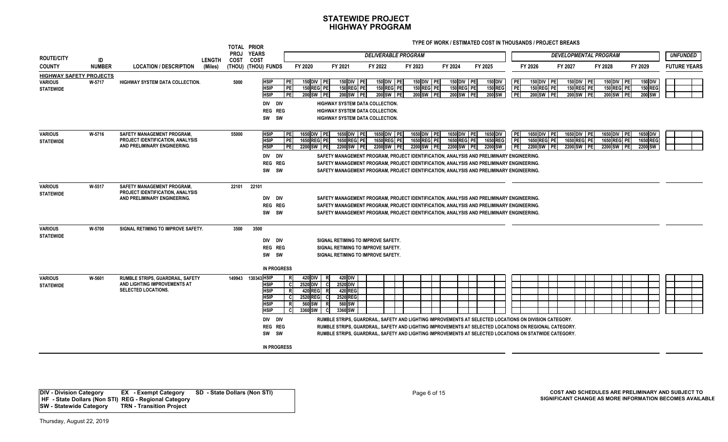# STATEWIDE PROJECT
## HIGHWAY PROGRAM

**TYPE OF WORK / ESTIMATED COST IN THOUSANDS / PROJECT BREAKS**

| ROUTE/CITY COUNTY | ID NUMBER | LOCATION / DESCRIPTION | LENGTH (Miles) | TOTAL PROJ COST (THOU) | PRIOR YEARS COST (THOU) | FUNDS | FY 2020 | FY 2021 | FY 2022 | FY 2023 | FY 2024 | FY 2025 | FY 2026 | FY 2027 | FY 2028 | FY 2029 | UNFUNDED FUTURE YEARS |
|---|---|---|---|---|---|---|---|---|---|---|---|---|---|---|---|---|---|
| | | | | | | | DELIVERABLE PROGRAM | | | | | | DEVELOPMENTAL PROGRAM | | | | |
| **HIGHWAY SAFETY PROJECTS** | | | | | | | | | | | | | | | | | |
| VARIOUS STATEWIDE | W-5717 | HIGHWAY SYSTEM DATA COLLECTION. | | 5000 | | HSIP | PE 150 DIV | PE 150 DIV | PE 150 DIV | PE 150 DIV | PE 150 DIV | PE 150 DIV | PE 150 DIV | PE 150 DIV | PE 150 DIV | PE 150 DIV | |
| | | | | | | HSIP | PE 150 REG | PE 150 REG | PE 150 REG | PE 150 REG | PE 150 REG | PE 150 REG | PE 150 REG | PE 150 REG | PE 150 REG | PE 150 REG | |
| | | | | | | HSIP | PE 200 SW | PE 200 SW | PE 200 SW | PE 200 SW | PE 200 SW | PE 200 SW | PE 200 SW | PE 200 SW | PE 200 SW | PE 200 SW | |
| | | | | | | DIV DIV | HIGHWAY SYSTEM DATA COLLECTION. | | | | | | | | | | |
| | | | | | | REG REG | HIGHWAY SYSTEM DATA COLLECTION. | | | | | | | | | | |
| | | | | | | SW SW | HIGHWAY SYSTEM DATA COLLECTION. | | | | | | | | | | |
| VARIOUS STATEWIDE | W-5716 | SAFETY MANAGEMENT PROGRAM, PROJECT IDENTIFICATION, ANALYSIS AND PRELIMINARY ENGINEERING. | | 55000 | | HSIP | PE 1650 DIV | PE 1650 DIV | PE 1650 DIV | PE 1650 DIV | PE 1650 DIV | PE 1650 DIV | PE 1650 DIV | PE 1650 DIV | PE 1650 DIV | PE 1650 DIV | |
| | | | | | | HSIP | PE 1650 REG | PE 1650 REG | PE 1650 REG | PE 1650 REG | PE 1650 REG | PE 1650 REG | PE 1650 REG | PE 1650 REG | PE 1650 REG | PE 1650 REG | |
| | | | | | | HSIP | PE 2200 SW | PE 2200 SW | PE 2200 SW | PE 2200 SW | PE 2200 SW | PE 2200 SW | PE 2200 SW | PE 2200 SW | PE 2200 SW | PE 2200 SW | |
| | | | | | | DIV DIV | SAFETY MANAGEMENT PROGRAM, PROJECT IDENTIFICATION, ANALYSIS AND PRELIMINARY ENGINEERING. | | | | | | | | | | |
| | | | | | | REG REG | SAFETY MANAGEMENT PROGRAM, PROJECT IDENTIFICATION, ANALYSIS AND PRELIMINARY ENGINEERING. | | | | | | | | | | |
| | | | | | | SW SW | SAFETY MANAGEMENT PROGRAM, PROJECT IDENTIFICATION, ANALYSIS AND PRELIMINARY ENGINEERING. | | | | | | | | | | |
| VARIOUS STATEWIDE | W-5517 | SAFETY MANAGEMENT PROGRAM, PROJECT IDENTIFICATION, ANALYSIS AND PRELIMINARY ENGINEERING. | | 22101 | 22101 | | | | | | | | | | | | |
| | | | | | | DIV DIV | SAFETY MANAGEMENT PROGRAM, PROJECT IDENTIFICATION, ANALYSIS AND PRELIMINARY ENGINEERING. | | | | | | | | | | |
| | | | | | | REG REG | SAFETY MANAGEMENT PROGRAM, PROJECT IDENTIFICATION, ANALYSIS AND PRELIMINARY ENGINEERING. | | | | | | | | | | |
| | | | | | | SW SW | SAFETY MANAGEMENT PROGRAM, PROJECT IDENTIFICATION, ANALYSIS AND PRELIMINARY ENGINEERING. | | | | | | | | | | |
| VARIOUS STATEWIDE | W-5700 | SIGNAL RETIMING TO IMPROVE SAFETY. | | 3500 | 3500 | | | | | | | | | | | | |
| | | | | | | DIV DIV | SIGNAL RETIMING TO IMPROVE SAFETY. | | | | | | | | | | |
| | | | | | | REG REG | SIGNAL RETIMING TO IMPROVE SAFETY. | | | | | | | | | | |
| | | | | | | SW SW | SIGNAL RETIMING TO IMPROVE SAFETY. | | | | | | | | | | |
| | | | | | | IN PROGRESS | | | | | | | | | | | |
| VARIOUS STATEWIDE | W-5601 | RUMBLE STRIPS, GUARDRAIL, SAFETY AND LIGHTING IMPROVEMENTS AT SELECTED LOCATIONS. | | 149943 | 130343 | HSIP | R 420 DIV | R 420 DIV | | | | | | | | | |
| | | | | | | HSIP | C 2520 DIV | C 2520 DIV | | | | | | | | | |
| | | | | | | HSIP | R 420 REG | R 420 REG | | | | | | | | | |
| | | | | | | HSIP | C 2520 REG | C 2520 REG | | | | | | | | | |
| | | | | | | HSIP | R 560 SW | R 560 SW | | | | | | | | | |
| | | | | | | HSIP | C 3360 SW | C 3360 SW | | | | | | | | | |
| | | | | | | DIV DIV | RUMBLE STRIPS, GUARDRAIL, SAFETY AND LIGHTING IMPROVEMENTS AT SELECTED LOCATIONS ON DIVISION CATEGORY. | | | | | | | | | | |
| | | | | | | REG REG | RUMBLE STRIPS, GUARDRAIL, SAFETY AND LIGHTING IMPROVEMENTS AT SELECTED LOCATIONS ON REGIONAL CATEGORY. | | | | | | | | | | |
| | | | | | | SW SW | RUMBLE STRIPS, GUARDRAIL, SAFETY AND LIGHTING IMPROVEMENTS AT SELECTED LOCATIONS ON STATWIDE CATEGORY. | | | | | | | | | | |
| | | | | | | IN PROGRESS | | | | | | | | | | | |

| | | |
|---|---|---|
| **DIV - Division Category** | **EX - Exempt Category** | **SD - State Dollars (Non STI)** |
| **HF - State Dollars (Non STI)** | **REG - Regional Category** | |
| **SW - Statewide Category** | **TRN - Transition Project** | |

**COST AND SCHEDULES ARE PRELIMINARY AND SUBJECT TO SIGNIFICANT CHANGE AS MORE INFORMATION BECOMES AVAILABLE**

Thursday, August 22, 2019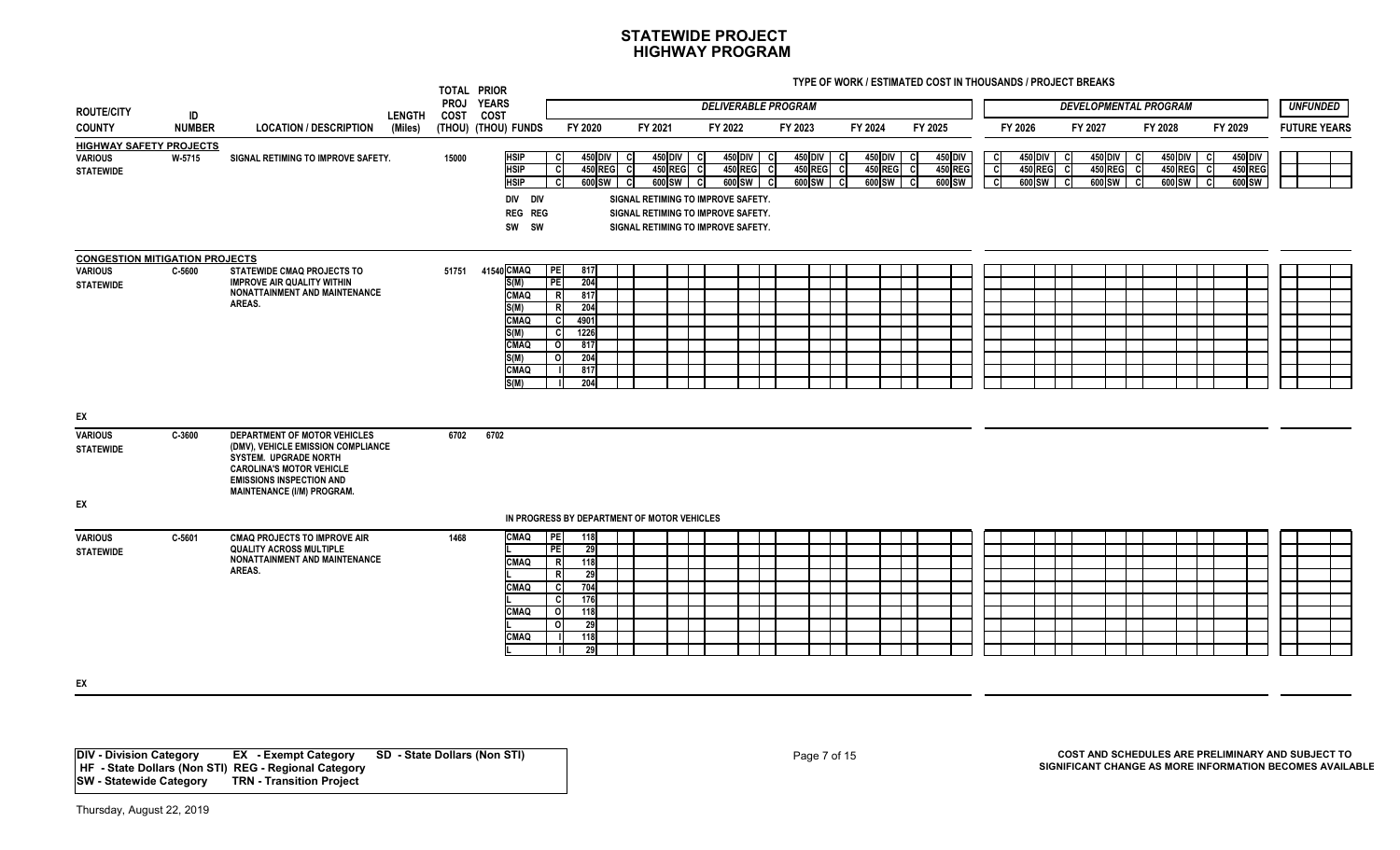# STATEWIDE PROJECT
## HIGHWAY PROGRAM

TYPE OF WORK / ESTIMATED COST IN THOUSANDS / PROJECT BREAKS

| ROUTE/CITY COUNTY | ID NUMBER | LOCATION / DESCRIPTION | LENGTH (Miles) | TOTAL PROJ COST (THOU) | PRIOR YEARS COST (THOU) | FUNDS | FY 2020 | FY 2021 | FY 2022 | FY 2023 | FY 2024 | FY 2025 | FY 2026 | FY 2027 | FY 2028 | FY 2029 | UNFUNDED FUTURE YEARS |
|---|---|---|---|---|---|---|---|---|---|---|---|---|---|---|---|---|---|
| | | | | | | | *DELIVERABLE PROGRAM* | | | | | | *DEVELOPMENTAL PROGRAM* | | | | |
| **HIGHWAY SAFETY PROJECTS** | | | | | | | | | | | | | | | | | |
| VARIOUS STATEWIDE | W-5715 | SIGNAL RETIMING TO IMPROVE SAFETY. | | 15000 | | HSIP | C 450 DIV | C 450 DIV | C 450 DIV | C 450 DIV | C 450 DIV | C 450 DIV | C 450 DIV | C 450 DIV | C 450 DIV | C 450 DIV | |
| | | | | | | HSIP | C 450 REG | C 450 REG | C 450 REG | C 450 REG | C 450 REG | C 450 REG | C 450 REG | C 450 REG | C 450 REG | C 450 REG | |
| | | | | | | HSIP | C 600 SW | C 600 SW | C 600 SW | C 600 SW | C 600 SW | C 600 SW | C 600 SW | C 600 SW | C 600 SW | C 600 SW | |
| | | | | | | DIV DIV | SIGNAL RETIMING TO IMPROVE SAFETY. | | | | | | | | | | |
| | | | | | | REG REG | SIGNAL RETIMING TO IMPROVE SAFETY. | | | | | | | | | | |
| | | | | | | SW SW | SIGNAL RETIMING TO IMPROVE SAFETY. | | | | | | | | | | |
| **CONGESTION MITIGATION PROJECTS** | | | | | | | | | | | | | | | | | |
| VARIOUS STATEWIDE | C-5600 | STATEWIDE CMAQ PROJECTS TO IMPROVE AIR QUALITY WITHIN NONATTAINMENT AND MAINTENANCE AREAS. | | 51751 | 41540 | CMAQ | PE 817 | | | | | | | | | | |
| | | | | | | S(M) | PE 204 | | | | | | | | | | |
| | | | | | | CMAQ | R 817 | | | | | | | | | | |
| | | | | | | S(M) | R 204 | | | | | | | | | | |
| | | | | | | CMAQ | C 4901 | | | | | | | | | | |
| | | | | | | S(M) | C 1226 | | | | | | | | | | |
| | | | | | | CMAQ | O 817 | | | | | | | | | | |
| | | | | | | S(M) | O 204 | | | | | | | | | | |
| | | | | | | CMAQ | I 817 | | | | | | | | | | |
| | | | | | | S(M) | I 204 | | | | | | | | | | |
| EX | | | | | | | | | | | | | | | | | |
| VARIOUS STATEWIDE | C-3600 | DEPARTMENT OF MOTOR VEHICLES (DMV), VEHICLE EMISSION COMPLIANCE SYSTEM. UPGRADE NORTH CAROLINA'S MOTOR VEHICLE EMISSIONS INSPECTION AND MAINTENANCE (I/M) PROGRAM. | | 6702 | 6702 | | | | | | | | | | | | |
| EX | | | | | | | IN PROGRESS BY DEPARTMENT OF MOTOR VEHICLES | | | | | | | | | | |
| VARIOUS STATEWIDE | C-5601 | CMAQ PROJECTS TO IMPROVE AIR QUALITY ACROSS MULTIPLE NONATTAINMENT AND MAINTENANCE AREAS. | | 1468 | | CMAQ | PE 118 | | | | | | | | | | |
| | | | | | | L | PE 29 | | | | | | | | | | |
| | | | | | | CMAQ | R 118 | | | | | | | | | | |
| | | | | | | L | R 29 | | | | | | | | | | |
| | | | | | | CMAQ | C 704 | | | | | | | | | | |
| | | | | | | L | C 176 | | | | | | | | | | |
| | | | | | | CMAQ | O 118 | | | | | | | | | | |
| | | | | | | L | O 29 | | | | | | | | | | |
| | | | | | | CMAQ | I 118 | | | | | | | | | | |
| | | | | | | L | I 29 | | | | | | | | | | |
| EX | | | | | | | | | | | | | | | | | |

| | | |
|---|---|---|
| **DIV - Division Category** | **EX - Exempt Category** | **SD - State Dollars (Non STI)** |
| **HF - State Dollars (Non STI)** | **REG - Regional Category** | |
| **SW - Statewide Category** | **TRN - Transition Project** | |

**COST AND SCHEDULES ARE PRELIMINARY AND SUBJECT TO SIGNIFICANT CHANGE AS MORE INFORMATION BECOMES AVAILABLE**

Thursday, August 22, 2019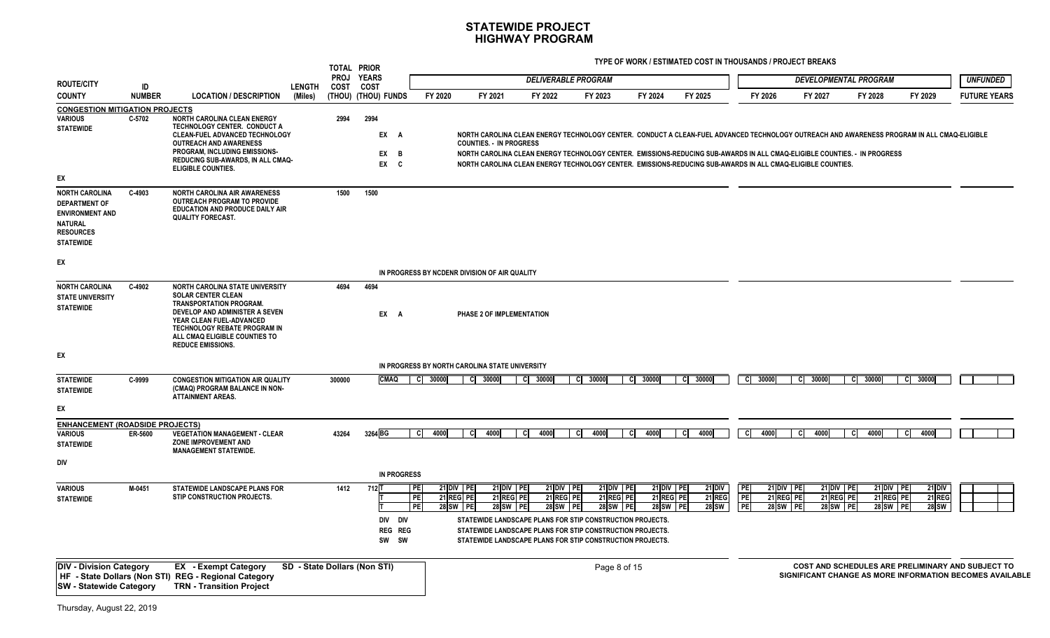# STATEWIDE PROJECT
## HIGHWAY PROGRAM

TYPE OF WORK / ESTIMATED COST IN THOUSANDS / PROJECT BREAKS

| ROUTE/CITY COUNTY | ID NUMBER | LOCATION / DESCRIPTION | LENGTH (Miles) | TOTAL PROJ COST (THOU) | PRIOR YEARS COST (THOU) | FUNDS | DELIVERABLE PROGRAM FY 2020 | FY 2021 | FY 2022 | FY 2023 | FY 2024 | FY 2025 | DEVELOPMENTAL PROGRAM FY 2026 | FY 2027 | FY 2028 | FY 2029 | UNFUNDED FUTURE YEARS |
|---|---|---|---|---|---|---|---|---|---|---|---|---|---|---|---|---|---|
| **CONGESTION MITIGATION PROJECTS** | | | | | | | | | | | | | | | | | |
| VARIOUS STATEWIDE EX | C-5702 | NORTH CAROLINA CLEAN ENERGY TECHNOLOGY CENTER. CONDUCT A CLEAN-FUEL ADVANCED TECHNOLOGY OUTREACH AND AWARENESS PROGRAM, INCLUDING EMISSIONS-REDUCING SUB-AWARDS, IN ALL CMAQ-ELIGIBLE COUNTIES. | | 2994 | 2994 | EX A | NORTH CAROLINA CLEAN ENERGY TECHNOLOGY CENTER. CONDUCT A CLEAN-FUEL ADVANCED TECHNOLOGY OUTREACH AND AWARENESS PROGRAM IN ALL CMAQ-ELIGIBLE COUNTIES. - IN PROGRESS | | | | | | | | | | |
| | | | | | | EX B | NORTH CAROLINA CLEAN ENERGY TECHNOLOGY CENTER. EMISSIONS-REDUCING SUB-AWARDS IN ALL CMAQ-ELIGIBLE COUNTIES. - IN PROGRESS | | | | | | | | | | |
| | | | | | | EX C | NORTH CAROLINA CLEAN ENERGY TECHNOLOGY CENTER. EMISSIONS-REDUCING SUB-AWARDS IN ALL CMAQ-ELIGIBLE COUNTIES. | | | | | | | | | | |
| NORTH CAROLINA DEPARTMENT OF ENVIRONMENT AND NATURAL RESOURCES STATEWIDE EX | C-4903 | NORTH CAROLINA AIR AWARENESS OUTREACH PROGRAM TO PROVIDE EDUCATION AND PRODUCE DAILY AIR QUALITY FORECAST. | | 1500 | 1500 | | IN PROGRESS BY NCDENR DIVISION OF AIR QUALITY | | | | | | | | | | |
| NORTH CAROLINA STATE UNIVERSITY STATEWIDE EX | C-4902 | NORTH CAROLINA STATE UNIVERSITY SOLAR CENTER CLEAN TRANSPORTATION PROGRAM. DEVELOP AND ADMINISTER A SEVEN YEAR CLEAN FUEL-ADVANCED TECHNOLOGY REBATE PROGRAM IN ALL CMAQ ELIGIBLE COUNTIES TO REDUCE EMISSIONS. | | 4694 | 4694 | EX A | PHASE 2 OF IMPLEMENTATION | | | | | | | | | | |
| | | | | | | | IN PROGRESS BY NORTH CAROLINA STATE UNIVERSITY | | | | | | | | | | |
| STATEWIDE STATEWIDE EX | C-9999 | CONGESTION MITIGATION AIR QUALITY (CMAQ) PROGRAM BALANCE IN NON-ATTAINMENT AREAS. | | 300000 | | CMAQ | C 30000 | C 30000 | C 30000 | C 30000 | C 30000 | C 30000 | C 30000 | C 30000 | C 30000 | C 30000 | |
| **ENHANCEMENT (ROADSIDE PROJECTS)** | | | | | | | | | | | | | | | | | |
| VARIOUS STATEWIDE DIV | ER-5600 | VEGETATION MANAGEMENT - CLEAR ZONE IMPROVEMENT AND MANAGEMENT STATEWIDE. | | 43264 | 3264 | BG | C 4000 | C 4000 | C 4000 | C 4000 | C 4000 | C 4000 | C 4000 | C 4000 | C 4000 | C 4000 | |
| | | | | | | IN PROGRESS | | | | | | | | | | | |
| VARIOUS STATEWIDE | M-0451 | STATEWIDE LANDSCAPE PLANS FOR STIP CONSTRUCTION PROJECTS. | | 1412 | 712 | T | PE 21 DIV | PE 21 DIV | PE 21 DIV | PE 21 DIV | PE 21 DIV | PE 21 DIV | PE 21 DIV | PE 21 DIV | PE 21 DIV | PE 21 DIV | |
| | | | | | | T | PE 21 REG | PE 21 REG | PE 21 REG | PE 21 REG | PE 21 REG | PE 21 REG | PE 21 REG | PE 21 REG | PE 21 REG | PE 21 REG | |
| | | | | | | T | PE 28 SW | PE 28 SW | PE 28 SW | PE 28 SW | PE 28 SW | PE 28 SW | PE 28 SW | PE 28 SW | PE 28 SW | PE 28 SW | |
| | | | | | | DIV DIV | STATEWIDE LANDSCAPE PLANS FOR STIP CONSTRUCTION PROJECTS. | | | | | | | | | | |
| | | | | | | REG REG | STATEWIDE LANDSCAPE PLANS FOR STIP CONSTRUCTION PROJECTS. | | | | | | | | | | |
| | | | | | | SW SW | STATEWIDE LANDSCAPE PLANS FOR STIP CONSTRUCTION PROJECTS. | | | | | | | | | | |

DIV - Division Category | EX - Exempt Category | SD - State Dollars (Non STI)
HF - State Dollars (Non STI) | REG - Regional Category
SW - Statewide Category | TRN - Transition Project

COST AND SCHEDULES ARE PRELIMINARY AND SUBJECT TO SIGNIFICANT CHANGE AS MORE INFORMATION BECOMES AVAILABLE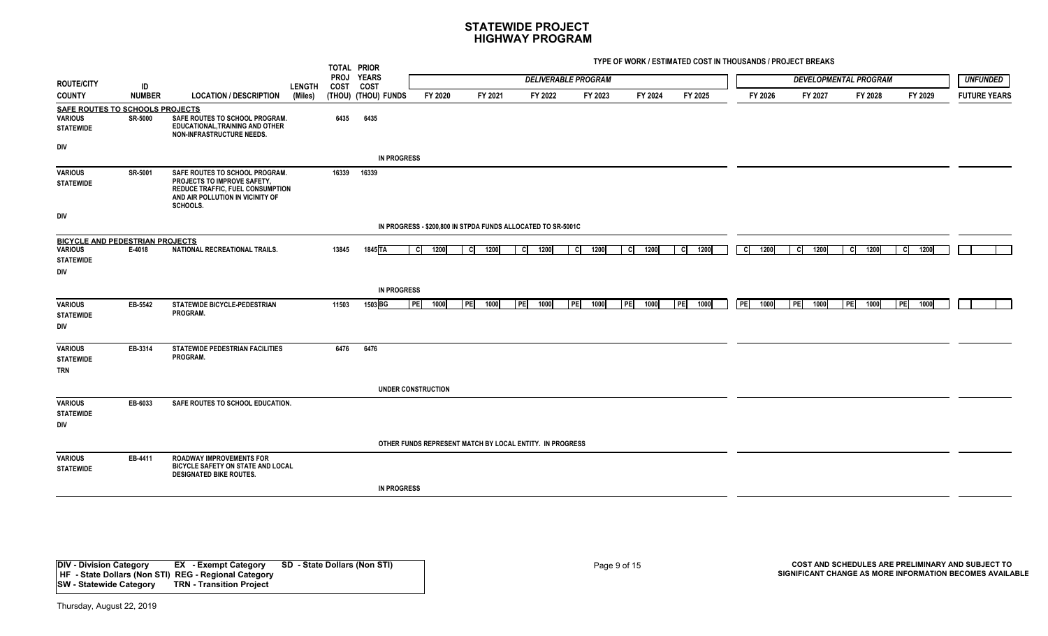# STATEWIDE PROJECT
# HIGHWAY PROGRAM

TYPE OF WORK / ESTIMATED COST IN THOUSANDS / PROJECT BREAKS

| ROUTE/CITY COUNTY | ID NUMBER | LOCATION / DESCRIPTION | LENGTH (Miles) | TOTAL PROJ COST (THOU) | PRIOR YEARS COST (THOU) | FUNDS | DELIVERABLE PROGRAM FY 2020 | FY 2021 | FY 2022 | FY 2023 | FY 2024 | FY 2025 | DEVELOPMENTAL PROGRAM FY 2026 | FY 2027 | FY 2028 | FY 2029 | UNFUNDED FUTURE YEARS |
|---|---|---|---|---|---|---|---|---|---|---|---|---|---|---|---|---|---|
| **SAFE ROUTES TO SCHOOLS PROJECTS** | | | | | | | | | | | | | | | | | |
| VARIOUS STATEWIDE DIV | SR-5000 | SAFE ROUTES TO SCHOOL PROGRAM. EDUCATIONAL,TRAINING AND OTHER NON-INFRASTRUCTURE NEEDS. | | 6435 | 6435 | | | | | | | | | | | | |
| | | | | | | IN PROGRESS | | | | | | | | | | | |
| VARIOUS STATEWIDE DIV | SR-5001 | SAFE ROUTES TO SCHOOL PROGRAM. PROJECTS TO IMPROVE SAFETY, REDUCE TRAFFIC, FUEL CONSUMPTION AND AIR POLLUTION IN VICINITY OF SCHOOLS. | | 16339 | 16339 | | | | | | | | | | | | |
| | | | | | | IN PROGRESS - $200,800 IN STPDA FUNDS ALLOCATED TO SR-5001C | | | | | | | | | | | |
| **BICYCLE AND PEDESTRIAN PROJECTS** | | | | | | | | | | | | | | | | | |
| VARIOUS STATEWIDE DIV | E-4018 | NATIONAL RECREATIONAL TRAILS. | | 13845 | 1845 | TA | C 1200 | C 1200 | C 1200 | C 1200 | C 1200 | C 1200 | C 1200 | C 1200 | C 1200 | C 1200 | |
| | | | | | | IN PROGRESS | | | | | | | | | | | |
| VARIOUS STATEWIDE DIV | EB-5542 | STATEWIDE BICYCLE-PEDESTRIAN PROGRAM. | | 11503 | 1503 | BG | PE 1000 | PE 1000 | PE 1000 | PE 1000 | PE 1000 | PE 1000 | PE 1000 | PE 1000 | PE 1000 | PE 1000 | |
| VARIOUS STATEWIDE TRN | EB-3314 | STATEWIDE PEDESTRIAN FACILITIES PROGRAM. | | 6476 | 6476 | | | | | | | | | | | | |
| | | | | | | UNDER CONSTRUCTION | | | | | | | | | | | |
| VARIOUS STATEWIDE DIV | EB-6033 | SAFE ROUTES TO SCHOOL EDUCATION. | | | | | | | | | | | | | | | |
| | | | | | | OTHER FUNDS REPRESENT MATCH BY LOCAL ENTITY. IN PROGRESS | | | | | | | | | | | |
| VARIOUS STATEWIDE | EB-4411 | ROADWAY IMPROVEMENTS FOR BICYCLE SAFETY ON STATE AND LOCAL DESIGNATED BIKE ROUTES. | | | | | | | | | | | | | | | |
| | | | | | | IN PROGRESS | | | | | | | | | | | |

DIV - Division Category EX - Exempt Category SD - State Dollars (Non STI)
HF - State Dollars (Non STI) REG - Regional Category
SW - Statewide Category TRN - Transition Project

COST AND SCHEDULES ARE PRELIMINARY AND SUBJECT TO SIGNIFICANT CHANGE AS MORE INFORMATION BECOMES AVAILABLE

Thursday, August 22, 2019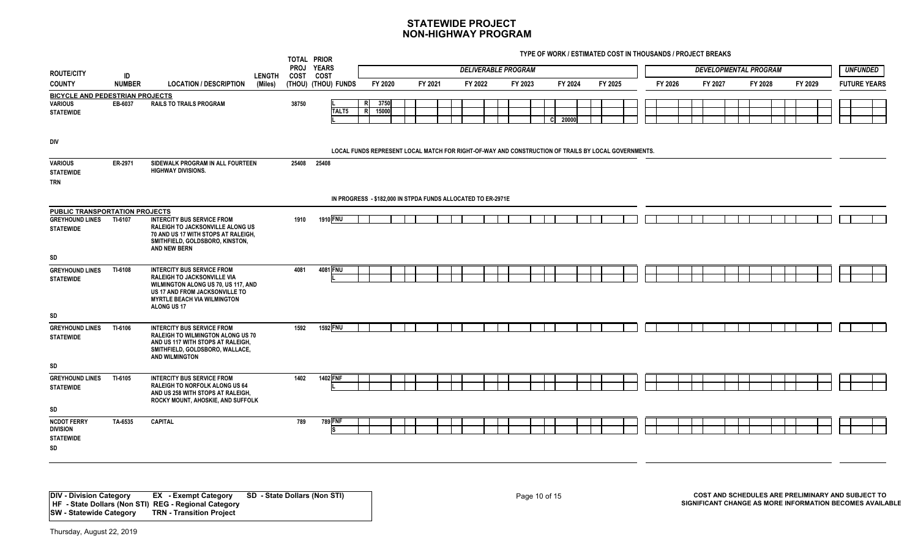# STATEWIDE PROJECT
# NON-HIGHWAY PROGRAM

TYPE OF WORK / ESTIMATED COST IN THOUSANDS / PROJECT BREAKS

| ROUTE/CITY COUNTY | ID NUMBER | LOCATION / DESCRIPTION | LENGTH (Miles) | TOTAL PROJ COST (THOU) | PRIOR YEARS COST (THOU) | FUNDS | FY 2020 (Deliverable Program) | FY 2021 | FY 2022 | FY 2023 | FY 2024 | FY 2025 | FY 2026 (Developmental Program) | FY 2027 | FY 2028 | FY 2029 | UNFUNDED FUTURE YEARS |
|---|---|---|---|---|---|---|---|---|---|---|---|---|---|---|---|---|---|
| **BICYCLE AND PEDESTRIAN PROJECTS** | | | | | | | | | | | | | | | | | |
| VARIOUS STATEWIDE DIV | EB-6037 | RAILS TO TRAILS PROGRAM | | 38750 | | L | R 3750 | | | | | | | | | | |
| | | | | | | TALT5 | R 15000 | | | | | | | | | | |
| | | | | | | L | | | | | C 20000 | | | | | | |
| | | LOCAL FUNDS REPRESENT LOCAL MATCH FOR RIGHT-OF-WAY AND CONSTRUCTION OF TRAILS BY LOCAL GOVERNMENTS. | | | | | | | | | | | | | | | |
| VARIOUS STATEWIDE TRN | ER-2971 | SIDEWALK PROGRAM IN ALL FOURTEEN HIGHWAY DIVISIONS. | | 25408 | 25408 | | | | | | | | | | | | |
| | | IN PROGRESS - $182,000 IN STPDA FUNDS ALLOCATED TO ER-2971E | | | | | | | | | | | | | | | |
| **PUBLIC TRANSPORTATION PROJECTS** | | | | | | | | | | | | | | | | | |
| GREYHOUND LINES STATEWIDE SD | TI-6107 | INTERCITY BUS SERVICE FROM RALEIGH TO JACKSONVILLE ALONG US 70 AND US 17 WITH STOPS AT RALEIGH, SMITHFIELD, GOLDSBORO, KINSTON, AND NEW BERN | | 1910 | 1910 | FNU | | | | | | | | | | | |
| GREYHOUND LINES STATEWIDE SD | TI-6108 | INTERCITY BUS SERVICE FROM RALEIGH TO JACKSONVILLE VIA WILMINGTON ALONG US 70, US 117, AND US 17 AND FROM JACKSONVILLE TO MYRTLE BEACH VIA WILMINGTON ALONG US 17 | | 4081 | 4081 | FNU | | | | | | | | | | | |
| | | | | | | L | | | | | | | | | | | |
| GREYHOUND LINES STATEWIDE SD | TI-6106 | INTERCITY BUS SERVICE FROM RALEIGH TO WILMINGTON ALONG US 70 AND US 117 WITH STOPS AT RALEIGH, SMITHFIELD, GOLDSBORO, WALLACE, AND WILMINGTON | | 1592 | 1592 | FNU | | | | | | | | | | | |
| GREYHOUND LINES STATEWIDE SD | TI-6105 | INTERCITY BUS SERVICE FROM RALEIGH TO NORFOLK ALONG US 64 AND US 258 WITH STOPS AT RALEIGH, ROCKY MOUNT, AHOSKIE, AND SUFFOLK | | 1402 | 1402 | FNF | | | | | | | | | | | |
| | | | | | | L | | | | | | | | | | | |
| NCDOT FERRY DIVISION STATEWIDE SD | TA-6535 | CAPITAL | | 789 | 789 | FNF | | | | | | | | | | | |
| | | | | | | S | | | | | | | | | | | |

DIV - Division Category | EX - Exempt Category | SD - State Dollars (Non STI)
HF - State Dollars (Non STI) | REG - Regional Category
SW - Statewide Category | TRN - Transition Project

COST AND SCHEDULES ARE PRELIMINARY AND SUBJECT TO SIGNIFICANT CHANGE AS MORE INFORMATION BECOMES AVAILABLE

Thursday, August 22, 2019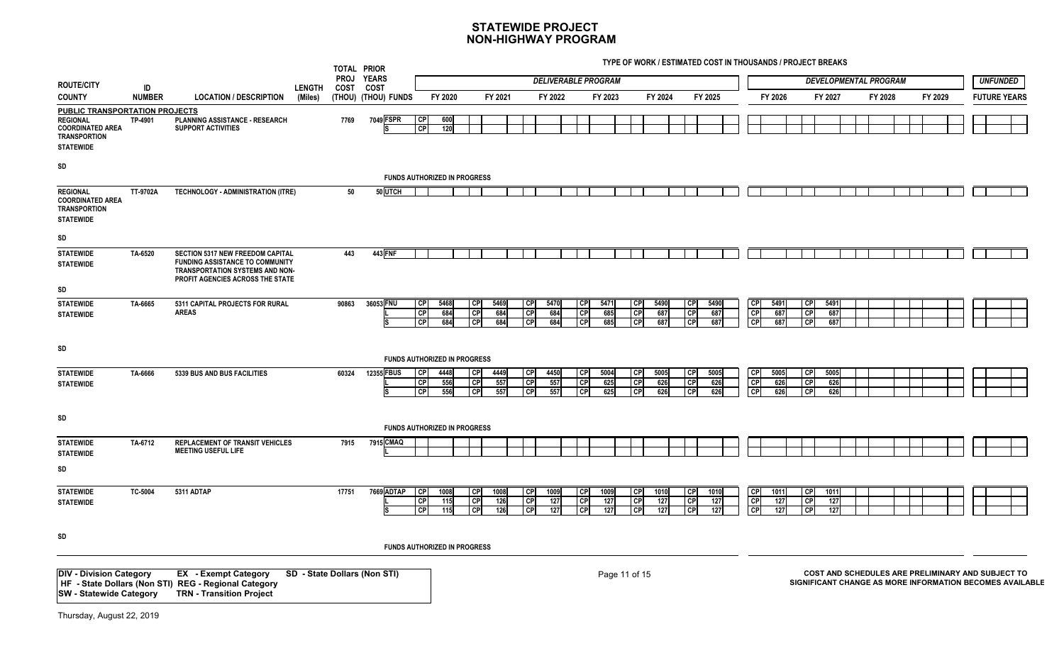# STATEWIDE PROJECT
# NON-HIGHWAY PROGRAM

TYPE OF WORK / ESTIMATED COST IN THOUSANDS / PROJECT BREAKS

| ROUTE/CITY COUNTY | ID NUMBER | LOCATION / DESCRIPTION | LENGTH (Miles) | TOTAL PROJ COST (THOU) | PRIOR YEARS COST (THOU) | FUNDS | DELIVERABLE PROGRAM FY 2020 | | FY 2021 | | FY 2022 | | FY 2023 | | FY 2024 | | FY 2025 | | DEVELOPMENTAL PROGRAM FY 2026 | | FY 2027 | | FY 2028 | FY 2029 | UNFUNDED FUTURE YEARS |
|---|---|---|---|---|---|---|---|---|---|---|---|---|---|---|---|---|---|---|---|---|---|---|---|---|---|
| **PUBLIC TRANSPORTATION PROJECTS** | | | | | | | | | | | | | | | | | | | | | | | | | |
| REGIONAL COORDINATED AREA TRANSPORTION STATEWIDE SD | TP-4901 | PLANNING ASSISTANCE - RESEARCH SUPPORT ACTIVITIES | | 7769 | 7049 | FSPR | CP | 600 | | | | | | | | | | | | | | | | | |
| | | | | | | S | CP | 120 | | | | | | | | | | | | | | | | | |
| | | FUNDS AUTHORIZED IN PROGRESS | | | | | | | | | | | | | | | | | | | | | | | |
| REGIONAL COORDINATED AREA TRANSPORTION STATEWIDE SD | TT-9702A | TECHNOLOGY - ADMINISTRATION (ITRE) | | 50 | 50 | UTCH | | | | | | | | | | | | | | | | | | | |
| STATEWIDE STATEWIDE SD | TA-6520 | SECTION 5317 NEW FREEDOM CAPITAL FUNDING ASSISTANCE TO COMMUNITY TRANSPORTATION SYSTEMS AND NON-PROFIT AGENCIES ACROSS THE STATE | | 443 | 443 | FNF | | | | | | | | | | | | | | | | | | | |
| STATEWIDE STATEWIDE SD | TA-6665 | 5311 CAPITAL PROJECTS FOR RURAL AREAS | | 90863 | 36053 | FNU | CP | 5468 | CP | 5469 | CP | 5470 | CP | 5471 | CP | 5490 | CP | 5490 | CP | 5491 | CP | 5491 | | | |
| | | | | | | L | CP | 684 | CP | 684 | CP | 684 | CP | 685 | CP | 687 | CP | 687 | CP | 687 | CP | 687 | | | |
| | | | | | | S | CP | 684 | CP | 684 | CP | 684 | CP | 685 | CP | 687 | CP | 687 | CP | 687 | CP | 687 | | | |
| | | FUNDS AUTHORIZED IN PROGRESS | | | | | | | | | | | | | | | | | | | | | | | |
| STATEWIDE STATEWIDE SD | TA-6666 | 5339 BUS AND BUS FACILITIES | | 60324 | 12355 | FBUS | CP | 4448 | CP | 4449 | CP | 4450 | CP | 5004 | CP | 5005 | CP | 5005 | CP | 5005 | CP | 5005 | | | |
| | | | | | | L | CP | 556 | CP | 557 | CP | 557 | CP | 625 | CP | 626 | CP | 626 | CP | 626 | CP | 626 | | | |
| | | | | | | S | CP | 556 | CP | 557 | CP | 557 | CP | 625 | CP | 626 | CP | 626 | CP | 626 | CP | 626 | | | |
| | | FUNDS AUTHORIZED IN PROGRESS | | | | | | | | | | | | | | | | | | | | | | | |
| STATEWIDE STATEWIDE SD | TA-6712 | REPLACEMENT OF TRANSIT VEHICLES MEETING USEFUL LIFE | | 7915 | 7915 | CMAQ | | | | | | | | | | | | | | | | | | | |
| | | | | | | L | | | | | | | | | | | | | | | | | | | |
| STATEWIDE STATEWIDE SD | TC-5004 | 5311 ADTAP | | 17751 | 7669 | ADTAP | CP | 1008 | CP | 1008 | CP | 1009 | CP | 1009 | CP | 1010 | CP | 1010 | CP | 1011 | CP | 1011 | | | |
| | | | | | | L | CP | 115 | CP | 126 | CP | 127 | CP | 127 | CP | 127 | CP | 127 | CP | 127 | CP | 127 | | | |
| | | | | | | S | CP | 115 | CP | 126 | CP | 127 | CP | 127 | CP | 127 | CP | 127 | CP | 127 | CP | 127 | | | |
| | | FUNDS AUTHORIZED IN PROGRESS | | | | | | | | | | | | | | | | | | | | | | | |

DIV - Division Category | EX - Exempt Category | SD - State Dollars (Non STI)
HF - State Dollars (Non STI) | REG - Regional Category
SW - Statewide Category | TRN - Transition Project

COST AND SCHEDULES ARE PRELIMINARY AND SUBJECT TO SIGNIFICANT CHANGE AS MORE INFORMATION BECOMES AVAILABLE

Thursday, August 22, 2019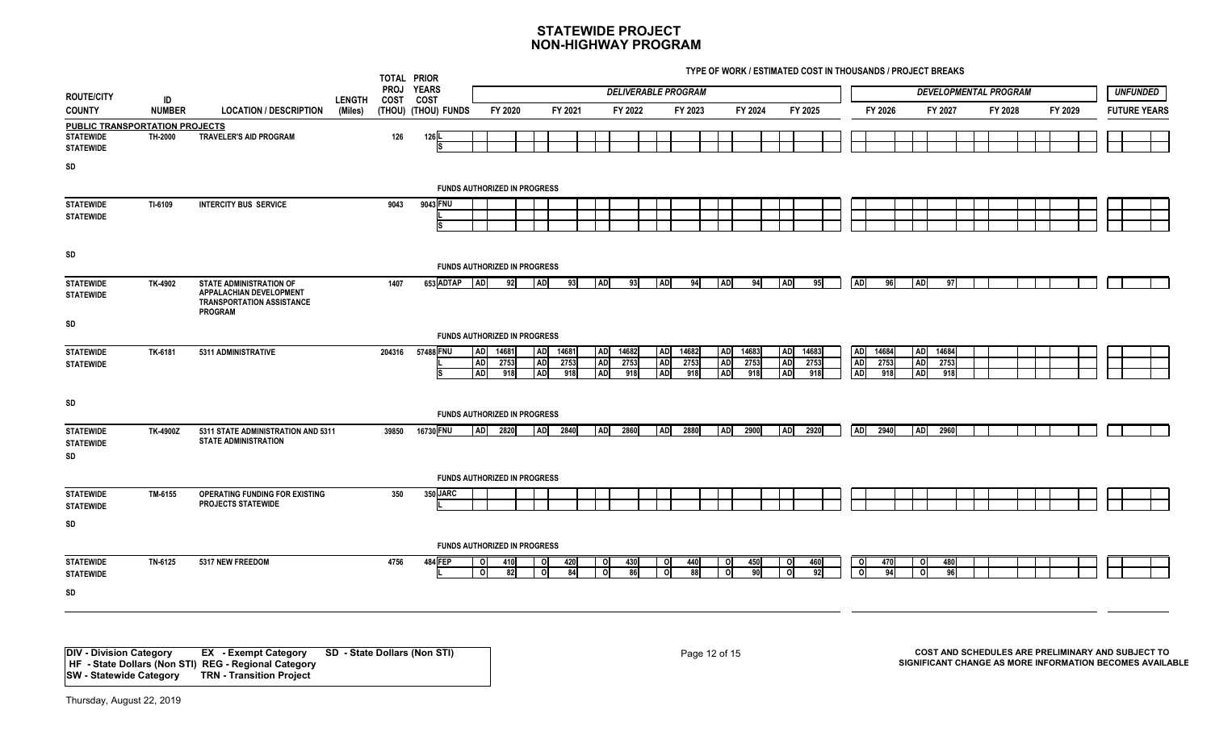# STATEWIDE PROJECT
## NON-HIGHWAY PROGRAM

TYPE OF WORK / ESTIMATED COST IN THOUSANDS / PROJECT BREAKS

| ROUTE/CITY COUNTY | ID NUMBER | LOCATION / DESCRIPTION | LENGTH (Miles) | TOTAL PROJ COST (THOU) | PRIOR YEARS COST (THOU) | FUNDS | FY 2020 | FY 2021 | FY 2022 | FY 2023 | FY 2024 | FY 2025 | FY 2026 | FY 2027 | FY 2028 | FY 2029 | FUTURE YEARS |
|---|---|---|---|---|---|---|---|---|---|---|---|---|---|---|---|---|---|
| | | | | | | | *DELIVERABLE PROGRAM* | | | | | | *DEVELOPMENTAL PROGRAM* | | | | *UNFUNDED* |
| **PUBLIC TRANSPORTATION PROJECTS** | | | | | | | | | | | | | | | | | |
| STATEWIDE STATEWIDE SD | TH-2000 | TRAVELER'S AID PROGRAM | | 126 | 126 | L | | | | | | | | | | | |
| | | | | | | S | | | | | | | | | | | |
| | | FUNDS AUTHORIZED IN PROGRESS | | | | | | | | | | | | | | | |
| STATEWIDE STATEWIDE SD | TI-6109 | INTERCITY BUS SERVICE | | 9043 | 9043 | FNU | | | | | | | | | | | |
| | | | | | | L | | | | | | | | | | | |
| | | | | | | S | | | | | | | | | | | |
| | | FUNDS AUTHORIZED IN PROGRESS | | | | | | | | | | | | | | | |
| STATEWIDE STATEWIDE SD | TK-4902 | STATE ADMINISTRATION OF APPALACHIAN DEVELOPMENT TRANSPORTATION ASSISTANCE PROGRAM | | 1407 | 653 | ADTAP | AD 92 | AD 93 | AD 93 | AD 94 | AD 94 | AD 95 | AD 96 | AD 97 | | | |
| | | FUNDS AUTHORIZED IN PROGRESS | | | | | | | | | | | | | | | |
| STATEWIDE STATEWIDE SD | TK-6181 | 5311 ADMINISTRATIVE | | 204316 | 57488 | FNU | AD 14681 | AD 14681 | AD 14682 | AD 14682 | AD 14683 | AD 14683 | AD 14684 | AD 14684 | | | |
| | | | | | | L | AD 2753 | AD 2753 | AD 2753 | AD 2753 | AD 2753 | AD 2753 | AD 2753 | AD 2753 | | | |
| | | | | | | S | AD 918 | AD 918 | AD 918 | AD 918 | AD 918 | AD 918 | AD 918 | AD 918 | | | |
| | | FUNDS AUTHORIZED IN PROGRESS | | | | | | | | | | | | | | | |
| STATEWIDE STATEWIDE SD | TK-4900Z | 5311 STATE ADMINISTRATION AND 5311 STATE ADMINISTRATION | | 39850 | 16730 | FNU | AD 2820 | AD 2840 | AD 2860 | AD 2880 | AD 2900 | AD 2920 | AD 2940 | AD 2960 | | | |
| | | FUNDS AUTHORIZED IN PROGRESS | | | | | | | | | | | | | | | |
| STATEWIDE STATEWIDE SD | TM-6155 | OPERATING FUNDING FOR EXISTING PROJECTS STATEWIDE | | 350 | 350 | JARC | | | | | | | | | | | |
| | | | | | | L | | | | | | | | | | | |
| | | FUNDS AUTHORIZED IN PROGRESS | | | | | | | | | | | | | | | |
| STATEWIDE STATEWIDE SD | TN-6125 | 5317 NEW FREEDOM | | 4756 | 484 | FEP | O 410 | O 420 | O 430 | O 440 | O 450 | O 460 | O 470 | O 480 | | | |
| | | | | | | L | O 82 | O 84 | O 86 | O 88 | O 90 | O 92 | O 94 | O 96 | | | |

DIV - Division Category EX - Exempt Category SD - State Dollars (Non STI)
HF - State Dollars (Non STI) REG - Regional Category
SW - Statewide Category TRN - Transition Project

COST AND SCHEDULES ARE PRELIMINARY AND SUBJECT TO SIGNIFICANT CHANGE AS MORE INFORMATION BECOMES AVAILABLE

Thursday, August 22, 2019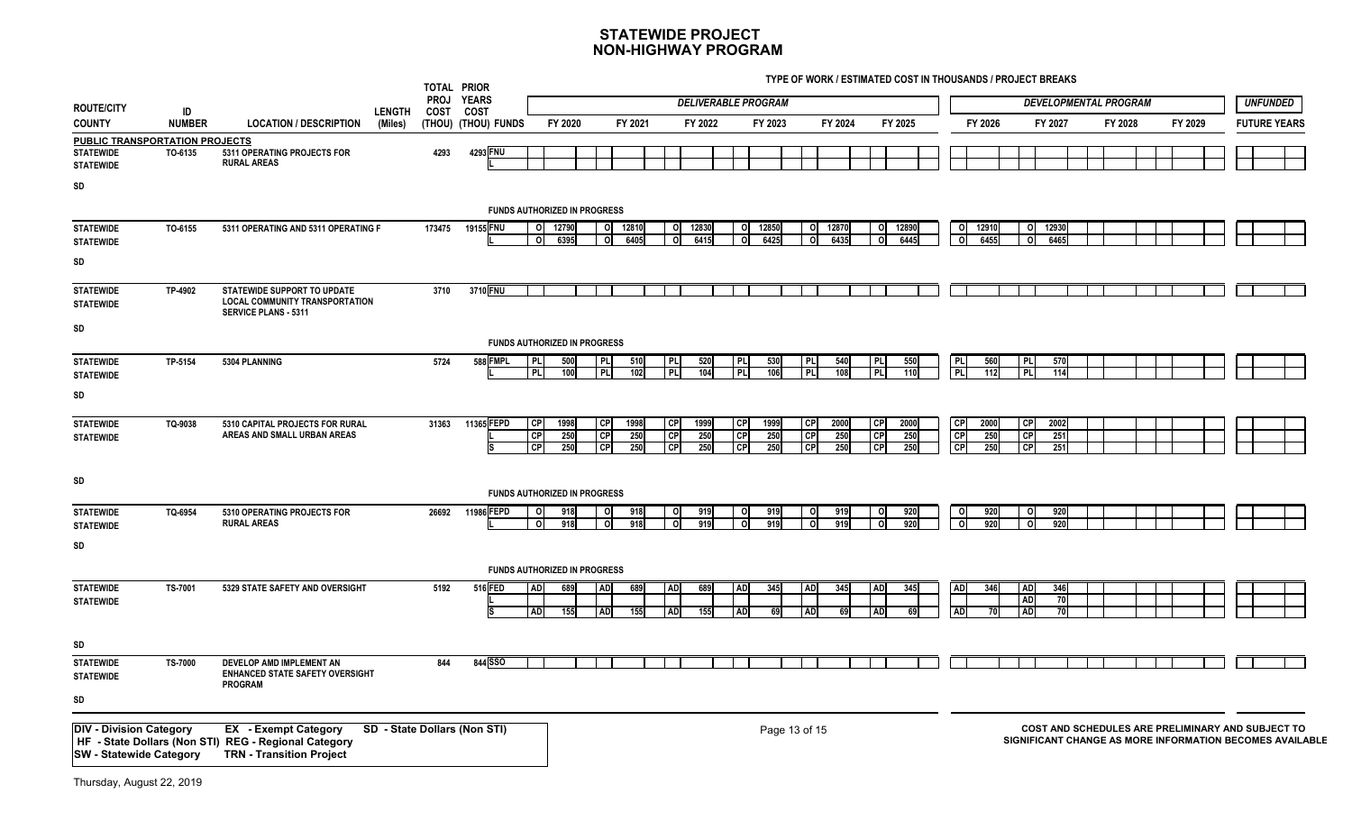# STATEWIDE PROJECT
# NON-HIGHWAY PROGRAM

TYPE OF WORK / ESTIMATED COST IN THOUSANDS / PROJECT BREAKS

| ROUTE/CITY COUNTY | ID NUMBER | LOCATION / DESCRIPTION | LENGTH (Miles) | TOTAL PROJ COST (THOU) | PRIOR YEARS COST (THOU) | FUNDS | FY 2020 | FY 2021 | FY 2022 | FY 2023 | FY 2024 | FY 2025 | FY 2026 | FY 2027 | FY 2028 | FY 2029 | FUTURE YEARS |
|---|---|---|---|---|---|---|---|---|---|---|---|---|---|---|---|---|---|
| | | | | | | | DELIVERABLE PROGRAM | | | | | | DEVELOPMENTAL PROGRAM | | | | UNFUNDED |
| **PUBLIC TRANSPORTATION PROJECTS** | | | | | | | | | | | | | | | | | |
| STATEWIDE STATEWIDE SD | TO-6135 | 5311 OPERATING PROJECTS FOR RURAL AREAS | | 4293 | 4293 | FNU | | | | | | | | | | | |
| | | | | | | L | | | | | | | | | | | |
| | | FUNDS AUTHORIZED IN PROGRESS | | | | | | | | | | | | | | | |
| STATEWIDE STATEWIDE SD | TO-6155 | 5311 OPERATING AND 5311 OPERATING F | | 173475 | 19155 | FNU | O 12790 | O 12810 | O 12830 | O 12850 | O 12870 | O 12890 | O 12910 | O 12930 | | | |
| | | | | | | L | O 6395 | O 6405 | O 6415 | O 6425 | O 6435 | O 6445 | O 6455 | O 6465 | | | |
| STATEWIDE STATEWIDE SD | TP-4902 | STATEWIDE SUPPORT TO UPDATE LOCAL COMMUNITY TRANSPORTATION SERVICE PLANS - 5311 | | 3710 | 3710 | FNU | | | | | | | | | | | |
| | | FUNDS AUTHORIZED IN PROGRESS | | | | | | | | | | | | | | | |
| STATEWIDE STATEWIDE SD | TP-5154 | 5304 PLANNING | | 5724 | 588 | FMPL | PL 500 | PL 510 | PL 520 | PL 530 | PL 540 | PL 550 | PL 560 | PL 570 | | | |
| | | | | | | L | PL 100 | PL 102 | PL 104 | PL 106 | PL 108 | PL 110 | PL 112 | PL 114 | | | |
| STATEWIDE STATEWIDE SD | TQ-9038 | 5310 CAPITAL PROJECTS FOR RURAL AREAS AND SMALL URBAN AREAS | | 31363 | 11365 | FEPD | CP 1998 | CP 1998 | CP 1999 | CP 1999 | CP 2000 | CP 2000 | CP 2000 | CP 2002 | | | |
| | | | | | | L | CP 250 | CP 250 | CP 250 | CP 250 | CP 250 | CP 250 | CP 250 | CP 251 | | | |
| | | | | | | S | CP 250 | CP 250 | CP 250 | CP 250 | CP 250 | CP 250 | CP 250 | CP 251 | | | |
| | | FUNDS AUTHORIZED IN PROGRESS | | | | | | | | | | | | | | | |
| STATEWIDE STATEWIDE SD | TQ-6954 | 5310 OPERATING PROJECTS FOR RURAL AREAS | | 26692 | 11986 | FEPD | O 918 | O 918 | O 919 | O 919 | O 919 | O 920 | O 920 | O 920 | | | |
| | | | | | | L | O 918 | O 918 | O 919 | O 919 | O 919 | O 920 | O 920 | O 920 | | | |
| | | FUNDS AUTHORIZED IN PROGRESS | | | | | | | | | | | | | | | |
| STATEWIDE STATEWIDE SD | TS-7001 | 5329 STATE SAFETY AND OVERSIGHT | | 5192 | 516 | FED | AD 689 | AD 689 | AD 689 | AD 345 | AD 345 | AD 345 | AD 346 | AD 346 | | | |
| | | | | | | L | | | | | | | | AD 70 | | | |
| | | | | | | S | AD 155 | AD 155 | AD 155 | AD 69 | AD 69 | AD 69 | AD 70 | AD 70 | | | |
| STATEWIDE STATEWIDE SD | TS-7000 | DEVELOP AMD IMPLEMENT AN ENHANCED STATE SAFETY OVERSIGHT PROGRAM | | 844 | 844 | SSO | | | | | | | | | | | |

DIV - Division Category | EX - Exempt Category | SD - State Dollars (Non STI)
HF - State Dollars (Non STI) | REG - Regional Category
SW - Statewide Category | TRN - Transition Project

COST AND SCHEDULES ARE PRELIMINARY AND SUBJECT TO SIGNIFICANT CHANGE AS MORE INFORMATION BECOMES AVAILABLE

Thursday, August 22, 2019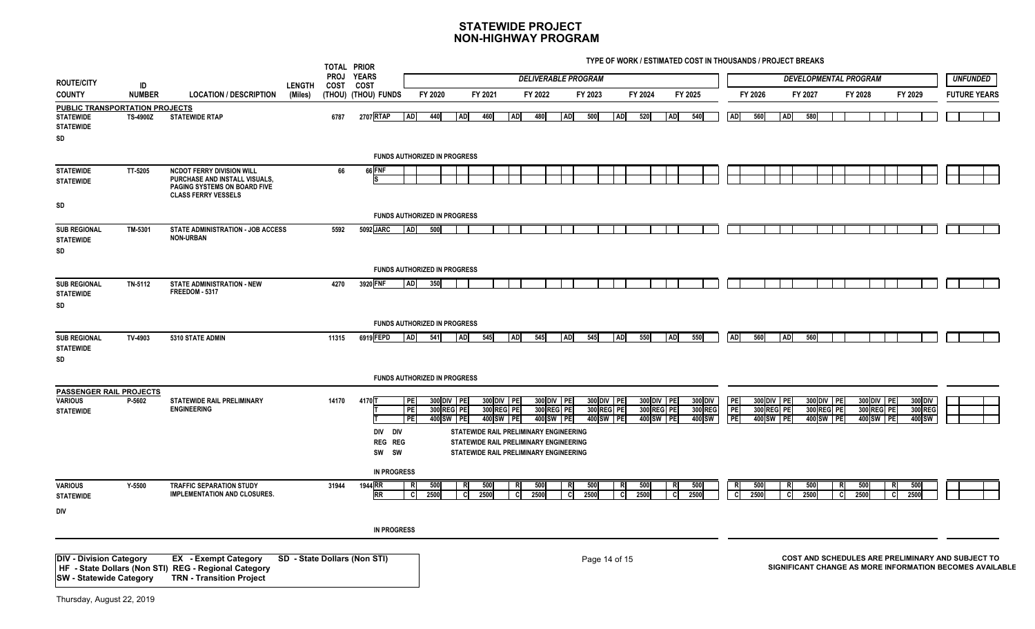# STATEWIDE PROJECT
## NON-HIGHWAY PROGRAM

TYPE OF WORK / ESTIMATED COST IN THOUSANDS / PROJECT BREAKS

| ROUTE/CITY COUNTY | ID NUMBER | LOCATION / DESCRIPTION | LENGTH (Miles) | TOTAL PROJ COST (THOU) | PRIOR YEARS COST (THOU) | FUNDS | FY 2020 | FY 2021 | FY 2022 | FY 2023 | FY 2024 | FY 2025 | FY 2026 | FY 2027 | FY 2028 | FY 2029 | UNFUNDED FUTURE YEARS |
|---|---|---|---|---|---|---|---|---|---|---|---|---|---|---|---|---|---|
| | | | | | | | DELIVERABLE PROGRAM | | | | | | DEVELOPMENTAL PROGRAM | | | | |
| **PUBLIC TRANSPORTATION PROJECTS** | | | | | | | | | | | | | | | | | |
| STATEWIDE STATEWIDE SD | TS-4900Z | STATEWIDE RTAP | | 6787 | 2707 | RTAP | AD 440 | AD 460 | AD 480 | AD 500 | AD 520 | AD 540 | AD 560 | AD 580 | | | |
| | | | | | | FUNDS AUTHORIZED IN PROGRESS | | | | | | | | | | | |
| STATEWIDE STATEWIDE SD | TT-5205 | NCDOT FERRY DIVISION WILL PURCHASE AND INSTALL VISUALS, PAGING SYSTEMS ON BOARD FIVE CLASS FERRY VESSELS | | 66 | 66 | FNF S | | | | | | | | | | | |
| | | | | | | FUNDS AUTHORIZED IN PROGRESS | | | | | | | | | | | |
| SUB REGIONAL STATEWIDE SD | TM-5301 | STATE ADMINISTRATION - JOB ACCESS NON-URBAN | | 5592 | 5092 | JARC | AD 500 | | | | | | | | | | |
| | | | | | | FUNDS AUTHORIZED IN PROGRESS | | | | | | | | | | | |
| SUB REGIONAL STATEWIDE SD | TN-5112 | STATE ADMINISTRATION - NEW FREEDOM - 5317 | | 4270 | 3920 | FNF | AD 350 | | | | | | | | | | |
| | | | | | | FUNDS AUTHORIZED IN PROGRESS | | | | | | | | | | | |
| SUB REGIONAL STATEWIDE SD | TV-4903 | 5310 STATE ADMIN | | 11315 | 6919 | FEPD | AD 541 | AD 545 | AD 545 | AD 545 | AD 550 | AD 550 | AD 560 | AD 560 | | | |
| | | | | | | FUNDS AUTHORIZED IN PROGRESS | | | | | | | | | | | |
| **PASSENGER RAIL PROJECTS** | | | | | | | | | | | | | | | | | |
| VARIOUS STATEWIDE | P-5602 | STATEWIDE RAIL PRELIMINARY ENGINEERING | | 14170 | 4170 | T | PE 300 DIV | PE 300 DIV | PE 300 DIV | PE 300 DIV | PE 300 DIV | PE 300 DIV | PE 300 DIV | PE 300 DIV | PE 300 DIV | PE 300 DIV | |
| | | | | | | T | PE 300 REG | PE 300 REG | PE 300 REG | PE 300 REG | PE 300 REG | PE 300 REG | PE 300 REG | PE 300 REG | PE 300 REG | PE 300 REG | |
| | | | | | | T | PE 400 SW | PE 400 SW | PE 400 SW | PE 400 SW | PE 400 SW | PE 400 SW | PE 400 SW | PE 400 SW | PE 400 SW | PE 400 SW | |
| | | | | | | DIV DIV | STATEWIDE RAIL PRELIMINARY ENGINEERING | | | | | | | | | | |
| | | | | | | REG REG | STATEWIDE RAIL PRELIMINARY ENGINEERING | | | | | | | | | | |
| | | | | | | SW SW | STATEWIDE RAIL PRELIMINARY ENGINEERING | | | | | | | | | | |
| | | | | | | IN PROGRESS | | | | | | | | | | | |
| VARIOUS STATEWIDE DIV | Y-5500 | TRAFFIC SEPARATION STUDY IMPLEMENTATION AND CLOSURES. | | 31944 | 1944 | RR | R 500 | R 500 | R 500 | R 500 | R 500 | R 500 | R 500 | R 500 | R 500 | R 500 | |
| | | | | | | RR | C 2500 | C 2500 | C 2500 | C 2500 | C 2500 | C 2500 | C 2500 | C 2500 | C 2500 | C 2500 | |
| | | | | | | IN PROGRESS | | | | | | | | | | | |

DIV - Division Category    EX - Exempt Category    SD - State Dollars (Non STI)
HF - State Dollars (Non STI)    REG - Regional Category
SW - Statewide Category    TRN - Transition Project

COST AND SCHEDULES ARE PRELIMINARY AND SUBJECT TO SIGNIFICANT CHANGE AS MORE INFORMATION BECOMES AVAILABLE

Thursday, August 22, 2019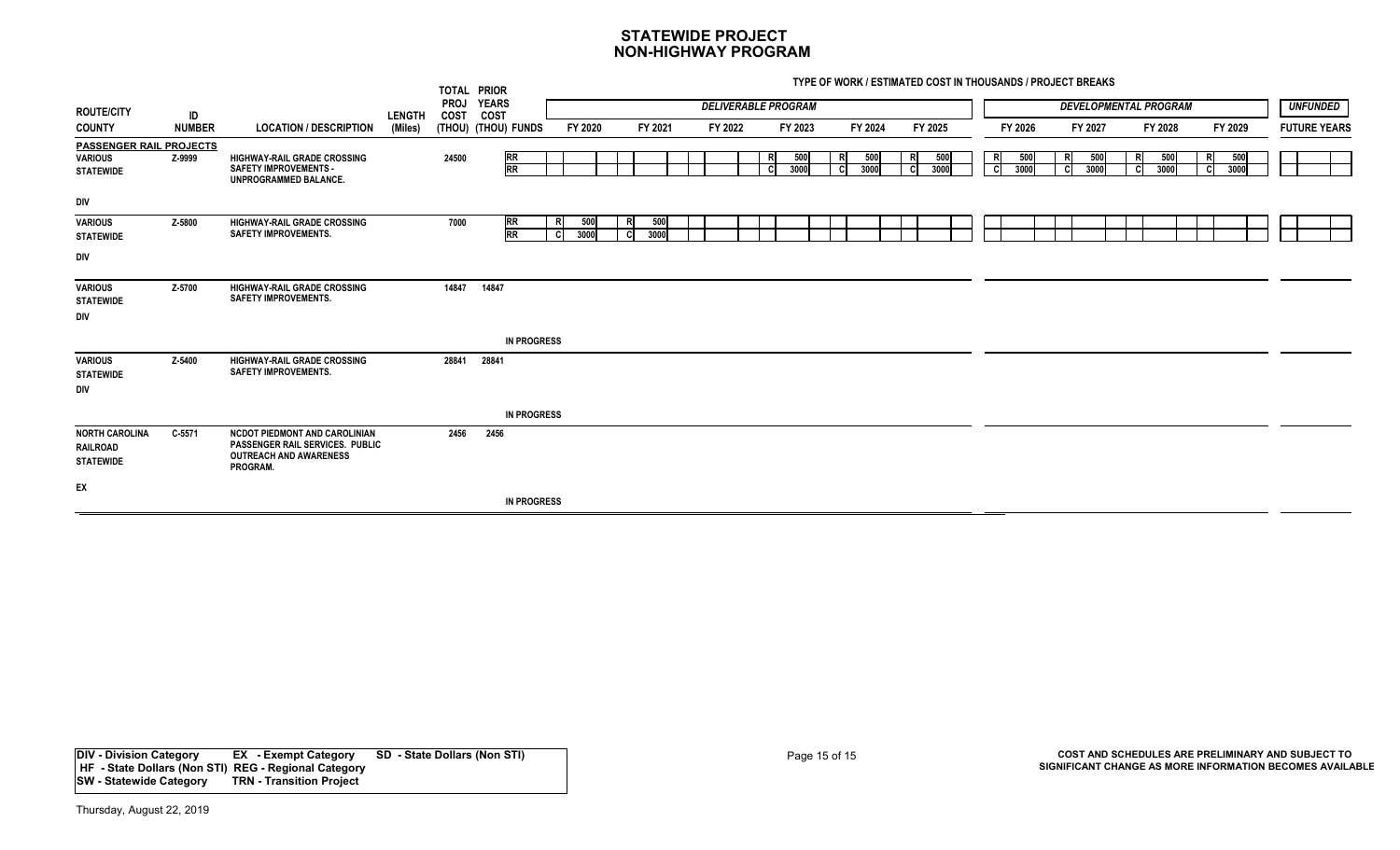# STATEWIDE PROJECT
# NON-HIGHWAY PROGRAM

TYPE OF WORK / ESTIMATED COST IN THOUSANDS / PROJECT BREAKS

| ROUTE/CITY COUNTY | ID NUMBER | LOCATION / DESCRIPTION | LENGTH (Miles) | TOTAL PROJ COST (THOU) | PRIOR YEARS COST (THOU) | FUNDS | DELIVERABLE PROGRAM FY 2020 | FY 2021 | FY 2022 | FY 2023 | FY 2024 | FY 2025 | DEVELOPMENTAL PROGRAM FY 2026 | FY 2027 | FY 2028 | FY 2029 | UNFUNDED FUTURE YEARS |
|---|---|---|---|---|---|---|---|---|---|---|---|---|---|---|---|---|---|
| **PASSENGER RAIL PROJECTS** | | | | | | | | | | | | | | | | | |
| VARIOUS STATEWIDE DIV | Z-9999 | HIGHWAY-RAIL GRADE CROSSING SAFETY IMPROVEMENTS - UNPROGRAMMED BALANCE. | | 24500 | | RR<br>RR | | | | R 500<br>C 3000 | R 500<br>C 3000 | R 500<br>C 3000 | R 500<br>C 3000 | R 500<br>C 3000 | R 500<br>C 3000 | R 500<br>C 3000 | |
| VARIOUS STATEWIDE DIV | Z-5800 | HIGHWAY-RAIL GRADE CROSSING SAFETY IMPROVEMENTS. | | 7000 | | RR<br>RR | R 500<br>C 3000 | R 500<br>C 3000 | | | | | | | | | |
| VARIOUS STATEWIDE DIV | Z-5700 | HIGHWAY-RAIL GRADE CROSSING SAFETY IMPROVEMENTS. | | 14847 | 14847 | IN PROGRESS | | | | | | | | | | | |
| VARIOUS STATEWIDE DIV | Z-5400 | HIGHWAY-RAIL GRADE CROSSING SAFETY IMPROVEMENTS. | | 28841 | 28841 | IN PROGRESS | | | | | | | | | | | |
| NORTH CAROLINA RAILROAD STATEWIDE EX | C-5571 | NCDOT PIEDMONT AND CAROLINIAN PASSENGER RAIL SERVICES. PUBLIC OUTREACH AND AWARENESS PROGRAM. | | 2456 | 2456 | IN PROGRESS | | | | | | | | | | | |

DIV - Division Category | EX - Exempt Category | SD - State Dollars (Non STI)
HF - State Dollars (Non STI) | REG - Regional Category
SW - Statewide Category | TRN - Transition Project

COST AND SCHEDULES ARE PRELIMINARY AND SUBJECT TO SIGNIFICANT CHANGE AS MORE INFORMATION BECOMES AVAILABLE

Thursday, August 22, 2019